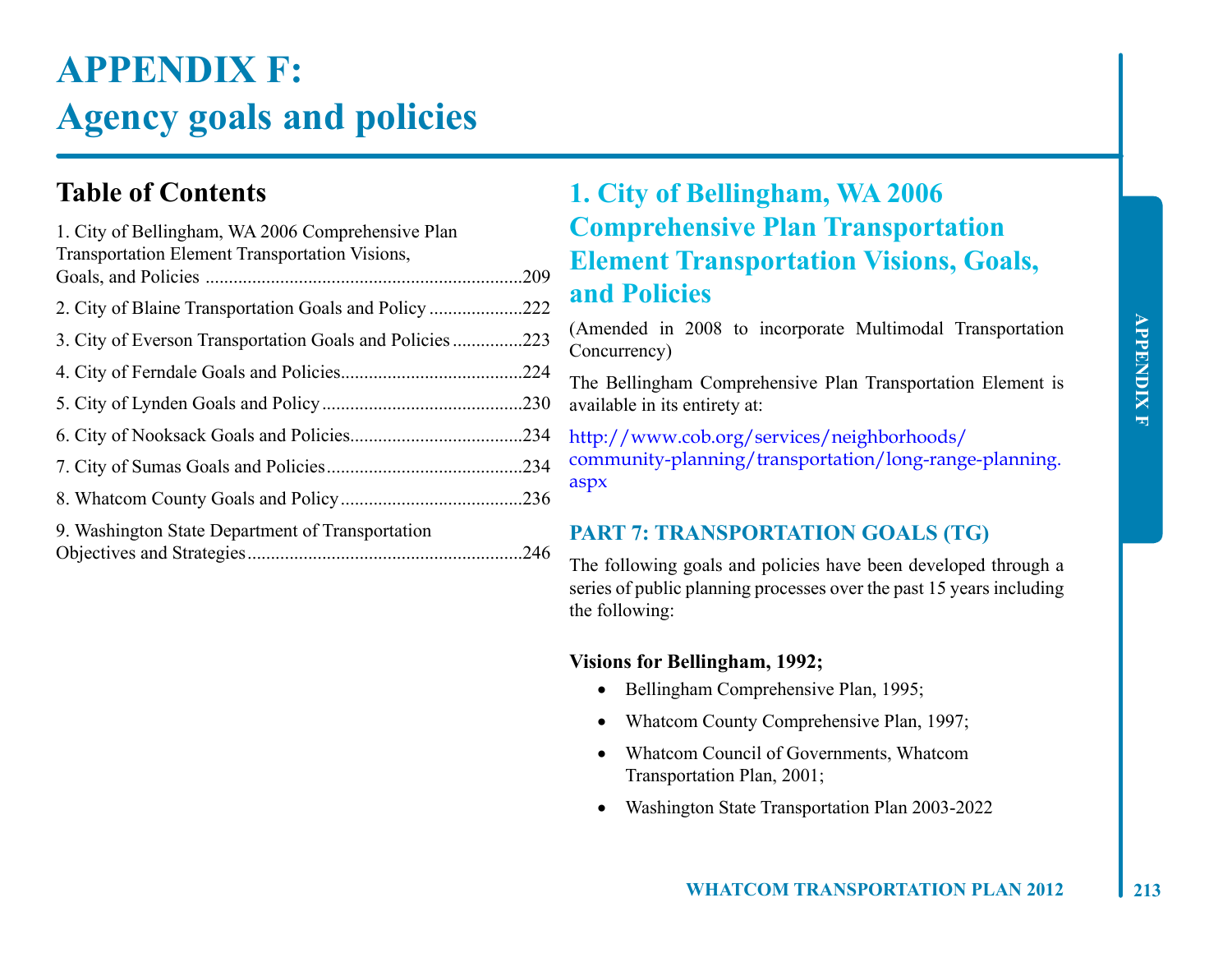# APPENDIX F: Agency goals and policies

## Table of Contents

1. City of Bellingham, WA 2006 Comprehensive Plan Transportation Element Transportation Visions, Goals, and Policies ....................................................................209
2. City of Blaine Transportation Goals and Policy ....................222
3. City of Everson Transportation Goals and Policies ...............223
4. City of Ferndale Goals and Policies.......................................224
5. City of Lynden Goals and Policy...........................................230
6. City of Nooksack Goals and Policies.....................................234
7. City of Sumas Goals and Policies..........................................234
8. Whatcom County Goals and Policy.......................................236
9. Washington State Department of Transportation Objectives and Strategies..........................................................246

## 1. City of Bellingham, WA 2006 Comprehensive Plan Transportation Element Transportation Visions, Goals, and Policies

(Amended in 2008 to incorporate Multimodal Transportation Concurrency)

The Bellingham Comprehensive Plan Transportation Element is available in its entirety at:

http://www.cob.org/services/neighborhoods/community-planning/transportation/long-range-planning.aspx

### PART 7: TRANSPORTATION GOALS (TG)

The following goals and policies have been developed through a series of public planning processes over the past 15 years including the following:

**Visions for Bellingham, 1992;**

- Bellingham Comprehensive Plan, 1995;
- Whatcom County Comprehensive Plan, 1997;
- Whatcom Council of Governments, Whatcom Transportation Plan, 2001;
- Washington State Transportation Plan 2003-2022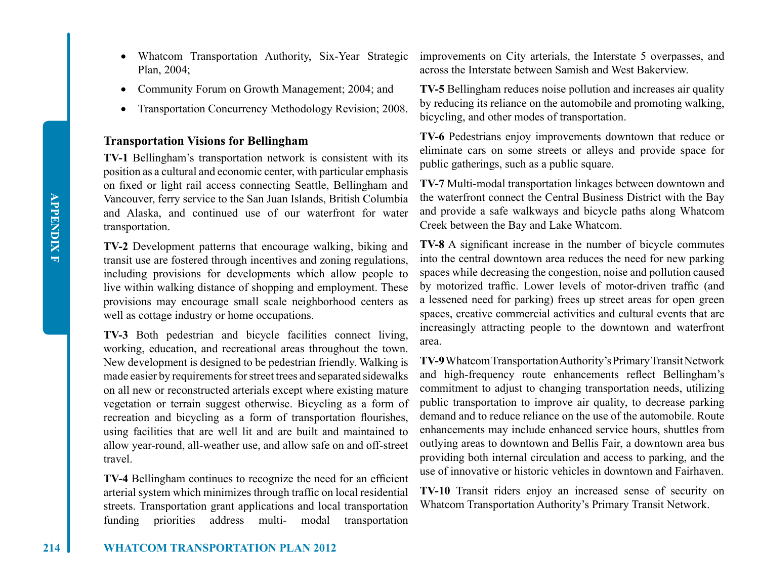- Whatcom Transportation Authority, Six-Year Strategic Plan, 2004;
- Community Forum on Growth Management; 2004; and
- Transportation Concurrency Methodology Revision; 2008.

### Transportation Visions for Bellingham

**TV-1** Bellingham's transportation network is consistent with its position as a cultural and economic center, with particular emphasis on fixed or light rail access connecting Seattle, Bellingham and Vancouver, ferry service to the San Juan Islands, British Columbia and Alaska, and continued use of our waterfront for water transportation.

**TV-2** Development patterns that encourage walking, biking and transit use are fostered through incentives and zoning regulations, including provisions for developments which allow people to live within walking distance of shopping and employment. These provisions may encourage small scale neighborhood centers as well as cottage industry or home occupations.

**TV-3** Both pedestrian and bicycle facilities connect living, working, education, and recreational areas throughout the town. New development is designed to be pedestrian friendly. Walking is made easier by requirements for street trees and separated sidewalks on all new or reconstructed arterials except where existing mature vegetation or terrain suggest otherwise. Bicycling as a form of recreation and bicycling as a form of transportation flourishes, using facilities that are well lit and are built and maintained to allow year-round, all-weather use, and allow safe on and off-street travel.

**TV-4** Bellingham continues to recognize the need for an efficient arterial system which minimizes through traffic on local residential streets. Transportation grant applications and local transportation funding priorities address multi- modal transportation improvements on City arterials, the Interstate 5 overpasses, and across the Interstate between Samish and West Bakerview.

**TV-5** Bellingham reduces noise pollution and increases air quality by reducing its reliance on the automobile and promoting walking, bicycling, and other modes of transportation.

**TV-6** Pedestrians enjoy improvements downtown that reduce or eliminate cars on some streets or alleys and provide space for public gatherings, such as a public square.

**TV-7** Multi-modal transportation linkages between downtown and the waterfront connect the Central Business District with the Bay and provide a safe walkways and bicycle paths along Whatcom Creek between the Bay and Lake Whatcom.

**TV-8** A significant increase in the number of bicycle commutes into the central downtown area reduces the need for new parking spaces while decreasing the congestion, noise and pollution caused by motorized traffic. Lower levels of motor-driven traffic (and a lessened need for parking) frees up street areas for open green spaces, creative commercial activities and cultural events that are increasingly attracting people to the downtown and waterfront area.

**TV-9** Whatcom Transportation Authority's Primary Transit Network and high-frequency route enhancements reflect Bellingham's commitment to adjust to changing transportation needs, utilizing public transportation to improve air quality, to decrease parking demand and to reduce reliance on the use of the automobile. Route enhancements may include enhanced service hours, shuttles from outlying areas to downtown and Bellis Fair, a downtown area bus providing both internal circulation and access to parking, and the use of innovative or historic vehicles in downtown and Fairhaven.

**TV-10** Transit riders enjoy an increased sense of security on Whatcom Transportation Authority's Primary Transit Network.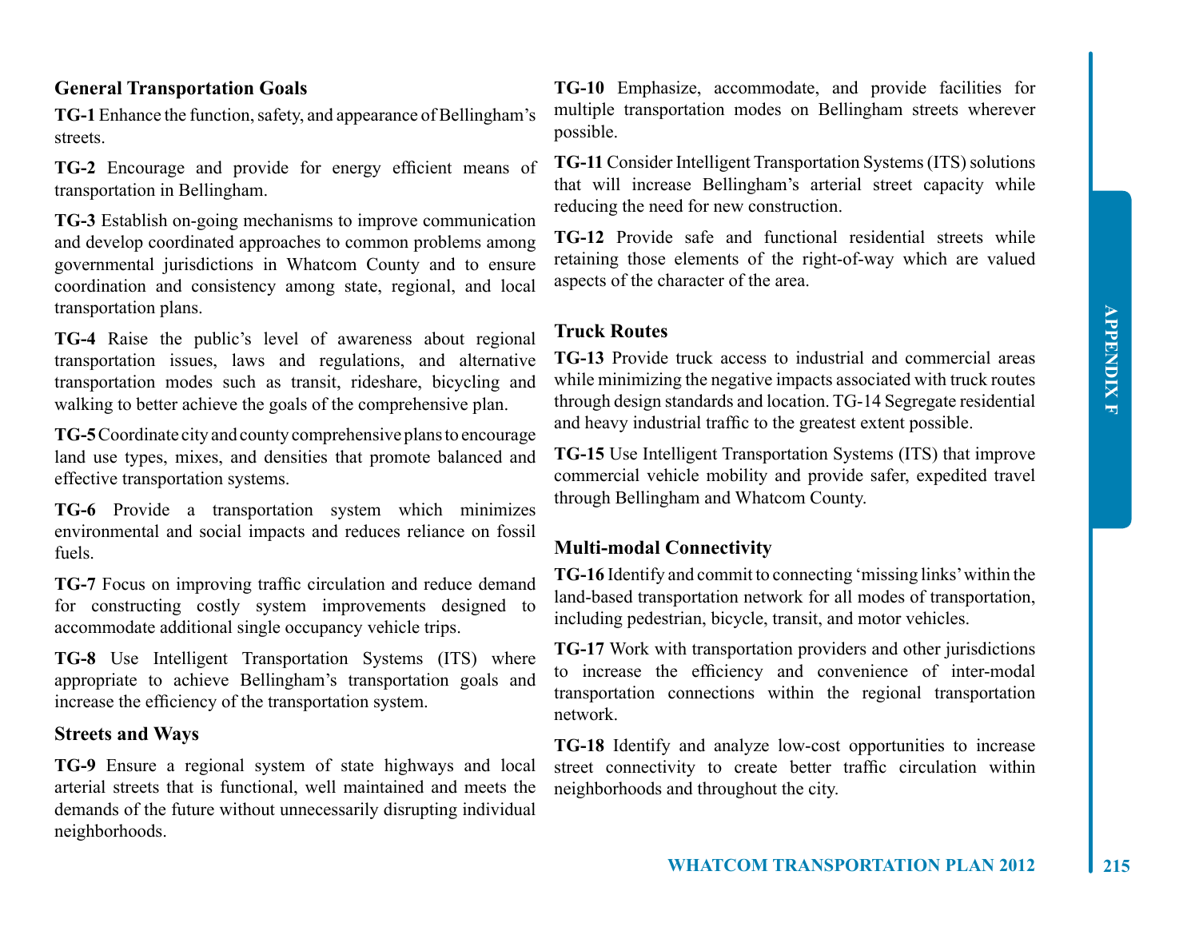### General Transportation Goals

**TG-1** Enhance the function, safety, and appearance of Bellingham's streets.

**TG-2** Encourage and provide for energy efficient means of transportation in Bellingham.

**TG-3** Establish on-going mechanisms to improve communication and develop coordinated approaches to common problems among governmental jurisdictions in Whatcom County and to ensure coordination and consistency among state, regional, and local transportation plans.

**TG-4** Raise the public's level of awareness about regional transportation issues, laws and regulations, and alternative transportation modes such as transit, rideshare, bicycling and walking to better achieve the goals of the comprehensive plan.

**TG-5** Coordinate city and county comprehensive plans to encourage land use types, mixes, and densities that promote balanced and effective transportation systems.

**TG-6** Provide a transportation system which minimizes environmental and social impacts and reduces reliance on fossil fuels.

**TG-7** Focus on improving traffic circulation and reduce demand for constructing costly system improvements designed to accommodate additional single occupancy vehicle trips.

**TG-8** Use Intelligent Transportation Systems (ITS) where appropriate to achieve Bellingham's transportation goals and increase the efficiency of the transportation system.

### Streets and Ways

**TG-9** Ensure a regional system of state highways and local arterial streets that is functional, well maintained and meets the demands of the future without unnecessarily disrupting individual neighborhoods.

**TG-10** Emphasize, accommodate, and provide facilities for multiple transportation modes on Bellingham streets wherever possible.

**TG-11** Consider Intelligent Transportation Systems (ITS) solutions that will increase Bellingham's arterial street capacity while reducing the need for new construction.

**TG-12** Provide safe and functional residential streets while retaining those elements of the right-of-way which are valued aspects of the character of the area.

### Truck Routes

**TG-13** Provide truck access to industrial and commercial areas while minimizing the negative impacts associated with truck routes through design standards and location. TG-14 Segregate residential and heavy industrial traffic to the greatest extent possible.

**TG-15** Use Intelligent Transportation Systems (ITS) that improve commercial vehicle mobility and provide safer, expedited travel through Bellingham and Whatcom County.

### Multi-modal Connectivity

**TG-16** Identify and commit to connecting 'missing links' within the land-based transportation network for all modes of transportation, including pedestrian, bicycle, transit, and motor vehicles.

**TG-17** Work with transportation providers and other jurisdictions to increase the efficiency and convenience of inter-modal transportation connections within the regional transportation network.

**TG-18** Identify and analyze low-cost opportunities to increase street connectivity to create better traffic circulation within neighborhoods and throughout the city.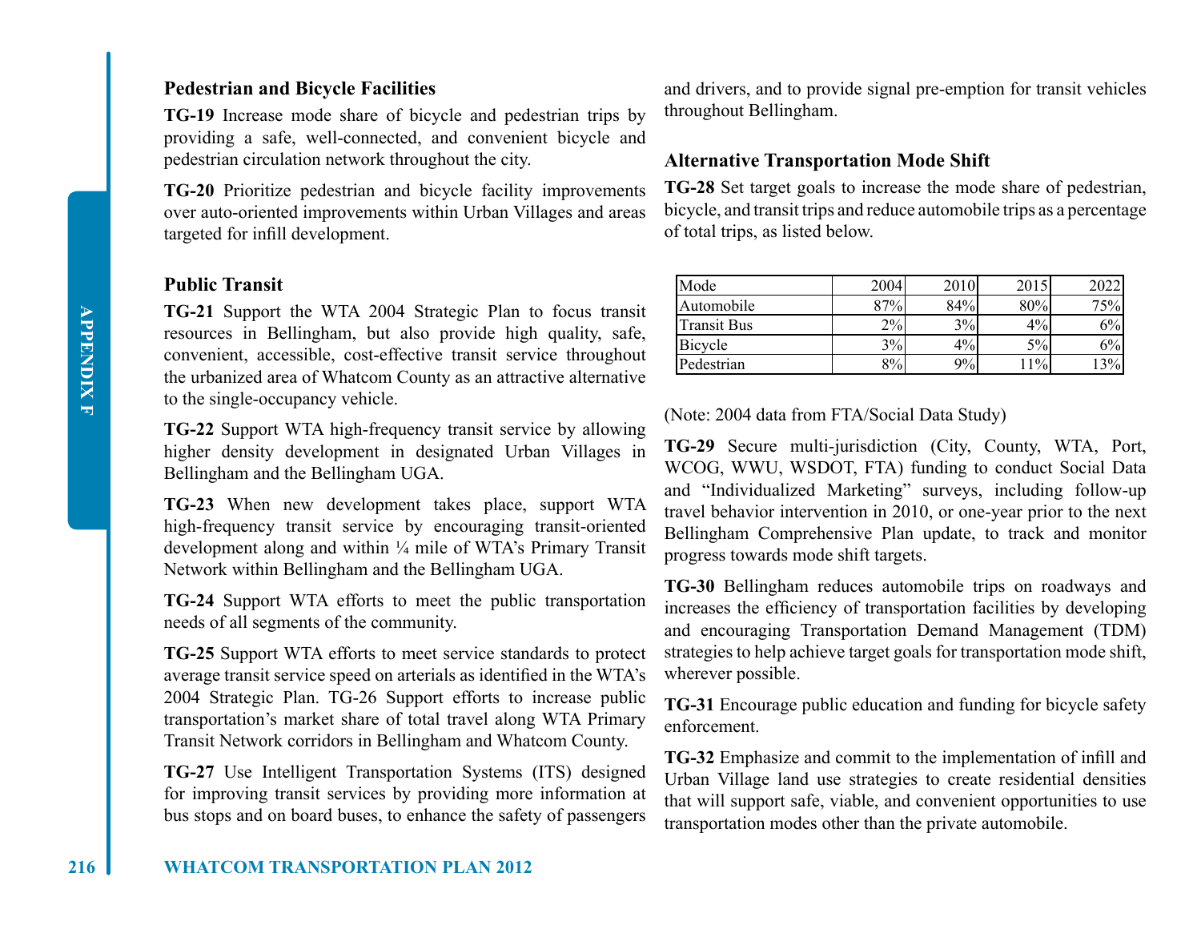### Pedestrian and Bicycle Facilities

**TG-19** Increase mode share of bicycle and pedestrian trips by providing a safe, well-connected, and convenient bicycle and pedestrian circulation network throughout the city.

**TG-20** Prioritize pedestrian and bicycle facility improvements over auto-oriented improvements within Urban Villages and areas targeted for infill development.

### Public Transit

**TG-21** Support the WTA 2004 Strategic Plan to focus transit resources in Bellingham, but also provide high quality, safe, convenient, accessible, cost-effective transit service throughout the urbanized area of Whatcom County as an attractive alternative to the single-occupancy vehicle.

**TG-22** Support WTA high-frequency transit service by allowing higher density development in designated Urban Villages in Bellingham and the Bellingham UGA.

**TG-23** When new development takes place, support WTA high-frequency transit service by encouraging transit-oriented development along and within ¼ mile of WTA's Primary Transit Network within Bellingham and the Bellingham UGA.

**TG-24** Support WTA efforts to meet the public transportation needs of all segments of the community.

**TG-25** Support WTA efforts to meet service standards to protect average transit service speed on arterials as identified in the WTA's 2004 Strategic Plan. TG-26 Support efforts to increase public transportation's market share of total travel along WTA Primary Transit Network corridors in Bellingham and Whatcom County.

**TG-27** Use Intelligent Transportation Systems (ITS) designed for improving transit services by providing more information at bus stops and on board buses, to enhance the safety of passengers and drivers, and to provide signal pre-emption for transit vehicles throughout Bellingham.

### Alternative Transportation Mode Shift

**TG-28** Set target goals to increase the mode share of pedestrian, bicycle, and transit trips and reduce automobile trips as a percentage of total trips, as listed below.

| Mode | 2004 | 2010 | 2015 | 2022 |
| --- | ---: | ---: | ---: | ---: |
| Automobile | 87% | 84% | 80% | 75% |
| Transit Bus | 2% | 3% | 4% | 6% |
| Bicycle | 3% | 4% | 5% | 6% |
| Pedestrian | 8% | 9% | 11% | 13% |

(Note: 2004 data from FTA/Social Data Study)

**TG-29** Secure multi-jurisdiction (City, County, WTA, Port, WCOG, WWU, WSDOT, FTA) funding to conduct Social Data and "Individualized Marketing" surveys, including follow-up travel behavior intervention in 2010, or one-year prior to the next Bellingham Comprehensive Plan update, to track and monitor progress towards mode shift targets.

**TG-30** Bellingham reduces automobile trips on roadways and increases the efficiency of transportation facilities by developing and encouraging Transportation Demand Management (TDM) strategies to help achieve target goals for transportation mode shift, wherever possible.

**TG-31** Encourage public education and funding for bicycle safety enforcement.

**TG-32** Emphasize and commit to the implementation of infill and Urban Village land use strategies to create residential densities that will support safe, viable, and convenient opportunities to use transportation modes other than the private automobile.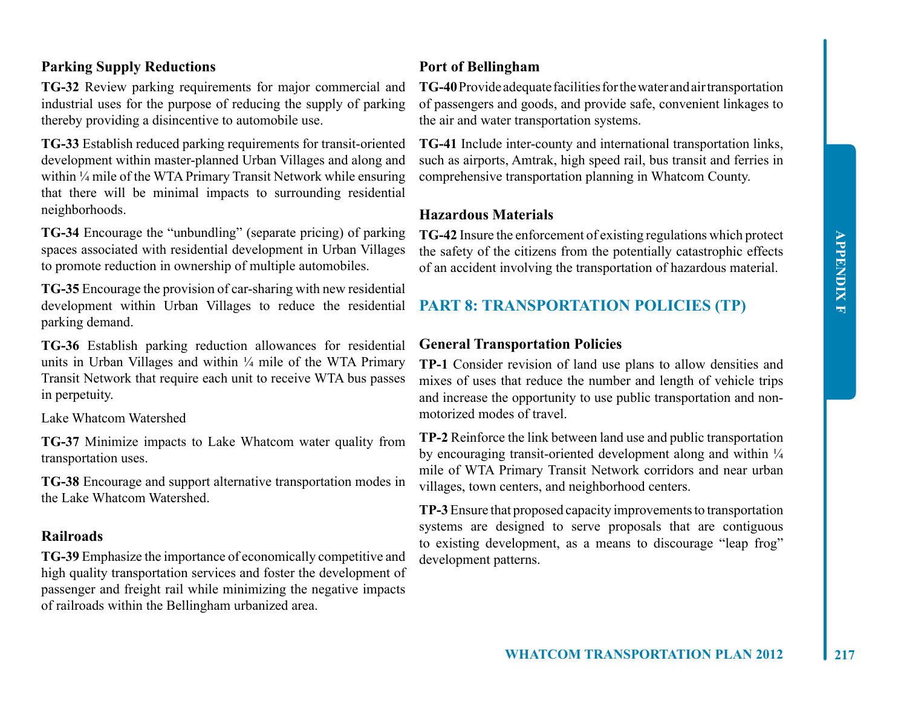### Parking Supply Reductions

**TG-32** Review parking requirements for major commercial and industrial uses for the purpose of reducing the supply of parking thereby providing a disincentive to automobile use.

**TG-33** Establish reduced parking requirements for transit-oriented development within master-planned Urban Villages and along and within ¼ mile of the WTA Primary Transit Network while ensuring that there will be minimal impacts to surrounding residential neighborhoods.

**TG-34** Encourage the "unbundling" (separate pricing) of parking spaces associated with residential development in Urban Villages to promote reduction in ownership of multiple automobiles.

**TG-35** Encourage the provision of car-sharing with new residential development within Urban Villages to reduce the residential parking demand.

**TG-36** Establish parking reduction allowances for residential units in Urban Villages and within ¼ mile of the WTA Primary Transit Network that require each unit to receive WTA bus passes in perpetuity.

Lake Whatcom Watershed

**TG-37** Minimize impacts to Lake Whatcom water quality from transportation uses.

**TG-38** Encourage and support alternative transportation modes in the Lake Whatcom Watershed.

### Railroads

**TG-39** Emphasize the importance of economically competitive and high quality transportation services and foster the development of passenger and freight rail while minimizing the negative impacts of railroads within the Bellingham urbanized area.

### Port of Bellingham

**TG-40** Provide adequate facilities for the water and air transportation of passengers and goods, and provide safe, convenient linkages to the air and water transportation systems.

**TG-41** Include inter-county and international transportation links, such as airports, Amtrak, high speed rail, bus transit and ferries in comprehensive transportation planning in Whatcom County.

### Hazardous Materials

**TG-42** Insure the enforcement of existing regulations which protect the safety of the citizens from the potentially catastrophic effects of an accident involving the transportation of hazardous material.

## PART 8: TRANSPORTATION POLICIES (TP)

### General Transportation Policies

**TP-1** Consider revision of land use plans to allow densities and mixes of uses that reduce the number and length of vehicle trips and increase the opportunity to use public transportation and non-motorized modes of travel.

**TP-2** Reinforce the link between land use and public transportation by encouraging transit-oriented development along and within ¼ mile of WTA Primary Transit Network corridors and near urban villages, town centers, and neighborhood centers.

**TP-3** Ensure that proposed capacity improvements to transportation systems are designed to serve proposals that are contiguous to existing development, as a means to discourage "leap frog" development patterns.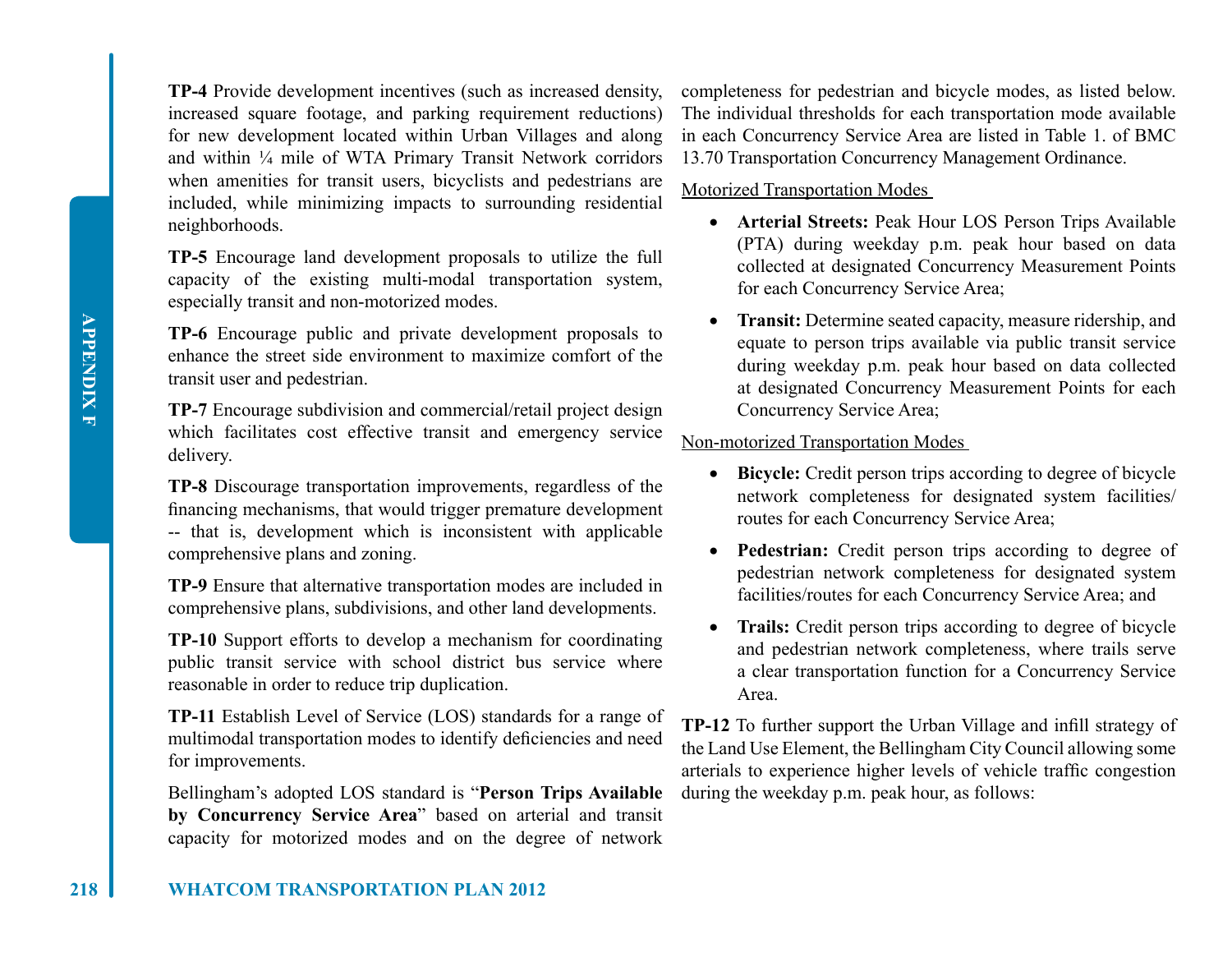**TP-4** Provide development incentives (such as increased density, increased square footage, and parking requirement reductions) for new development located within Urban Villages and along and within ¼ mile of WTA Primary Transit Network corridors when amenities for transit users, bicyclists and pedestrians are included, while minimizing impacts to surrounding residential neighborhoods.

**TP-5** Encourage land development proposals to utilize the full capacity of the existing multi-modal transportation system, especially transit and non-motorized modes.

**TP-6** Encourage public and private development proposals to enhance the street side environment to maximize comfort of the transit user and pedestrian.

**TP-7** Encourage subdivision and commercial/retail project design which facilitates cost effective transit and emergency service delivery.

**TP-8** Discourage transportation improvements, regardless of the financing mechanisms, that would trigger premature development -- that is, development which is inconsistent with applicable comprehensive plans and zoning.

**TP-9** Ensure that alternative transportation modes are included in comprehensive plans, subdivisions, and other land developments.

**TP-10** Support efforts to develop a mechanism for coordinating public transit service with school district bus service where reasonable in order to reduce trip duplication.

**TP-11** Establish Level of Service (LOS) standards for a range of multimodal transportation modes to identify deficiencies and need for improvements.

Bellingham's adopted LOS standard is "**Person Trips Available by Concurrency Service Area**" based on arterial and transit capacity for motorized modes and on the degree of network completeness for pedestrian and bicycle modes, as listed below. The individual thresholds for each transportation mode available in each Concurrency Service Area are listed in Table 1. of BMC 13.70 Transportation Concurrency Management Ordinance.

<u>Motorized Transportation Modes</u>

- **Arterial Streets:** Peak Hour LOS Person Trips Available (PTA) during weekday p.m. peak hour based on data collected at designated Concurrency Measurement Points for each Concurrency Service Area;
- **Transit:** Determine seated capacity, measure ridership, and equate to person trips available via public transit service during weekday p.m. peak hour based on data collected at designated Concurrency Measurement Points for each Concurrency Service Area;

<u>Non-motorized Transportation Modes</u>

- **Bicycle:** Credit person trips according to degree of bicycle network completeness for designated system facilities/routes for each Concurrency Service Area;
- **Pedestrian:** Credit person trips according to degree of pedestrian network completeness for designated system facilities/routes for each Concurrency Service Area; and
- **Trails:** Credit person trips according to degree of bicycle and pedestrian network completeness, where trails serve a clear transportation function for a Concurrency Service Area.

**TP-12** To further support the Urban Village and infill strategy of the Land Use Element, the Bellingham City Council allowing some arterials to experience higher levels of vehicle traffic congestion during the weekday p.m. peak hour, as follows: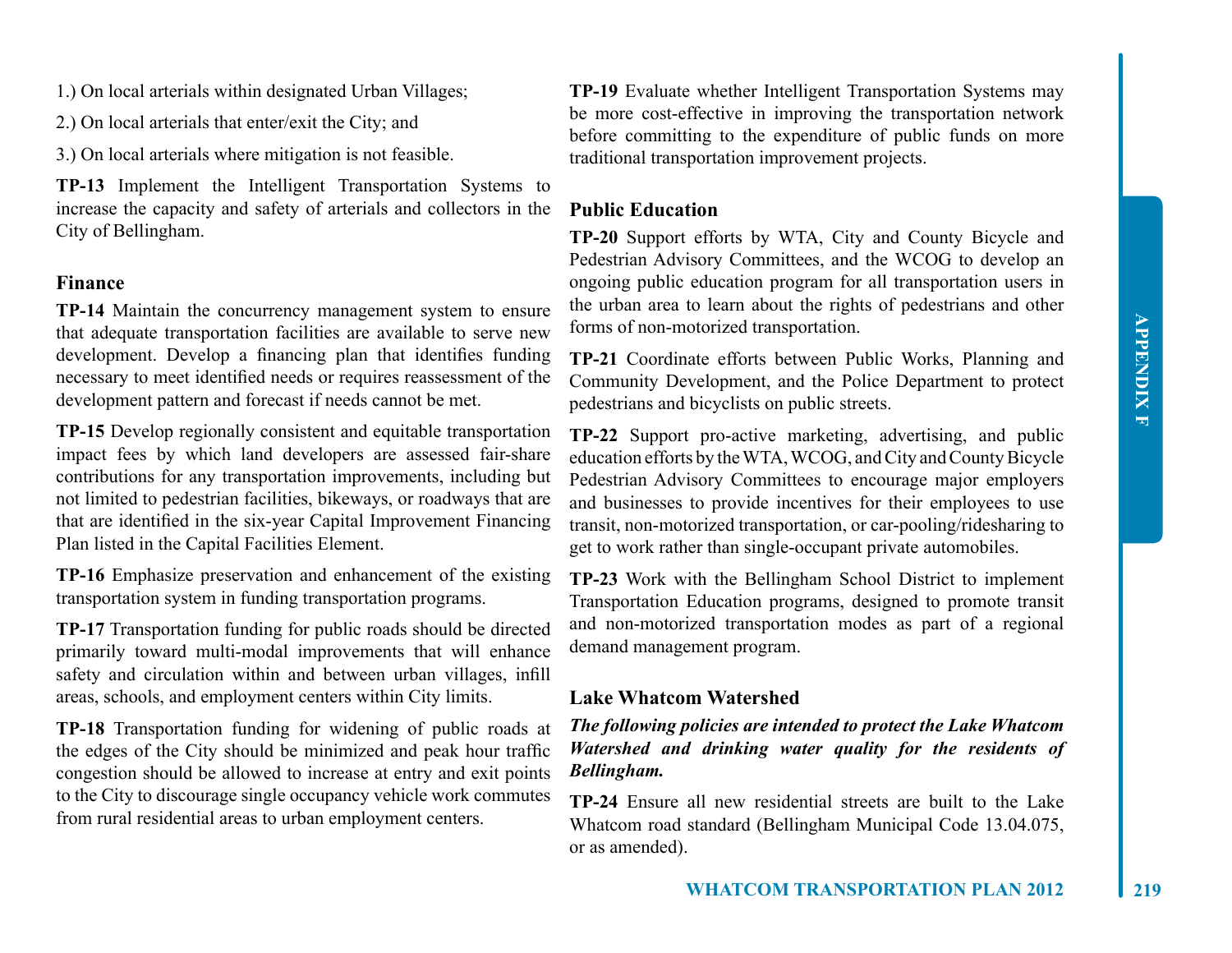1.) On local arterials within designated Urban Villages;

2.) On local arterials that enter/exit the City; and

3.) On local arterials where mitigation is not feasible.

**TP-13** Implement the Intelligent Transportation Systems to increase the capacity and safety of arterials and collectors in the City of Bellingham.

### Finance

**TP-14** Maintain the concurrency management system to ensure that adequate transportation facilities are available to serve new development. Develop a financing plan that identifies funding necessary to meet identified needs or requires reassessment of the development pattern and forecast if needs cannot be met.

**TP-15** Develop regionally consistent and equitable transportation impact fees by which land developers are assessed fair-share contributions for any transportation improvements, including but not limited to pedestrian facilities, bikeways, or roadways that are that are identified in the six-year Capital Improvement Financing Plan listed in the Capital Facilities Element.

**TP-16** Emphasize preservation and enhancement of the existing transportation system in funding transportation programs.

**TP-17** Transportation funding for public roads should be directed primarily toward multi-modal improvements that will enhance safety and circulation within and between urban villages, infill areas, schools, and employment centers within City limits.

**TP-18** Transportation funding for widening of public roads at the edges of the City should be minimized and peak hour traffic congestion should be allowed to increase at entry and exit points to the City to discourage single occupancy vehicle work commutes from rural residential areas to urban employment centers.

**TP-19** Evaluate whether Intelligent Transportation Systems may be more cost-effective in improving the transportation network before committing to the expenditure of public funds on more traditional transportation improvement projects.

### Public Education

**TP-20** Support efforts by WTA, City and County Bicycle and Pedestrian Advisory Committees, and the WCOG to develop an ongoing public education program for all transportation users in the urban area to learn about the rights of pedestrians and other forms of non-motorized transportation.

**TP-21** Coordinate efforts between Public Works, Planning and Community Development, and the Police Department to protect pedestrians and bicyclists on public streets.

**TP-22** Support pro-active marketing, advertising, and public education efforts by the WTA, WCOG, and City and County Bicycle Pedestrian Advisory Committees to encourage major employers and businesses to provide incentives for their employees to use transit, non-motorized transportation, or car-pooling/ridesharing to get to work rather than single-occupant private automobiles.

**TP-23** Work with the Bellingham School District to implement Transportation Education programs, designed to promote transit and non-motorized transportation modes as part of a regional demand management program.

### Lake Whatcom Watershed

***The following policies are intended to protect the Lake Whatcom Watershed and drinking water quality for the residents of Bellingham.***

**TP-24** Ensure all new residential streets are built to the Lake Whatcom road standard (Bellingham Municipal Code 13.04.075, or as amended).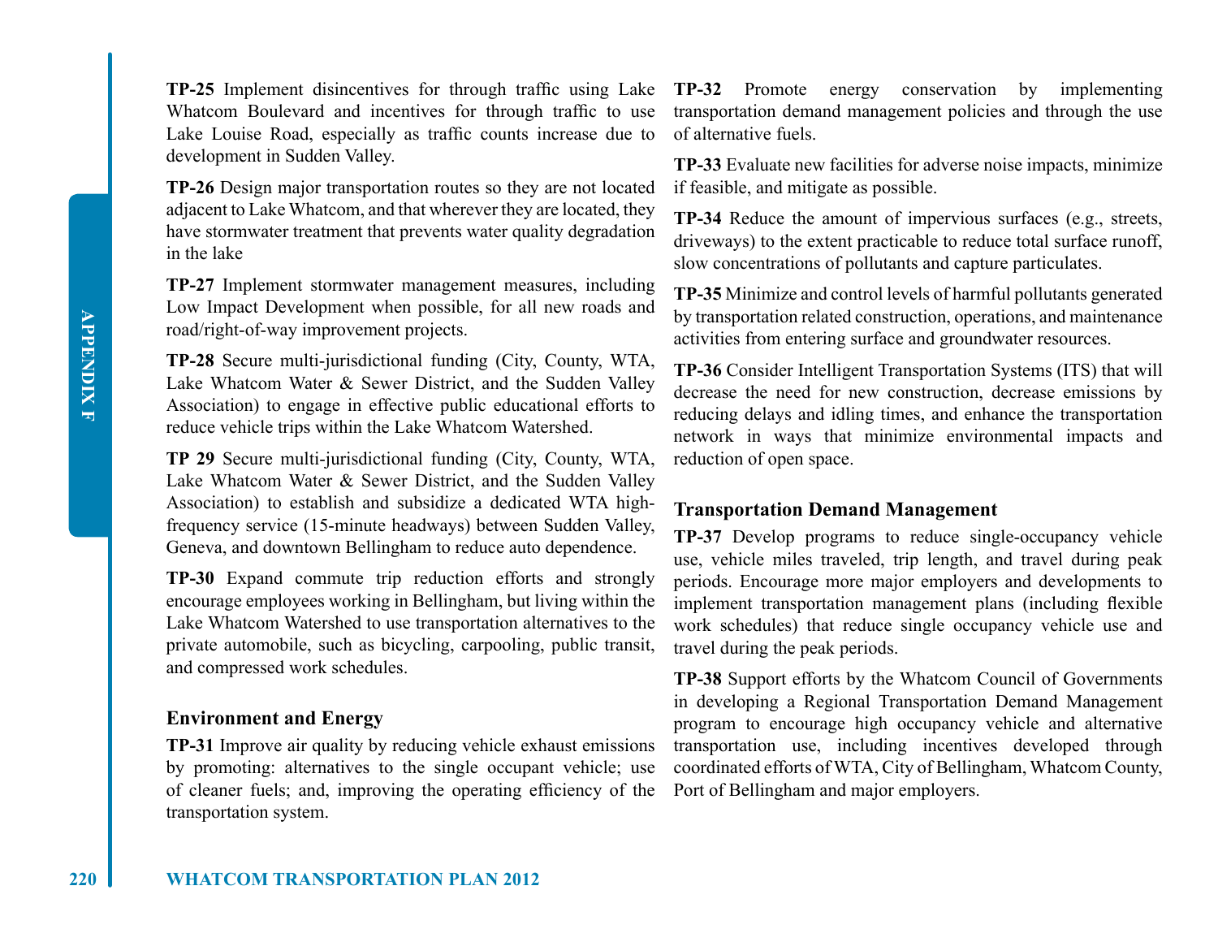**TP-25** Implement disincentives for through traffic using Lake Whatcom Boulevard and incentives for through traffic to use Lake Louise Road, especially as traffic counts increase due to development in Sudden Valley.

**TP-26** Design major transportation routes so they are not located adjacent to Lake Whatcom, and that wherever they are located, they have stormwater treatment that prevents water quality degradation in the lake

**TP-27** Implement stormwater management measures, including Low Impact Development when possible, for all new roads and road/right-of-way improvement projects.

**TP-28** Secure multi-jurisdictional funding (City, County, WTA, Lake Whatcom Water & Sewer District, and the Sudden Valley Association) to engage in effective public educational efforts to reduce vehicle trips within the Lake Whatcom Watershed.

**TP 29** Secure multi-jurisdictional funding (City, County, WTA, Lake Whatcom Water & Sewer District, and the Sudden Valley Association) to establish and subsidize a dedicated WTA high-frequency service (15-minute headways) between Sudden Valley, Geneva, and downtown Bellingham to reduce auto dependence.

**TP-30** Expand commute trip reduction efforts and strongly encourage employees working in Bellingham, but living within the Lake Whatcom Watershed to use transportation alternatives to the private automobile, such as bicycling, carpooling, public transit, and compressed work schedules.

### Environment and Energy

**TP-31** Improve air quality by reducing vehicle exhaust emissions by promoting: alternatives to the single occupant vehicle; use of cleaner fuels; and, improving the operating efficiency of the transportation system.

**TP-32** Promote energy conservation by implementing transportation demand management policies and through the use of alternative fuels.

**TP-33** Evaluate new facilities for adverse noise impacts, minimize if feasible, and mitigate as possible.

**TP-34** Reduce the amount of impervious surfaces (e.g., streets, driveways) to the extent practicable to reduce total surface runoff, slow concentrations of pollutants and capture particulates.

**TP-35** Minimize and control levels of harmful pollutants generated by transportation related construction, operations, and maintenance activities from entering surface and groundwater resources.

**TP-36** Consider Intelligent Transportation Systems (ITS) that will decrease the need for new construction, decrease emissions by reducing delays and idling times, and enhance the transportation network in ways that minimize environmental impacts and reduction of open space.

### Transportation Demand Management

**TP-37** Develop programs to reduce single-occupancy vehicle use, vehicle miles traveled, trip length, and travel during peak periods. Encourage more major employers and developments to implement transportation management plans (including flexible work schedules) that reduce single occupancy vehicle use and travel during the peak periods.

**TP-38** Support efforts by the Whatcom Council of Governments in developing a Regional Transportation Demand Management program to encourage high occupancy vehicle and alternative transportation use, including incentives developed through coordinated efforts of WTA, City of Bellingham, Whatcom County, Port of Bellingham and major employers.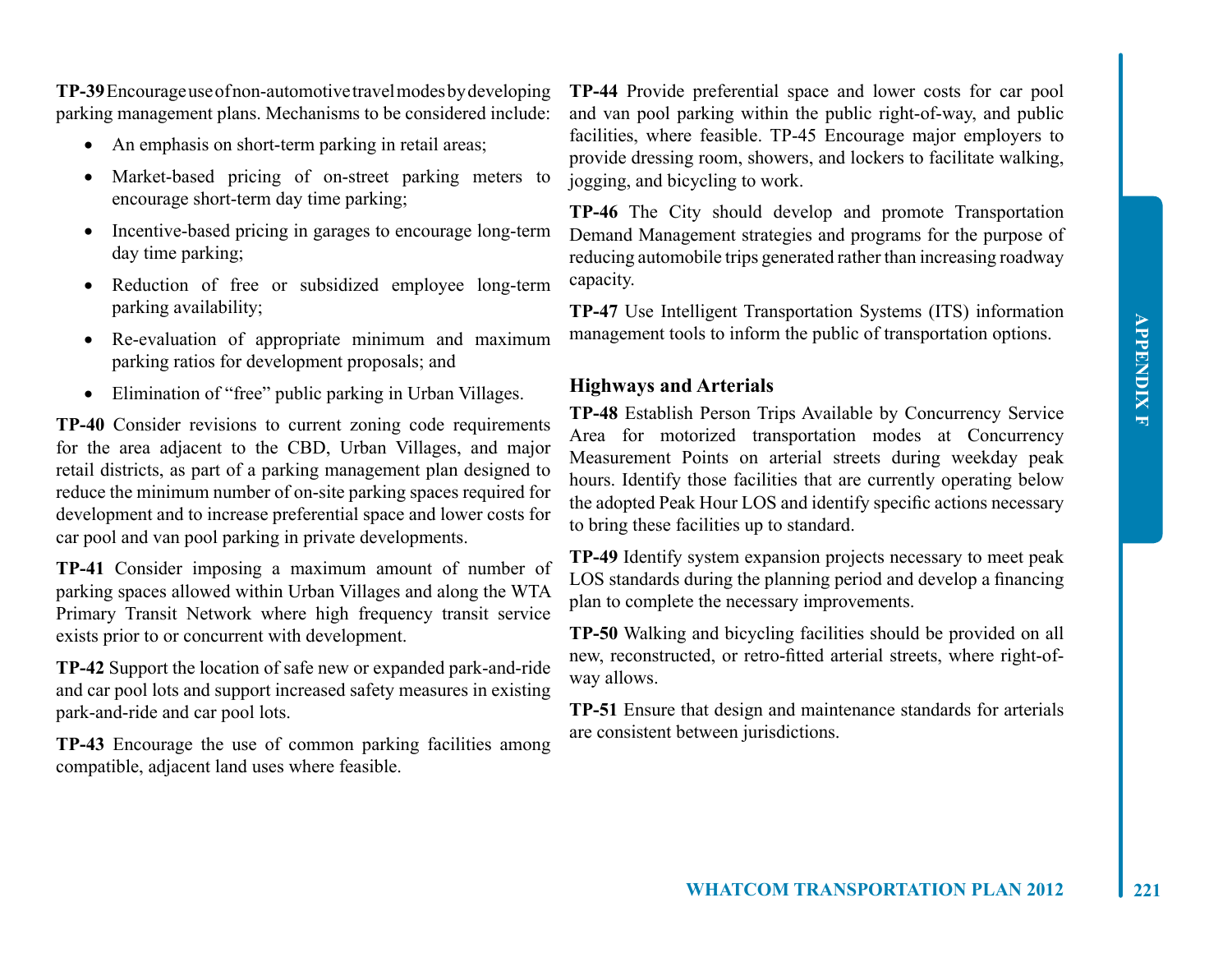**TP-39** Encourage use of non-automotive travel modes by developing parking management plans. Mechanisms to be considered include:

- An emphasis on short-term parking in retail areas;
- Market-based pricing of on-street parking meters to encourage short-term day time parking;
- Incentive-based pricing in garages to encourage long-term day time parking;
- Reduction of free or subsidized employee long-term parking availability;
- Re-evaluation of appropriate minimum and maximum parking ratios for development proposals; and
- Elimination of "free" public parking in Urban Villages.

**TP-40** Consider revisions to current zoning code requirements for the area adjacent to the CBD, Urban Villages, and major retail districts, as part of a parking management plan designed to reduce the minimum number of on-site parking spaces required for development and to increase preferential space and lower costs for car pool and van pool parking in private developments.

**TP-41** Consider imposing a maximum amount of number of parking spaces allowed within Urban Villages and along the WTA Primary Transit Network where high frequency transit service exists prior to or concurrent with development.

**TP-42** Support the location of safe new or expanded park-and-ride and car pool lots and support increased safety measures in existing park-and-ride and car pool lots.

**TP-43** Encourage the use of common parking facilities among compatible, adjacent land uses where feasible.

**TP-44** Provide preferential space and lower costs for car pool and van pool parking within the public right-of-way, and public facilities, where feasible. TP-45 Encourage major employers to provide dressing room, showers, and lockers to facilitate walking, jogging, and bicycling to work.

**TP-46** The City should develop and promote Transportation Demand Management strategies and programs for the purpose of reducing automobile trips generated rather than increasing roadway capacity.

**TP-47** Use Intelligent Transportation Systems (ITS) information management tools to inform the public of transportation options.

### Highways and Arterials

**TP-48** Establish Person Trips Available by Concurrency Service Area for motorized transportation modes at Concurrency Measurement Points on arterial streets during weekday peak hours. Identify those facilities that are currently operating below the adopted Peak Hour LOS and identify specific actions necessary to bring these facilities up to standard.

**TP-49** Identify system expansion projects necessary to meet peak LOS standards during the planning period and develop a financing plan to complete the necessary improvements.

**TP-50** Walking and bicycling facilities should be provided on all new, reconstructed, or retro-fitted arterial streets, where right-of-way allows.

**TP-51** Ensure that design and maintenance standards for arterials are consistent between jurisdictions.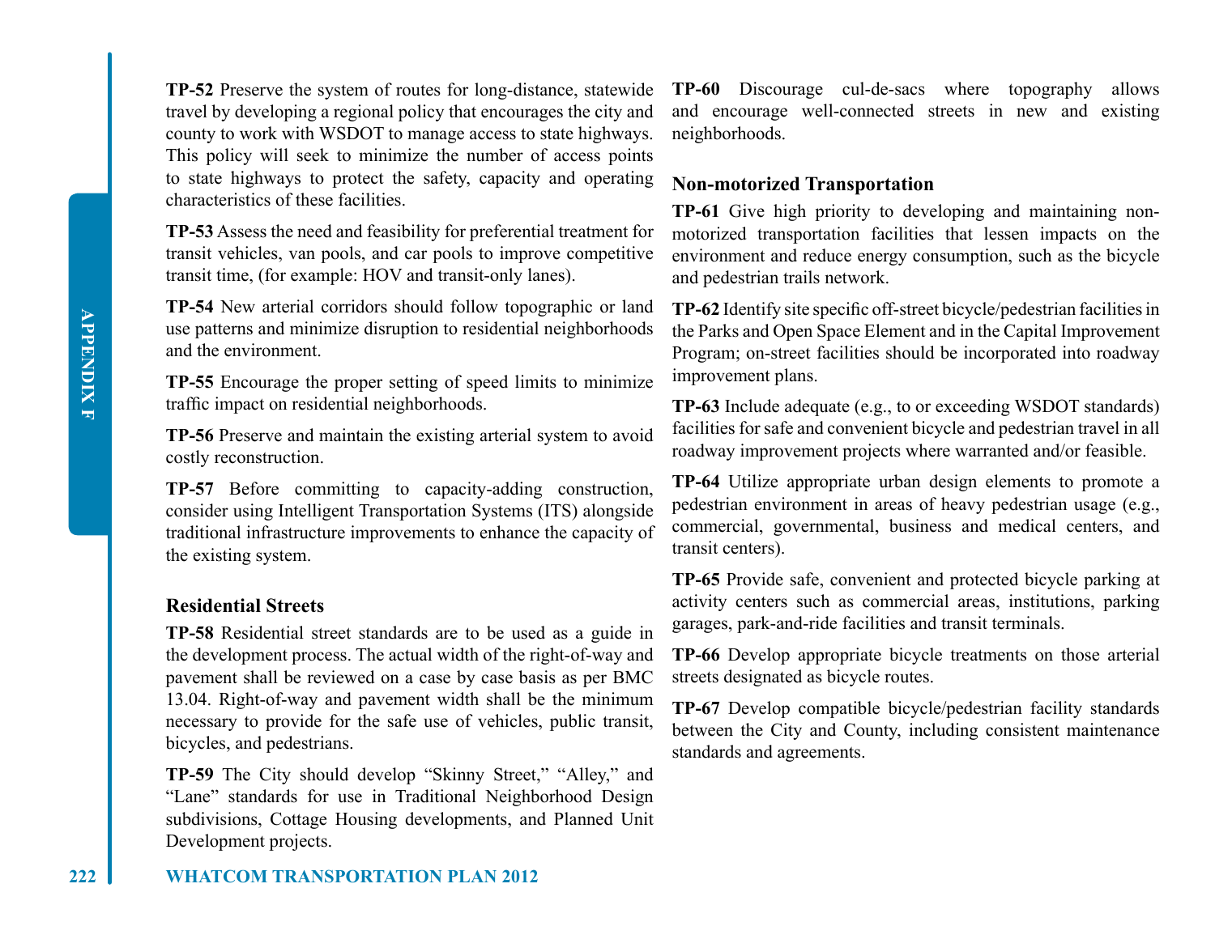**TP-52** Preserve the system of routes for long-distance, statewide travel by developing a regional policy that encourages the city and county to work with WSDOT to manage access to state highways. This policy will seek to minimize the number of access points to state highways to protect the safety, capacity and operating characteristics of these facilities.

**TP-53** Assess the need and feasibility for preferential treatment for transit vehicles, van pools, and car pools to improve competitive transit time, (for example: HOV and transit-only lanes).

**TP-54** New arterial corridors should follow topographic or land use patterns and minimize disruption to residential neighborhoods and the environment.

**TP-55** Encourage the proper setting of speed limits to minimize traffic impact on residential neighborhoods.

**TP-56** Preserve and maintain the existing arterial system to avoid costly reconstruction.

**TP-57** Before committing to capacity-adding construction, consider using Intelligent Transportation Systems (ITS) alongside traditional infrastructure improvements to enhance the capacity of the existing system.

### Residential Streets

**TP-58** Residential street standards are to be used as a guide in the development process. The actual width of the right-of-way and pavement shall be reviewed on a case by case basis as per BMC 13.04. Right-of-way and pavement width shall be the minimum necessary to provide for the safe use of vehicles, public transit, bicycles, and pedestrians.

**TP-59** The City should develop "Skinny Street," "Alley," and "Lane" standards for use in Traditional Neighborhood Design subdivisions, Cottage Housing developments, and Planned Unit Development projects.

**TP-60** Discourage cul-de-sacs where topography allows and encourage well-connected streets in new and existing neighborhoods.

### Non-motorized Transportation

**TP-61** Give high priority to developing and maintaining non-motorized transportation facilities that lessen impacts on the environment and reduce energy consumption, such as the bicycle and pedestrian trails network.

**TP-62** Identify site specific off-street bicycle/pedestrian facilities in the Parks and Open Space Element and in the Capital Improvement Program; on-street facilities should be incorporated into roadway improvement plans.

**TP-63** Include adequate (e.g., to or exceeding WSDOT standards) facilities for safe and convenient bicycle and pedestrian travel in all roadway improvement projects where warranted and/or feasible.

**TP-64** Utilize appropriate urban design elements to promote a pedestrian environment in areas of heavy pedestrian usage (e.g., commercial, governmental, business and medical centers, and transit centers).

**TP-65** Provide safe, convenient and protected bicycle parking at activity centers such as commercial areas, institutions, parking garages, park-and-ride facilities and transit terminals.

**TP-66** Develop appropriate bicycle treatments on those arterial streets designated as bicycle routes.

**TP-67** Develop compatible bicycle/pedestrian facility standards between the City and County, including consistent maintenance standards and agreements.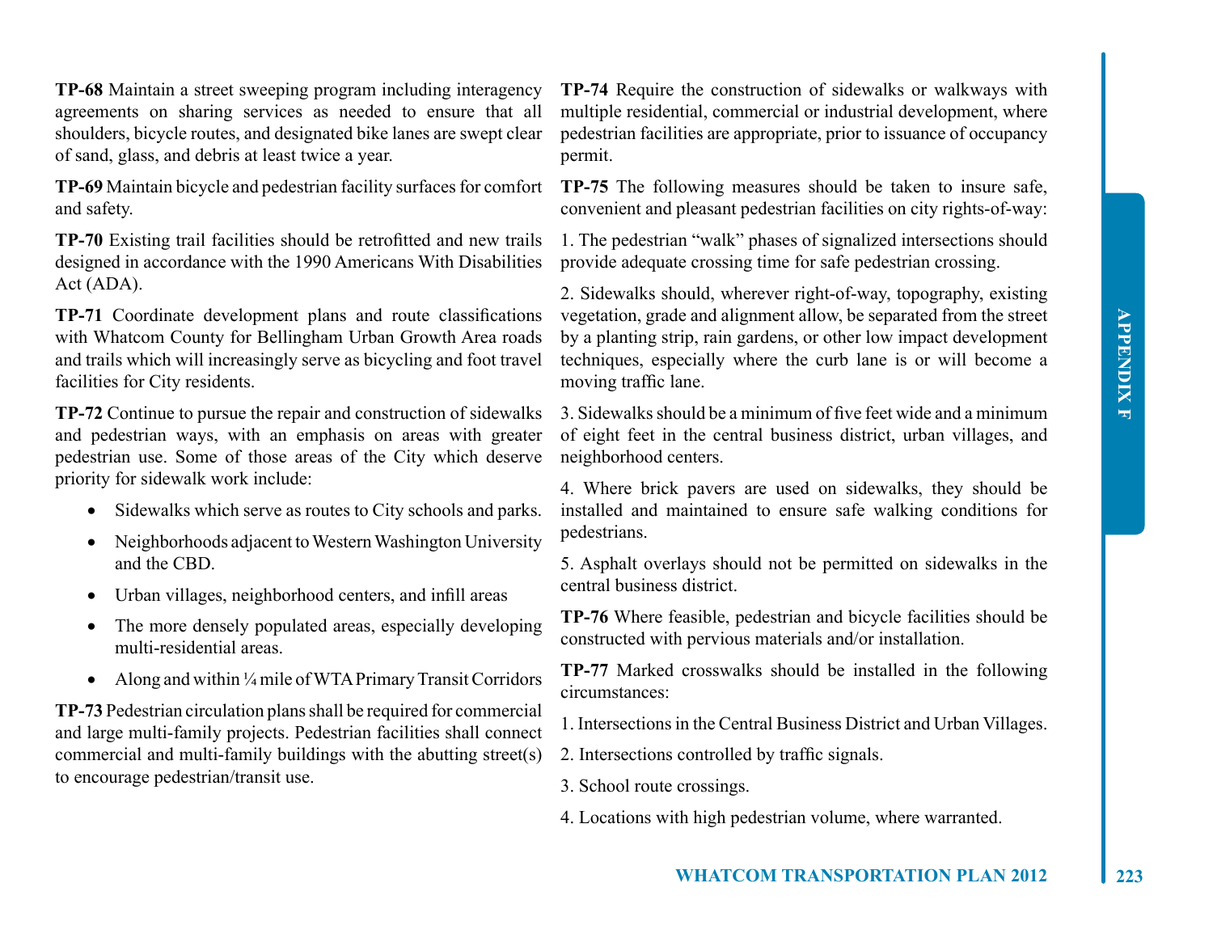**TP-68** Maintain a street sweeping program including interagency agreements on sharing services as needed to ensure that all shoulders, bicycle routes, and designated bike lanes are swept clear of sand, glass, and debris at least twice a year.

**TP-69** Maintain bicycle and pedestrian facility surfaces for comfort and safety.

**TP-70** Existing trail facilities should be retrofitted and new trails designed in accordance with the 1990 Americans With Disabilities Act (ADA).

**TP-71** Coordinate development plans and route classifications with Whatcom County for Bellingham Urban Growth Area roads and trails which will increasingly serve as bicycling and foot travel facilities for City residents.

**TP-72** Continue to pursue the repair and construction of sidewalks and pedestrian ways, with an emphasis on areas with greater pedestrian use. Some of those areas of the City which deserve priority for sidewalk work include:

- Sidewalks which serve as routes to City schools and parks.
- Neighborhoods adjacent to Western Washington University and the CBD.
- Urban villages, neighborhood centers, and infill areas
- The more densely populated areas, especially developing multi-residential areas.
- Along and within ¼ mile of WTA Primary Transit Corridors

**TP-73** Pedestrian circulation plans shall be required for commercial and large multi-family projects. Pedestrian facilities shall connect commercial and multi-family buildings with the abutting street(s) to encourage pedestrian/transit use.

**TP-74** Require the construction of sidewalks or walkways with multiple residential, commercial or industrial development, where pedestrian facilities are appropriate, prior to issuance of occupancy permit.

**TP-75** The following measures should be taken to insure safe, convenient and pleasant pedestrian facilities on city rights-of-way:

1. The pedestrian "walk" phases of signalized intersections should provide adequate crossing time for safe pedestrian crossing.

2. Sidewalks should, wherever right-of-way, topography, existing vegetation, grade and alignment allow, be separated from the street by a planting strip, rain gardens, or other low impact development techniques, especially where the curb lane is or will become a moving traffic lane.

3. Sidewalks should be a minimum of five feet wide and a minimum of eight feet in the central business district, urban villages, and neighborhood centers.

4. Where brick pavers are used on sidewalks, they should be installed and maintained to ensure safe walking conditions for pedestrians.

5. Asphalt overlays should not be permitted on sidewalks in the central business district.

**TP-76** Where feasible, pedestrian and bicycle facilities should be constructed with pervious materials and/or installation.

**TP-77** Marked crosswalks should be installed in the following circumstances:

1. Intersections in the Central Business District and Urban Villages.

2. Intersections controlled by traffic signals.

3. School route crossings.

4. Locations with high pedestrian volume, where warranted.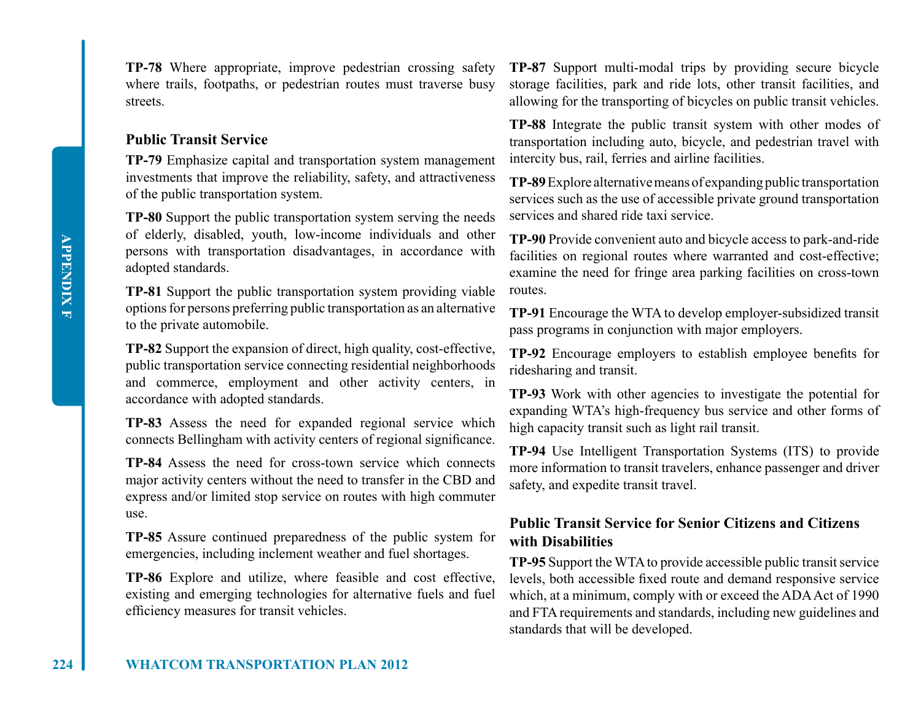**TP-78** Where appropriate, improve pedestrian crossing safety where trails, footpaths, or pedestrian routes must traverse busy streets.

### Public Transit Service

**TP-79** Emphasize capital and transportation system management investments that improve the reliability, safety, and attractiveness of the public transportation system.

**TP-80** Support the public transportation system serving the needs of elderly, disabled, youth, low-income individuals and other persons with transportation disadvantages, in accordance with adopted standards.

**TP-81** Support the public transportation system providing viable options for persons preferring public transportation as an alternative to the private automobile.

**TP-82** Support the expansion of direct, high quality, cost-effective, public transportation service connecting residential neighborhoods and commerce, employment and other activity centers, in accordance with adopted standards.

**TP-83** Assess the need for expanded regional service which connects Bellingham with activity centers of regional significance.

**TP-84** Assess the need for cross-town service which connects major activity centers without the need to transfer in the CBD and express and/or limited stop service on routes with high commuter use.

**TP-85** Assure continued preparedness of the public system for emergencies, including inclement weather and fuel shortages.

**TP-86** Explore and utilize, where feasible and cost effective, existing and emerging technologies for alternative fuels and fuel efficiency measures for transit vehicles.

**TP-87** Support multi-modal trips by providing secure bicycle storage facilities, park and ride lots, other transit facilities, and allowing for the transporting of bicycles on public transit vehicles.

**TP-88** Integrate the public transit system with other modes of transportation including auto, bicycle, and pedestrian travel with intercity bus, rail, ferries and airline facilities.

**TP-89** Explore alternative means of expanding public transportation services such as the use of accessible private ground transportation services and shared ride taxi service.

**TP-90** Provide convenient auto and bicycle access to park-and-ride facilities on regional routes where warranted and cost-effective; examine the need for fringe area parking facilities on cross-town routes.

**TP-91** Encourage the WTA to develop employer-subsidized transit pass programs in conjunction with major employers.

**TP-92** Encourage employers to establish employee benefits for ridesharing and transit.

**TP-93** Work with other agencies to investigate the potential for expanding WTA's high-frequency bus service and other forms of high capacity transit such as light rail transit.

**TP-94** Use Intelligent Transportation Systems (ITS) to provide more information to transit travelers, enhance passenger and driver safety, and expedite transit travel.

### Public Transit Service for Senior Citizens and Citizens with Disabilities

**TP-95** Support the WTA to provide accessible public transit service levels, both accessible fixed route and demand responsive service which, at a minimum, comply with or exceed the ADA Act of 1990 and FTA requirements and standards, including new guidelines and standards that will be developed.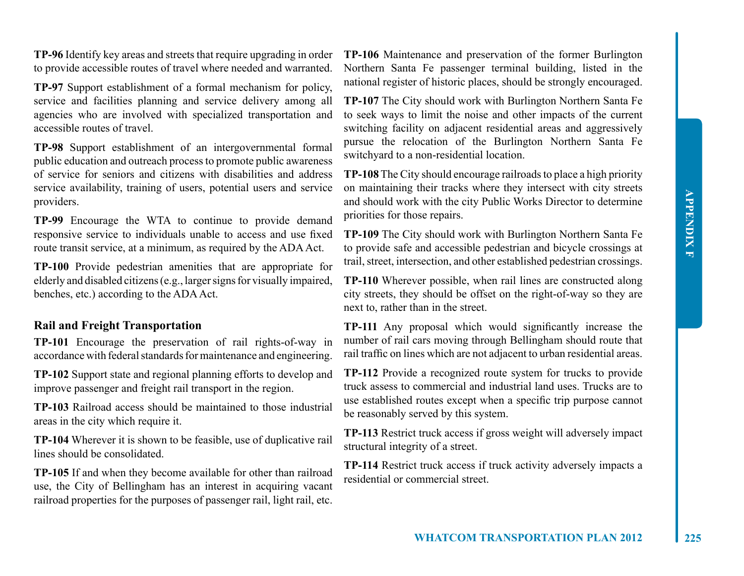**TP-96** Identify key areas and streets that require upgrading in order to provide accessible routes of travel where needed and warranted.

**TP-97** Support establishment of a formal mechanism for policy, service and facilities planning and service delivery among all agencies who are involved with specialized transportation and accessible routes of travel.

**TP-98** Support establishment of an intergovernmental formal public education and outreach process to promote public awareness of service for seniors and citizens with disabilities and address service availability, training of users, potential users and service providers.

**TP-99** Encourage the WTA to continue to provide demand responsive service to individuals unable to access and use fixed route transit service, at a minimum, as required by the ADA Act.

**TP-100** Provide pedestrian amenities that are appropriate for elderly and disabled citizens (e.g., larger signs for visually impaired, benches, etc.) according to the ADA Act.

### Rail and Freight Transportation

**TP-101** Encourage the preservation of rail rights-of-way in accordance with federal standards for maintenance and engineering.

**TP-102** Support state and regional planning efforts to develop and improve passenger and freight rail transport in the region.

**TP-103** Railroad access should be maintained to those industrial areas in the city which require it.

**TP-104** Wherever it is shown to be feasible, use of duplicative rail lines should be consolidated.

**TP-105** If and when they become available for other than railroad use, the City of Bellingham has an interest in acquiring vacant railroad properties for the purposes of passenger rail, light rail, etc.

**TP-106** Maintenance and preservation of the former Burlington Northern Santa Fe passenger terminal building, listed in the national register of historic places, should be strongly encouraged.

**TP-107** The City should work with Burlington Northern Santa Fe to seek ways to limit the noise and other impacts of the current switching facility on adjacent residential areas and aggressively pursue the relocation of the Burlington Northern Santa Fe switchyard to a non-residential location.

**TP-108** The City should encourage railroads to place a high priority on maintaining their tracks where they intersect with city streets and should work with the city Public Works Director to determine priorities for those repairs.

**TP-109** The City should work with Burlington Northern Santa Fe to provide safe and accessible pedestrian and bicycle crossings at trail, street, intersection, and other established pedestrian crossings.

**TP-110** Wherever possible, when rail lines are constructed along city streets, they should be offset on the right-of-way so they are next to, rather than in the street.

**TP-111** Any proposal which would significantly increase the number of rail cars moving through Bellingham should route that rail traffic on lines which are not adjacent to urban residential areas.

**TP-112** Provide a recognized route system for trucks to provide truck assess to commercial and industrial land uses. Trucks are to use established routes except when a specific trip purpose cannot be reasonably served by this system.

**TP-113** Restrict truck access if gross weight will adversely impact structural integrity of a street.

**TP-114** Restrict truck access if truck activity adversely impacts a residential or commercial street.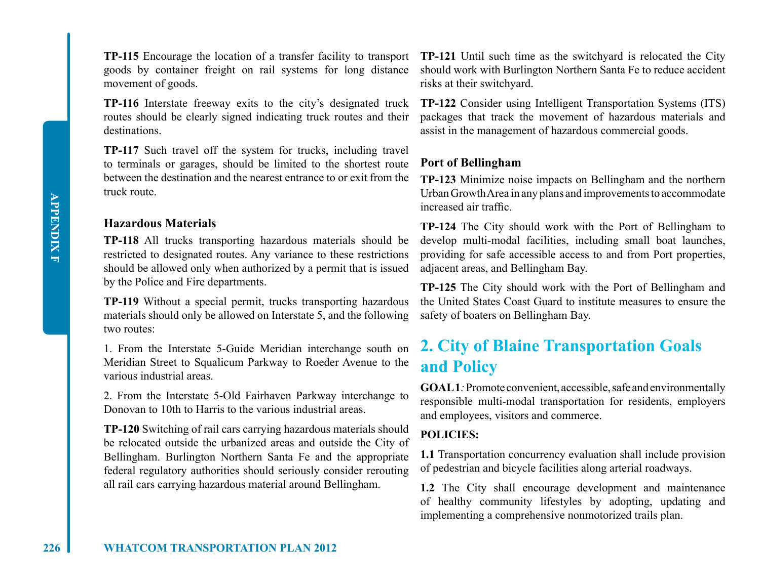**TP-115** Encourage the location of a transfer facility to transport goods by container freight on rail systems for long distance movement of goods.

**TP-116** Interstate freeway exits to the city's designated truck routes should be clearly signed indicating truck routes and their destinations.

**TP-117** Such travel off the system for trucks, including travel to terminals or garages, should be limited to the shortest route between the destination and the nearest entrance to or exit from the truck route.

### Hazardous Materials

**TP-118** All trucks transporting hazardous materials should be restricted to designated routes. Any variance to these restrictions should be allowed only when authorized by a permit that is issued by the Police and Fire departments.

**TP-119** Without a special permit, trucks transporting hazardous materials should only be allowed on Interstate 5, and the following two routes:

1. From the Interstate 5-Guide Meridian interchange south on Meridian Street to Squalicum Parkway to Roeder Avenue to the various industrial areas.

2. From the Interstate 5-Old Fairhaven Parkway interchange to Donovan to 10th to Harris to the various industrial areas.

**TP-120** Switching of rail cars carrying hazardous materials should be relocated outside the urbanized areas and outside the City of Bellingham. Burlington Northern Santa Fe and the appropriate federal regulatory authorities should seriously consider rerouting all rail cars carrying hazardous material around Bellingham.

**TP-121** Until such time as the switchyard is relocated the City should work with Burlington Northern Santa Fe to reduce accident risks at their switchyard.

**TP-122** Consider using Intelligent Transportation Systems (ITS) packages that track the movement of hazardous materials and assist in the management of hazardous commercial goods.

### Port of Bellingham

**TP-123** Minimize noise impacts on Bellingham and the northern Urban Growth Area in any plans and improvements to accommodate increased air traffic.

**TP-124** The City should work with the Port of Bellingham to develop multi-modal facilities, including small boat launches, providing for safe accessible access to and from Port properties, adjacent areas, and Bellingham Bay.

**TP-125** The City should work with the Port of Bellingham and the United States Coast Guard to institute measures to ensure the safety of boaters on Bellingham Bay.

## 2. City of Blaine Transportation Goals and Policy

**GOAL 1***:* Promote convenient, accessible, safe and environmentally responsible multi-modal transportation for residents, employers and employees, visitors and commerce.

**POLICIES:**

**1.1** Transportation concurrency evaluation shall include provision of pedestrian and bicycle facilities along arterial roadways.

**1.2** The City shall encourage development and maintenance of healthy community lifestyles by adopting, updating and implementing a comprehensive nonmotorized trails plan.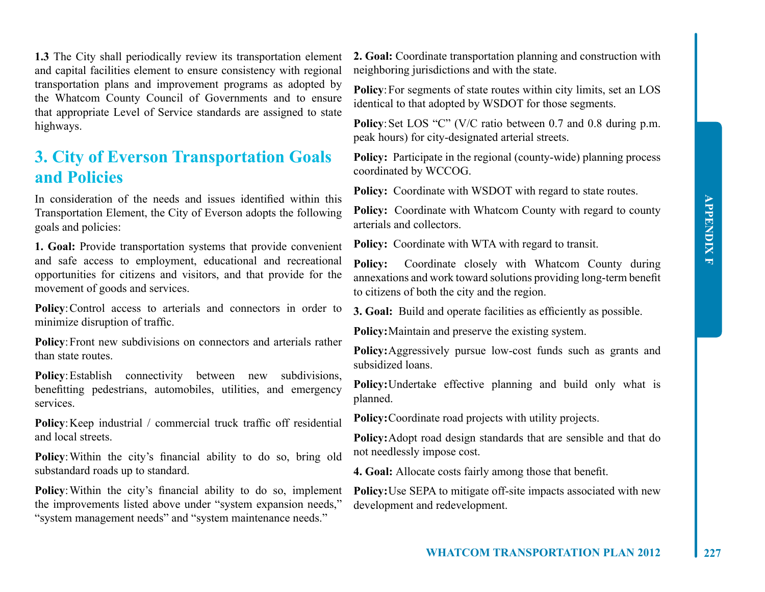**1.3** The City shall periodically review its transportation element and capital facilities element to ensure consistency with regional transportation plans and improvement programs as adopted by the Whatcom County Council of Governments and to ensure that appropriate Level of Service standards are assigned to state highways.

## 3. City of Everson Transportation Goals and Policies

In consideration of the needs and issues identified within this Transportation Element, the City of Everson adopts the following goals and policies:

**1. Goal:** Provide transportation systems that provide convenient and safe access to employment, educational and recreational opportunities for citizens and visitors, and that provide for the movement of goods and services.

**Policy**: Control access to arterials and connectors in order to minimize disruption of traffic.

**Policy**: Front new subdivisions on connectors and arterials rather than state routes.

**Policy**: Establish connectivity between new subdivisions, benefitting pedestrians, automobiles, utilities, and emergency services.

**Policy**: Keep industrial / commercial truck traffic off residential and local streets.

**Policy**: Within the city's financial ability to do so, bring old substandard roads up to standard.

**Policy**: Within the city's financial ability to do so, implement the improvements listed above under "system expansion needs," "system management needs" and "system maintenance needs."

**2. Goal:** Coordinate transportation planning and construction with neighboring jurisdictions and with the state.

**Policy**: For segments of state routes within city limits, set an LOS identical to that adopted by WSDOT for those segments.

**Policy**: Set LOS "C" (V/C ratio between 0.7 and 0.8 during p.m. peak hours) for city-designated arterial streets.

**Policy:** Participate in the regional (county-wide) planning process coordinated by WCCOG.

**Policy:** Coordinate with WSDOT with regard to state routes.

**Policy:** Coordinate with Whatcom County with regard to county arterials and collectors.

**Policy:** Coordinate with WTA with regard to transit.

**Policy:** Coordinate closely with Whatcom County during annexations and work toward solutions providing long-term benefit to citizens of both the city and the region.

**3. Goal:** Build and operate facilities as efficiently as possible.

**Policy:** Maintain and preserve the existing system.

**Policy:** Aggressively pursue low-cost funds such as grants and subsidized loans.

**Policy:** Undertake effective planning and build only what is planned.

**Policy:** Coordinate road projects with utility projects.

**Policy:** Adopt road design standards that are sensible and that do not needlessly impose cost.

**4. Goal:** Allocate costs fairly among those that benefit.

**Policy:** Use SEPA to mitigate off-site impacts associated with new development and redevelopment.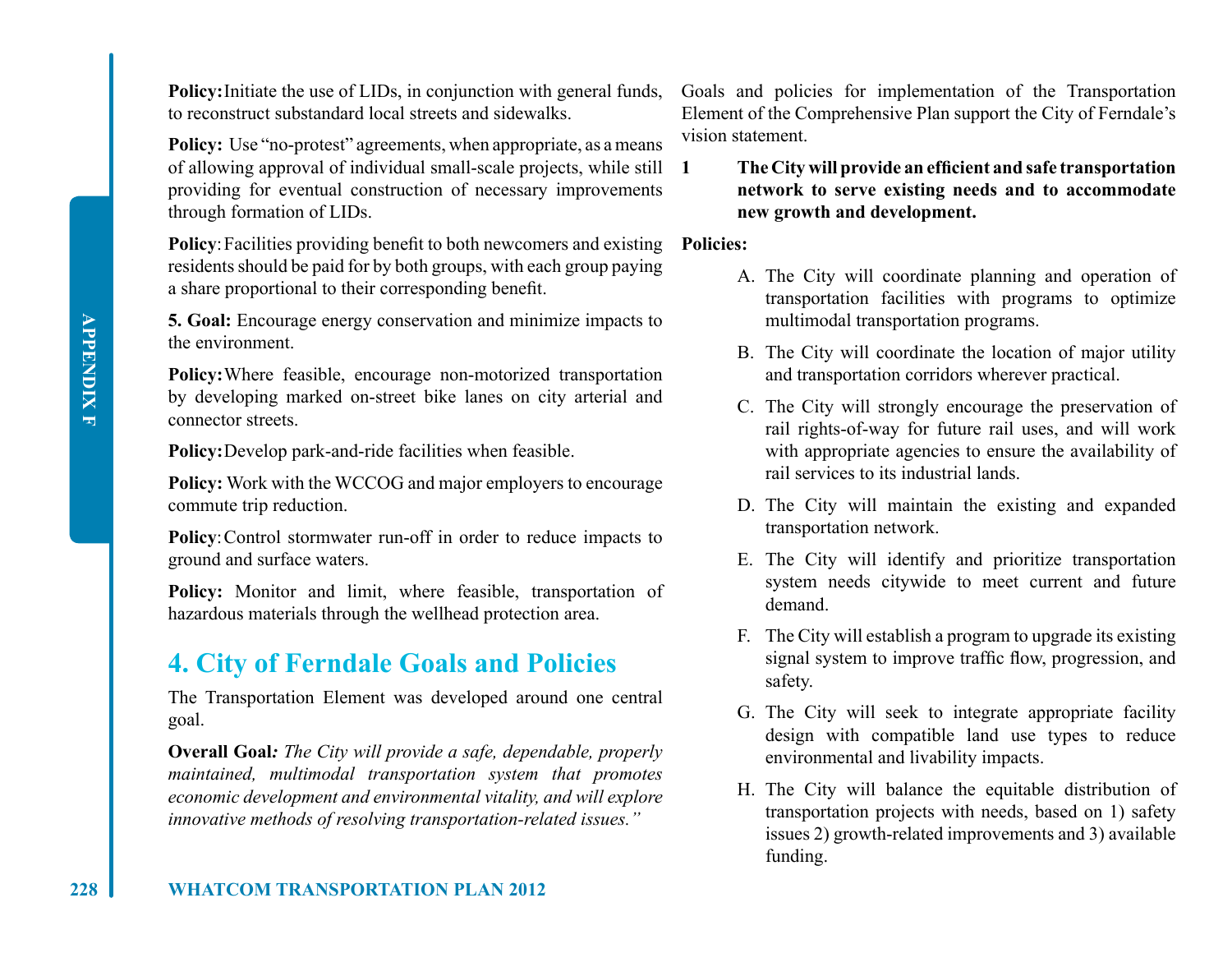**Policy:** Initiate the use of LIDs, in conjunction with general funds, to reconstruct substandard local streets and sidewalks.

**Policy:** Use "no-protest" agreements, when appropriate, as a means of allowing approval of individual small-scale projects, while still providing for eventual construction of necessary improvements through formation of LIDs.

**Policy**: Facilities providing benefit to both newcomers and existing residents should be paid for by both groups, with each group paying a share proportional to their corresponding benefit.

**5. Goal:** Encourage energy conservation and minimize impacts to the environment.

**Policy:** Where feasible, encourage non-motorized transportation by developing marked on-street bike lanes on city arterial and connector streets.

**Policy:** Develop park-and-ride facilities when feasible.

**Policy:** Work with the WCCOG and major employers to encourage commute trip reduction.

**Policy**: Control stormwater run-off in order to reduce impacts to ground and surface waters.

**Policy:** Monitor and limit, where feasible, transportation of hazardous materials through the wellhead protection area.

## 4. City of Ferndale Goals and Policies

The Transportation Element was developed around one central goal.

**Overall Goal***: The City will provide a safe, dependable, properly maintained, multimodal transportation system that promotes economic development and environmental vitality, and will explore innovative methods of resolving transportation-related issues."*

Goals and policies for implementation of the Transportation Element of the Comprehensive Plan support the City of Ferndale's vision statement.

**1 The City will provide an efficient and safe transportation network to serve existing needs and to accommodate new growth and development.**

**Policies:**

A. The City will coordinate planning and operation of transportation facilities with programs to optimize multimodal transportation programs.

B. The City will coordinate the location of major utility and transportation corridors wherever practical.

C. The City will strongly encourage the preservation of rail rights-of-way for future rail uses, and will work with appropriate agencies to ensure the availability of rail services to its industrial lands.

D. The City will maintain the existing and expanded transportation network.

E. The City will identify and prioritize transportation system needs citywide to meet current and future demand.

F. The City will establish a program to upgrade its existing signal system to improve traffic flow, progression, and safety.

G. The City will seek to integrate appropriate facility design with compatible land use types to reduce environmental and livability impacts.

H. The City will balance the equitable distribution of transportation projects with needs, based on 1) safety issues 2) growth-related improvements and 3) available funding.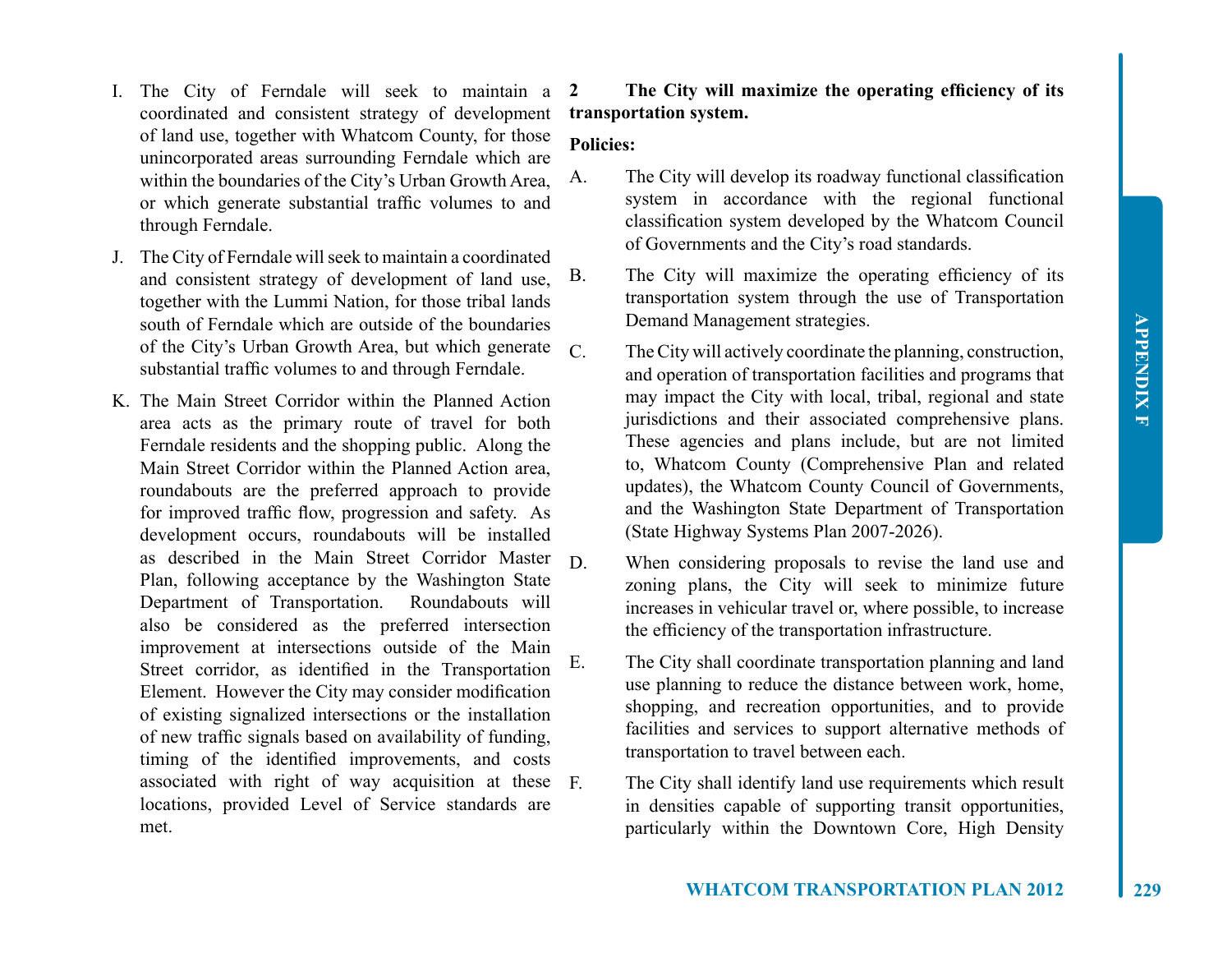I. The City of Ferndale will seek to maintain a coordinated and consistent strategy of development of land use, together with Whatcom County, for those unincorporated areas surrounding Ferndale which are within the boundaries of the City's Urban Growth Area, or which generate substantial traffic volumes to and through Ferndale.

J. The City of Ferndale will seek to maintain a coordinated and consistent strategy of development of land use, together with the Lummi Nation, for those tribal lands south of Ferndale which are outside of the boundaries of the City's Urban Growth Area, but which generate substantial traffic volumes to and through Ferndale.

K. The Main Street Corridor within the Planned Action area acts as the primary route of travel for both Ferndale residents and the shopping public. Along the Main Street Corridor within the Planned Action area, roundabouts are the preferred approach to provide for improved traffic flow, progression and safety. As development occurs, roundabouts will be installed as described in the Main Street Corridor Master Plan, following acceptance by the Washington State Department of Transportation. Roundabouts will also be considered as the preferred intersection improvement at intersections outside of the Main Street corridor, as identified in the Transportation Element. However the City may consider modification of existing signalized intersections or the installation of new traffic signals based on availability of funding, timing of the identified improvements, and costs associated with right of way acquisition at these locations, provided Level of Service standards are met.

**2 The City will maximize the operating efficiency of its transportation system.**

**Policies:**

A. The City will develop its roadway functional classification system in accordance with the regional functional classification system developed by the Whatcom Council of Governments and the City's road standards.

B. The City will maximize the operating efficiency of its transportation system through the use of Transportation Demand Management strategies.

C. The City will actively coordinate the planning, construction, and operation of transportation facilities and programs that may impact the City with local, tribal, regional and state jurisdictions and their associated comprehensive plans. These agencies and plans include, but are not limited to, Whatcom County (Comprehensive Plan and related updates), the Whatcom County Council of Governments, and the Washington State Department of Transportation (State Highway Systems Plan 2007-2026).

D. When considering proposals to revise the land use and zoning plans, the City will seek to minimize future increases in vehicular travel or, where possible, to increase the efficiency of the transportation infrastructure.

E. The City shall coordinate transportation planning and land use planning to reduce the distance between work, home, shopping, and recreation opportunities, and to provide facilities and services to support alternative methods of transportation to travel between each.

F. The City shall identify land use requirements which result in densities capable of supporting transit opportunities, particularly within the Downtown Core, High Density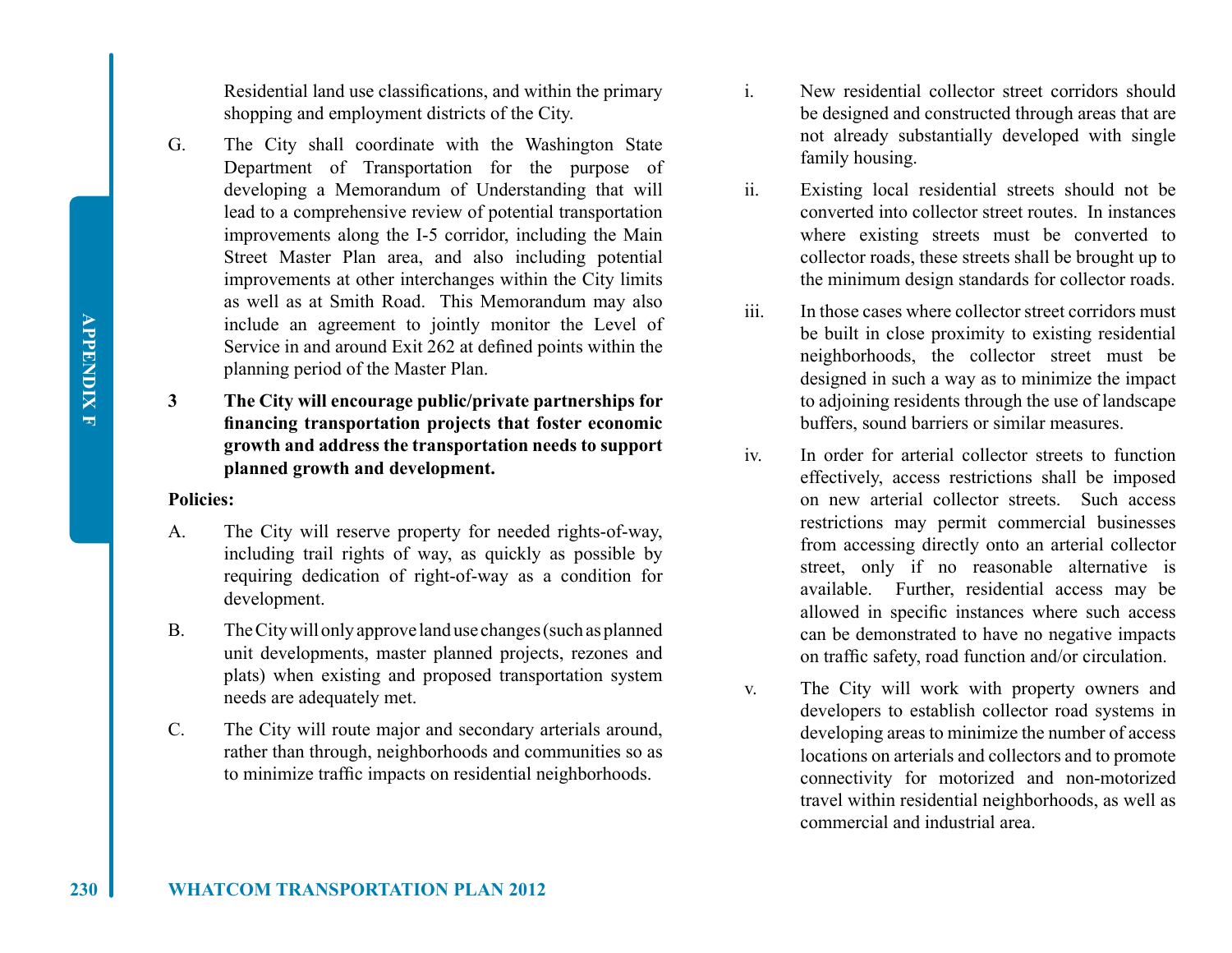Residential land use classifications, and within the primary shopping and employment districts of the City.

G. The City shall coordinate with the Washington State Department of Transportation for the purpose of developing a Memorandum of Understanding that will lead to a comprehensive review of potential transportation improvements along the I-5 corridor, including the Main Street Master Plan area, and also including potential improvements at other interchanges within the City limits as well as at Smith Road. This Memorandum may also include an agreement to jointly monitor the Level of Service in and around Exit 262 at defined points within the planning period of the Master Plan.

**3 The City will encourage public/private partnerships for financing transportation projects that foster economic growth and address the transportation needs to support planned growth and development.**

**Policies:**

A. The City will reserve property for needed rights-of-way, including trail rights of way, as quickly as possible by requiring dedication of right-of-way as a condition for development.

B. The City will only approve land use changes (such as planned unit developments, master planned projects, rezones and plats) when existing and proposed transportation system needs are adequately met.

C. The City will route major and secondary arterials around, rather than through, neighborhoods and communities so as to minimize traffic impacts on residential neighborhoods.

i. New residential collector street corridors should be designed and constructed through areas that are not already substantially developed with single family housing.

ii. Existing local residential streets should not be converted into collector street routes. In instances where existing streets must be converted to collector roads, these streets shall be brought up to the minimum design standards for collector roads.

iii. In those cases where collector street corridors must be built in close proximity to existing residential neighborhoods, the collector street must be designed in such a way as to minimize the impact to adjoining residents through the use of landscape buffers, sound barriers or similar measures.

iv. In order for arterial collector streets to function effectively, access restrictions shall be imposed on new arterial collector streets. Such access restrictions may permit commercial businesses from accessing directly onto an arterial collector street, only if no reasonable alternative is available. Further, residential access may be allowed in specific instances where such access can be demonstrated to have no negative impacts on traffic safety, road function and/or circulation.

v. The City will work with property owners and developers to establish collector road systems in developing areas to minimize the number of access locations on arterials and collectors and to promote connectivity for motorized and non-motorized travel within residential neighborhoods, as well as commercial and industrial area.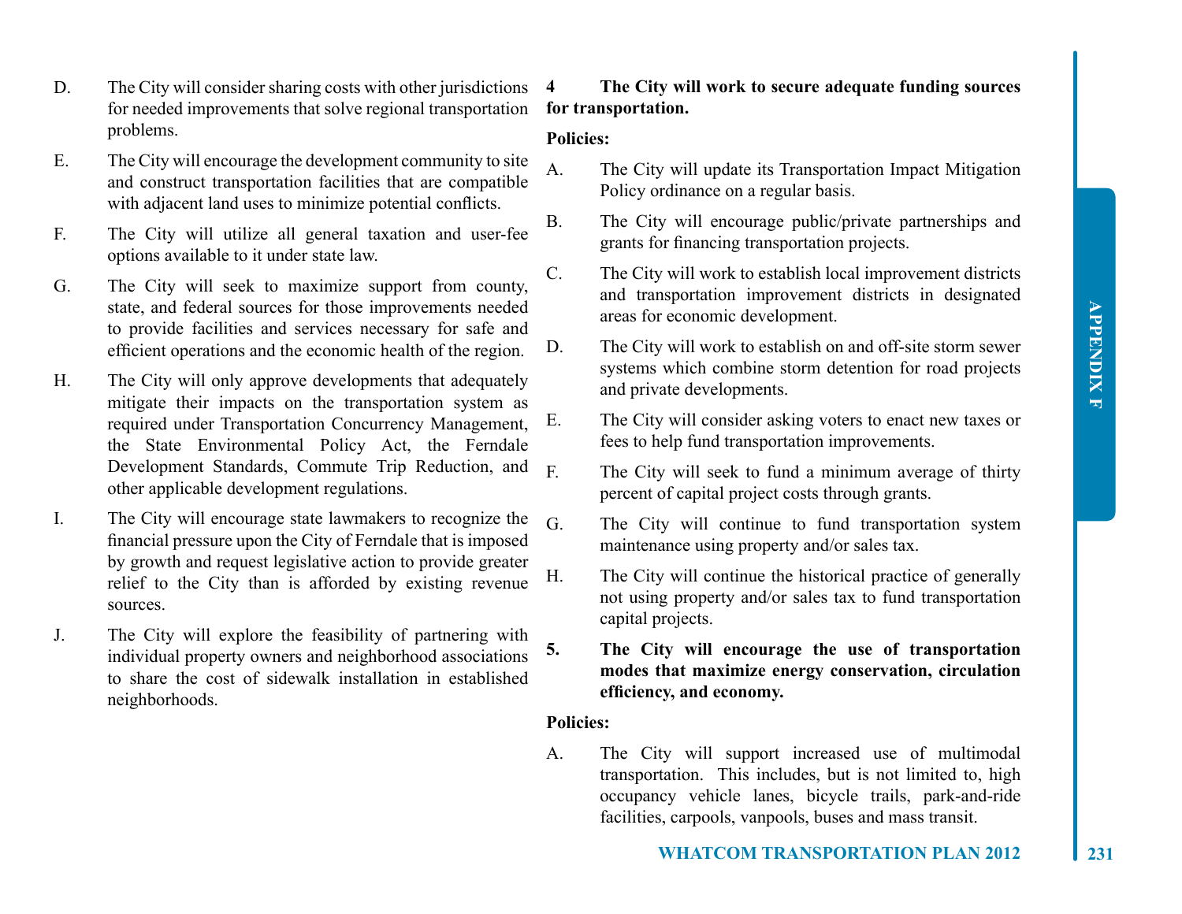D. The City will consider sharing costs with other jurisdictions for needed improvements that solve regional transportation problems.

E. The City will encourage the development community to site and construct transportation facilities that are compatible with adjacent land uses to minimize potential conflicts.

F. The City will utilize all general taxation and user-fee options available to it under state law.

G. The City will seek to maximize support from county, state, and federal sources for those improvements needed to provide facilities and services necessary for safe and efficient operations and the economic health of the region.

H. The City will only approve developments that adequately mitigate their impacts on the transportation system as required under Transportation Concurrency Management, the State Environmental Policy Act, the Ferndale Development Standards, Commute Trip Reduction, and other applicable development regulations.

I. The City will encourage state lawmakers to recognize the financial pressure upon the City of Ferndale that is imposed by growth and request legislative action to provide greater relief to the City than is afforded by existing revenue sources.

J. The City will explore the feasibility of partnering with individual property owners and neighborhood associations to share the cost of sidewalk installation in established neighborhoods.

**4 The City will work to secure adequate funding sources for transportation.**

**Policies:**

A. The City will update its Transportation Impact Mitigation Policy ordinance on a regular basis.

B. The City will encourage public/private partnerships and grants for financing transportation projects.

C. The City will work to establish local improvement districts and transportation improvement districts in designated areas for economic development.

D. The City will work to establish on and off-site storm sewer systems which combine storm detention for road projects and private developments.

E. The City will consider asking voters to enact new taxes or fees to help fund transportation improvements.

F. The City will seek to fund a minimum average of thirty percent of capital project costs through grants.

G. The City will continue to fund transportation system maintenance using property and/or sales tax.

H. The City will continue the historical practice of generally not using property and/or sales tax to fund transportation capital projects.

**5. The City will encourage the use of transportation modes that maximize energy conservation, circulation efficiency, and economy.**

**Policies:**

A. The City will support increased use of multimodal transportation. This includes, but is not limited to, high occupancy vehicle lanes, bicycle trails, park-and-ride facilities, carpools, vanpools, buses and mass transit.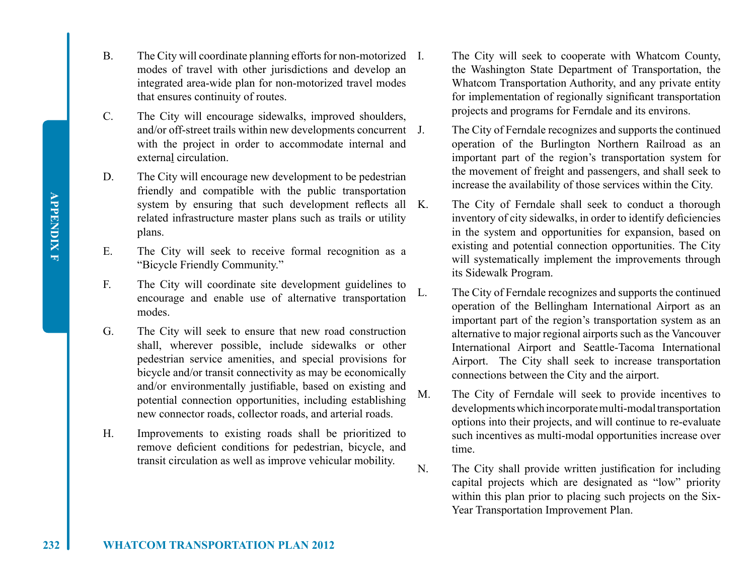B. The City will coordinate planning efforts for non-motorized modes of travel with other jurisdictions and develop an integrated area-wide plan for non-motorized travel modes that ensures continuity of routes.

C. The City will encourage sidewalks, improved shoulders, and/or off-street trails within new developments concurrent with the project in order to accommodate internal and external circulation.

D. The City will encourage new development to be pedestrian friendly and compatible with the public transportation system by ensuring that such development reflects all related infrastructure master plans such as trails or utility plans.

E. The City will seek to receive formal recognition as a "Bicycle Friendly Community."

F. The City will coordinate site development guidelines to encourage and enable use of alternative transportation modes.

G. The City will seek to ensure that new road construction shall, wherever possible, include sidewalks or other pedestrian service amenities, and special provisions for bicycle and/or transit connectivity as may be economically and/or environmentally justifiable, based on existing and potential connection opportunities, including establishing new connector roads, collector roads, and arterial roads.

H. Improvements to existing roads shall be prioritized to remove deficient conditions for pedestrian, bicycle, and transit circulation as well as improve vehicular mobility.

I. The City will seek to cooperate with Whatcom County, the Washington State Department of Transportation, the Whatcom Transportation Authority, and any private entity for implementation of regionally significant transportation projects and programs for Ferndale and its environs.

J. The City of Ferndale recognizes and supports the continued operation of the Burlington Northern Railroad as an important part of the region's transportation system for the movement of freight and passengers, and shall seek to increase the availability of those services within the City.

K. The City of Ferndale shall seek to conduct a thorough inventory of city sidewalks, in order to identify deficiencies in the system and opportunities for expansion, based on existing and potential connection opportunities. The City will systematically implement the improvements through its Sidewalk Program.

L. The City of Ferndale recognizes and supports the continued operation of the Bellingham International Airport as an important part of the region's transportation system as an alternative to major regional airports such as the Vancouver International Airport and Seattle-Tacoma International Airport. The City shall seek to increase transportation connections between the City and the airport.

M. The City of Ferndale will seek to provide incentives to developments which incorporate multi-modal transportation options into their projects, and will continue to re-evaluate such incentives as multi-modal opportunities increase over time.

N. The City shall provide written justification for including capital projects which are designated as "low" priority within this plan prior to placing such projects on the Six-Year Transportation Improvement Plan.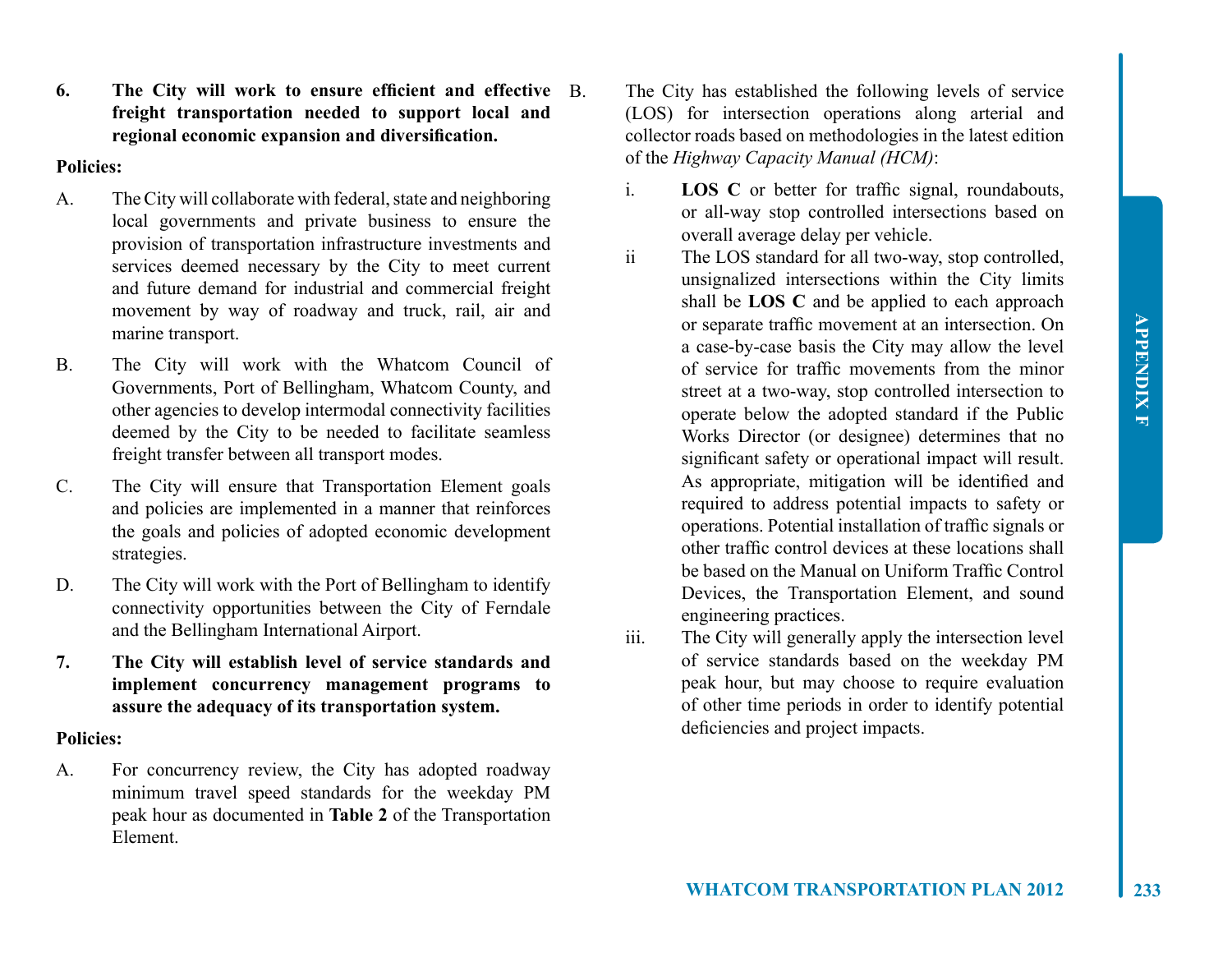**6. The City will work to ensure efficient and effective freight transportation needed to support local and regional economic expansion and diversification.**

**Policies:**

A. The City will collaborate with federal, state and neighboring local governments and private business to ensure the provision of transportation infrastructure investments and services deemed necessary by the City to meet current and future demand for industrial and commercial freight movement by way of roadway and truck, rail, air and marine transport.

B. The City will work with the Whatcom Council of Governments, Port of Bellingham, Whatcom County, and other agencies to develop intermodal connectivity facilities deemed by the City to be needed to facilitate seamless freight transfer between all transport modes.

C. The City will ensure that Transportation Element goals and policies are implemented in a manner that reinforces the goals and policies of adopted economic development strategies.

D. The City will work with the Port of Bellingham to identify connectivity opportunities between the City of Ferndale and the Bellingham International Airport.

**7. The City will establish level of service standards and implement concurrency management programs to assure the adequacy of its transportation system.**

**Policies:**

A. For concurrency review, the City has adopted roadway minimum travel speed standards for the weekday PM peak hour as documented in **Table 2** of the Transportation Element.

B. The City has established the following levels of service (LOS) for intersection operations along arterial and collector roads based on methodologies in the latest edition of the *Highway Capacity Manual (HCM)*:

i. **LOS C** or better for traffic signal, roundabouts, or all-way stop controlled intersections based on overall average delay per vehicle.

ii The LOS standard for all two-way, stop controlled, unsignalized intersections within the City limits shall be **LOS C** and be applied to each approach or separate traffic movement at an intersection. On a case-by-case basis the City may allow the level of service for traffic movements from the minor street at a two-way, stop controlled intersection to operate below the adopted standard if the Public Works Director (or designee) determines that no significant safety or operational impact will result. As appropriate, mitigation will be identified and required to address potential impacts to safety or operations. Potential installation of traffic signals or other traffic control devices at these locations shall be based on the Manual on Uniform Traffic Control Devices, the Transportation Element, and sound engineering practices.

iii. The City will generally apply the intersection level of service standards based on the weekday PM peak hour, but may choose to require evaluation of other time periods in order to identify potential deficiencies and project impacts.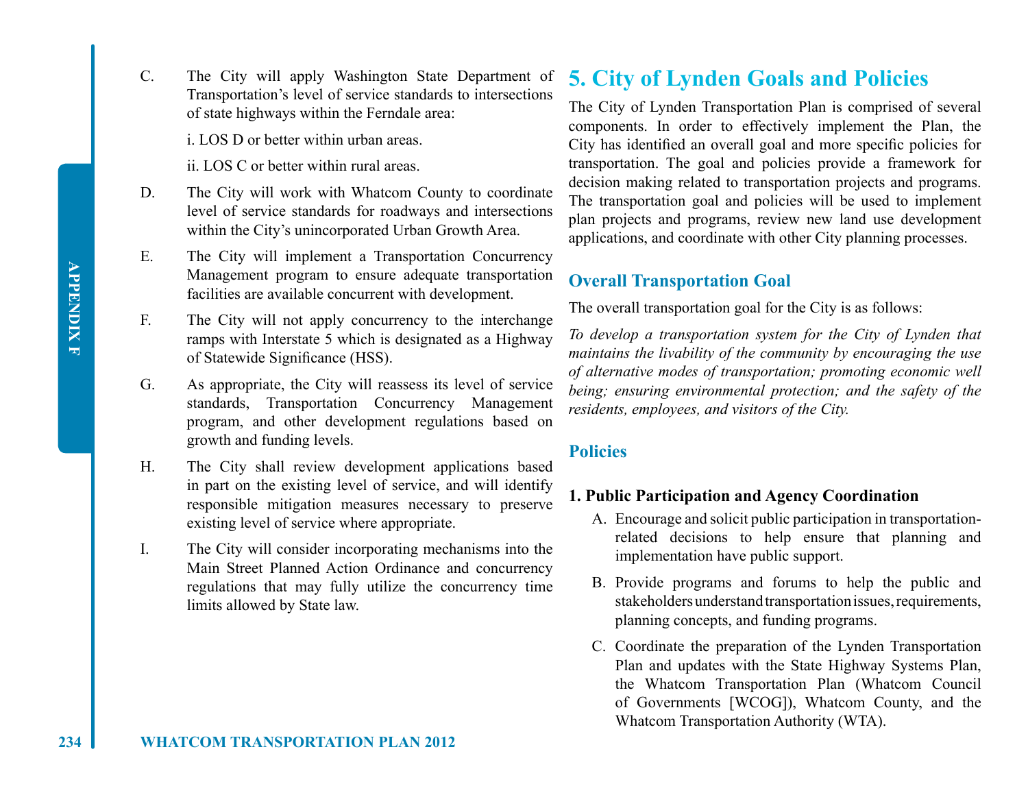C. The City will apply Washington State Department of Transportation's level of service standards to intersections of state highways within the Ferndale area:

   i. LOS D or better within urban areas.

   ii. LOS C or better within rural areas.

D. The City will work with Whatcom County to coordinate level of service standards for roadways and intersections within the City's unincorporated Urban Growth Area.

E. The City will implement a Transportation Concurrency Management program to ensure adequate transportation facilities are available concurrent with development.

F. The City will not apply concurrency to the interchange ramps with Interstate 5 which is designated as a Highway of Statewide Significance (HSS).

G. As appropriate, the City will reassess its level of service standards, Transportation Concurrency Management program, and other development regulations based on growth and funding levels.

H. The City shall review development applications based in part on the existing level of service, and will identify responsible mitigation measures necessary to preserve existing level of service where appropriate.

I. The City will consider incorporating mechanisms into the Main Street Planned Action Ordinance and concurrency regulations that may fully utilize the concurrency time limits allowed by State law.

# 5. City of Lynden Goals and Policies

The City of Lynden Transportation Plan is comprised of several components. In order to effectively implement the Plan, the City has identified an overall goal and more specific policies for transportation. The goal and policies provide a framework for decision making related to transportation projects and programs. The transportation goal and policies will be used to implement plan projects and programs, review new land use development applications, and coordinate with other City planning processes.

## Overall Transportation Goal

The overall transportation goal for the City is as follows:

*To develop a transportation system for the City of Lynden that maintains the livability of the community by encouraging the use of alternative modes of transportation; promoting economic well being; ensuring environmental protection; and the safety of the residents, employees, and visitors of the City.*

## Policies

**1. Public Participation and Agency Coordination**

A. Encourage and solicit public participation in transportation-related decisions to help ensure that planning and implementation have public support.

B. Provide programs and forums to help the public and stakeholders understand transportation issues, requirements, planning concepts, and funding programs.

C. Coordinate the preparation of the Lynden Transportation Plan and updates with the State Highway Systems Plan, the Whatcom Transportation Plan (Whatcom Council of Governments [WCOG]), Whatcom County, and the Whatcom Transportation Authority (WTA).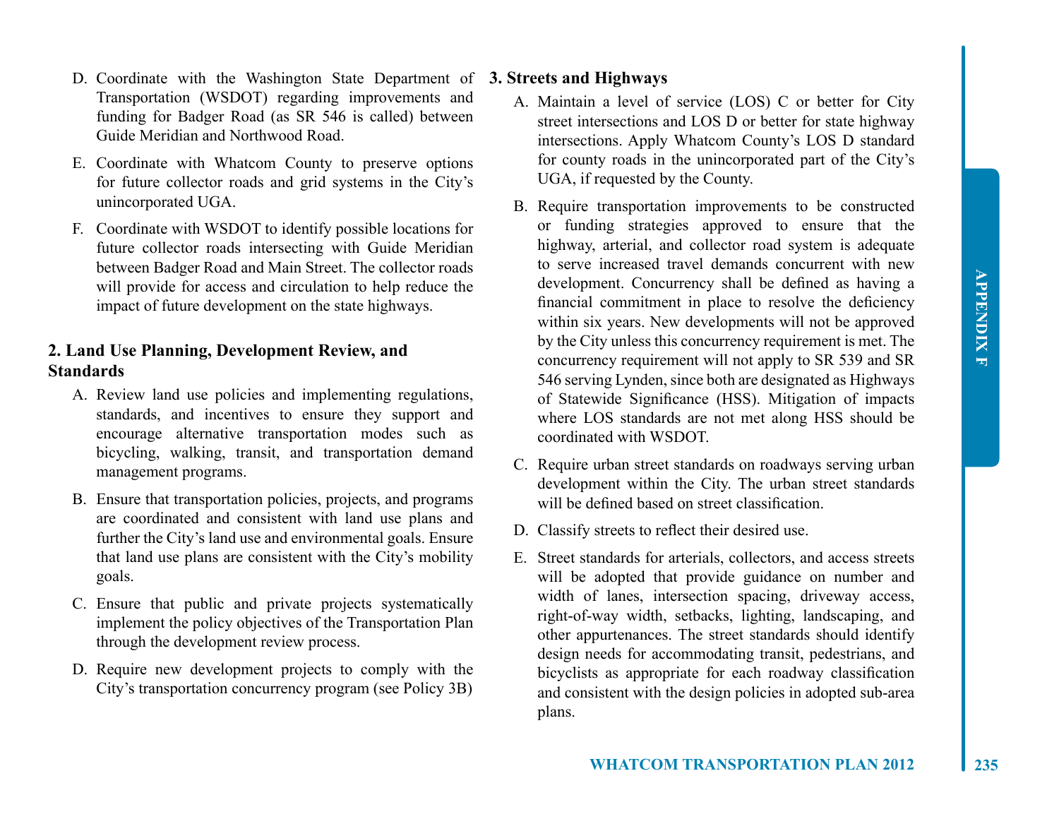D. Coordinate with the Washington State Department of Transportation (WSDOT) regarding improvements and funding for Badger Road (as SR 546 is called) between Guide Meridian and Northwood Road.

E. Coordinate with Whatcom County to preserve options for future collector roads and grid systems in the City's unincorporated UGA.

F. Coordinate with WSDOT to identify possible locations for future collector roads intersecting with Guide Meridian between Badger Road and Main Street. The collector roads will provide for access and circulation to help reduce the impact of future development on the state highways.

## 2. Land Use Planning, Development Review, and Standards

A. Review land use policies and implementing regulations, standards, and incentives to ensure they support and encourage alternative transportation modes such as bicycling, walking, transit, and transportation demand management programs.

B. Ensure that transportation policies, projects, and programs are coordinated and consistent with land use plans and further the City's land use and environmental goals. Ensure that land use plans are consistent with the City's mobility goals.

C. Ensure that public and private projects systematically implement the policy objectives of the Transportation Plan through the development review process.

D. Require new development projects to comply with the City's transportation concurrency program (see Policy 3B)

## 3. Streets and Highways

A. Maintain a level of service (LOS) C or better for City street intersections and LOS D or better for state highway intersections. Apply Whatcom County's LOS D standard for county roads in the unincorporated part of the City's UGA, if requested by the County.

B. Require transportation improvements to be constructed or funding strategies approved to ensure that the highway, arterial, and collector road system is adequate to serve increased travel demands concurrent with new development. Concurrency shall be defined as having a financial commitment in place to resolve the deficiency within six years. New developments will not be approved by the City unless this concurrency requirement is met. The concurrency requirement will not apply to SR 539 and SR 546 serving Lynden, since both are designated as Highways of Statewide Significance (HSS). Mitigation of impacts where LOS standards are not met along HSS should be coordinated with WSDOT.

C. Require urban street standards on roadways serving urban development within the City. The urban street standards will be defined based on street classification.

D. Classify streets to reflect their desired use.

E. Street standards for arterials, collectors, and access streets will be adopted that provide guidance on number and width of lanes, intersection spacing, driveway access, right-of-way width, setbacks, lighting, landscaping, and other appurtenances. The street standards should identify design needs for accommodating transit, pedestrians, and bicyclists as appropriate for each roadway classification and consistent with the design policies in adopted sub-area plans.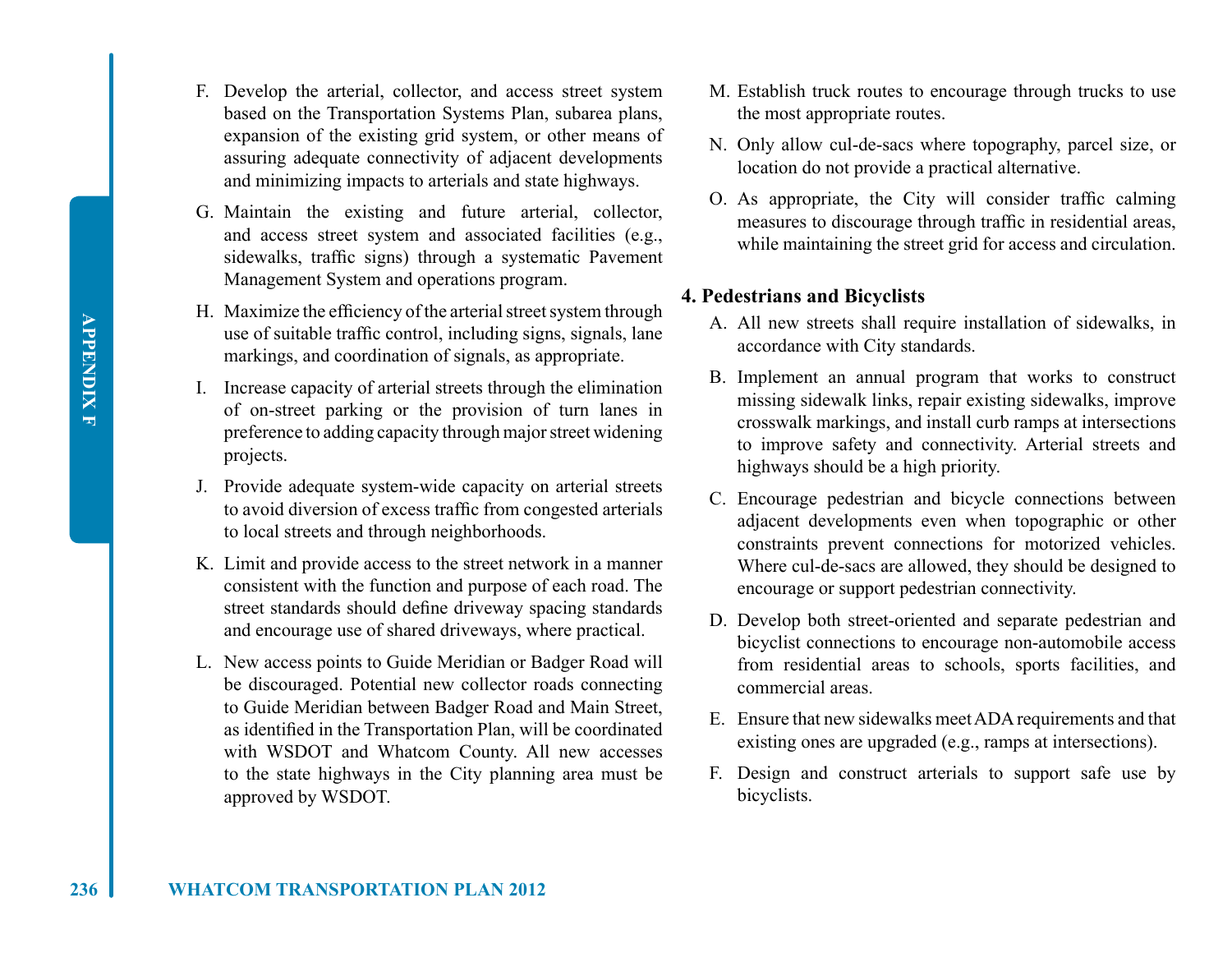F. Develop the arterial, collector, and access street system based on the Transportation Systems Plan, subarea plans, expansion of the existing grid system, or other means of assuring adequate connectivity of adjacent developments and minimizing impacts to arterials and state highways.

G. Maintain the existing and future arterial, collector, and access street system and associated facilities (e.g., sidewalks, traffic signs) through a systematic Pavement Management System and operations program.

H. Maximize the efficiency of the arterial street system through use of suitable traffic control, including signs, signals, lane markings, and coordination of signals, as appropriate.

I. Increase capacity of arterial streets through the elimination of on-street parking or the provision of turn lanes in preference to adding capacity through major street widening projects.

J. Provide adequate system-wide capacity on arterial streets to avoid diversion of excess traffic from congested arterials to local streets and through neighborhoods.

K. Limit and provide access to the street network in a manner consistent with the function and purpose of each road. The street standards should define driveway spacing standards and encourage use of shared driveways, where practical.

L. New access points to Guide Meridian or Badger Road will be discouraged. Potential new collector roads connecting to Guide Meridian between Badger Road and Main Street, as identified in the Transportation Plan, will be coordinated with WSDOT and Whatcom County. All new accesses to the state highways in the City planning area must be approved by WSDOT.

M. Establish truck routes to encourage through trucks to use the most appropriate routes.

N. Only allow cul-de-sacs where topography, parcel size, or location do not provide a practical alternative.

O. As appropriate, the City will consider traffic calming measures to discourage through traffic in residential areas, while maintaining the street grid for access and circulation.

**4. Pedestrians and Bicyclists**

A. All new streets shall require installation of sidewalks, in accordance with City standards.

B. Implement an annual program that works to construct missing sidewalk links, repair existing sidewalks, improve crosswalk markings, and install curb ramps at intersections to improve safety and connectivity. Arterial streets and highways should be a high priority.

C. Encourage pedestrian and bicycle connections between adjacent developments even when topographic or other constraints prevent connections for motorized vehicles. Where cul-de-sacs are allowed, they should be designed to encourage or support pedestrian connectivity.

D. Develop both street-oriented and separate pedestrian and bicyclist connections to encourage non-automobile access from residential areas to schools, sports facilities, and commercial areas.

E. Ensure that new sidewalks meet ADA requirements and that existing ones are upgraded (e.g., ramps at intersections).

F. Design and construct arterials to support safe use by bicyclists.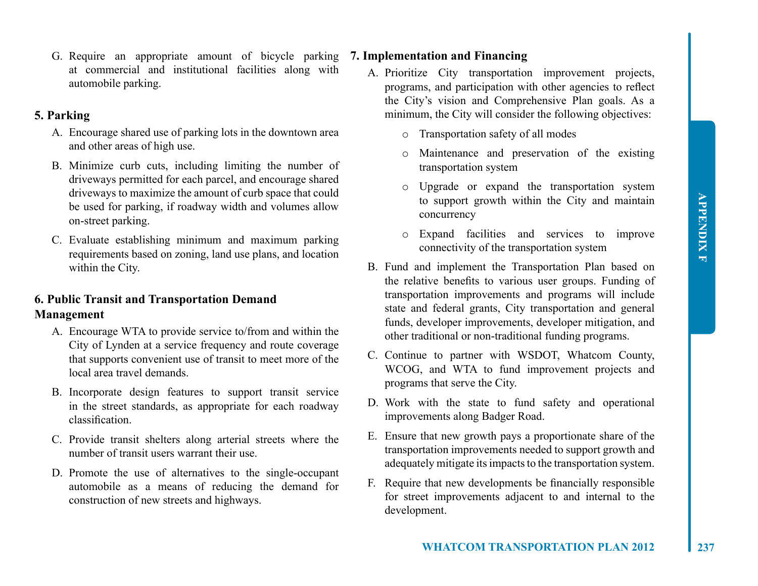G. Require an appropriate amount of bicycle parking at commercial and institutional facilities along with automobile parking.

## 5. Parking

A. Encourage shared use of parking lots in the downtown area and other areas of high use.

B. Minimize curb cuts, including limiting the number of driveways permitted for each parcel, and encourage shared driveways to maximize the amount of curb space that could be used for parking, if roadway width and volumes allow on-street parking.

C. Evaluate establishing minimum and maximum parking requirements based on zoning, land use plans, and location within the City.

## 6. Public Transit and Transportation Demand Management

A. Encourage WTA to provide service to/from and within the City of Lynden at a service frequency and route coverage that supports convenient use of transit to meet more of the local area travel demands.

B. Incorporate design features to support transit service in the street standards, as appropriate for each roadway classification.

C. Provide transit shelters along arterial streets where the number of transit users warrant their use.

D. Promote the use of alternatives to the single-occupant automobile as a means of reducing the demand for construction of new streets and highways.

## 7. Implementation and Financing

A. Prioritize City transportation improvement projects, programs, and participation with other agencies to reflect the City's vision and Comprehensive Plan goals. As a minimum, the City will consider the following objectives:

- Transportation safety of all modes
- Maintenance and preservation of the existing transportation system
- Upgrade or expand the transportation system to support growth within the City and maintain concurrency
- Expand facilities and services to improve connectivity of the transportation system

B. Fund and implement the Transportation Plan based on the relative benefits to various user groups. Funding of transportation improvements and programs will include state and federal grants, City transportation and general funds, developer improvements, developer mitigation, and other traditional or non-traditional funding programs.

C. Continue to partner with WSDOT, Whatcom County, WCOG, and WTA to fund improvement projects and programs that serve the City.

D. Work with the state to fund safety and operational improvements along Badger Road.

E. Ensure that new growth pays a proportionate share of the transportation improvements needed to support growth and adequately mitigate its impacts to the transportation system.

F. Require that new developments be financially responsible for street improvements adjacent to and internal to the development.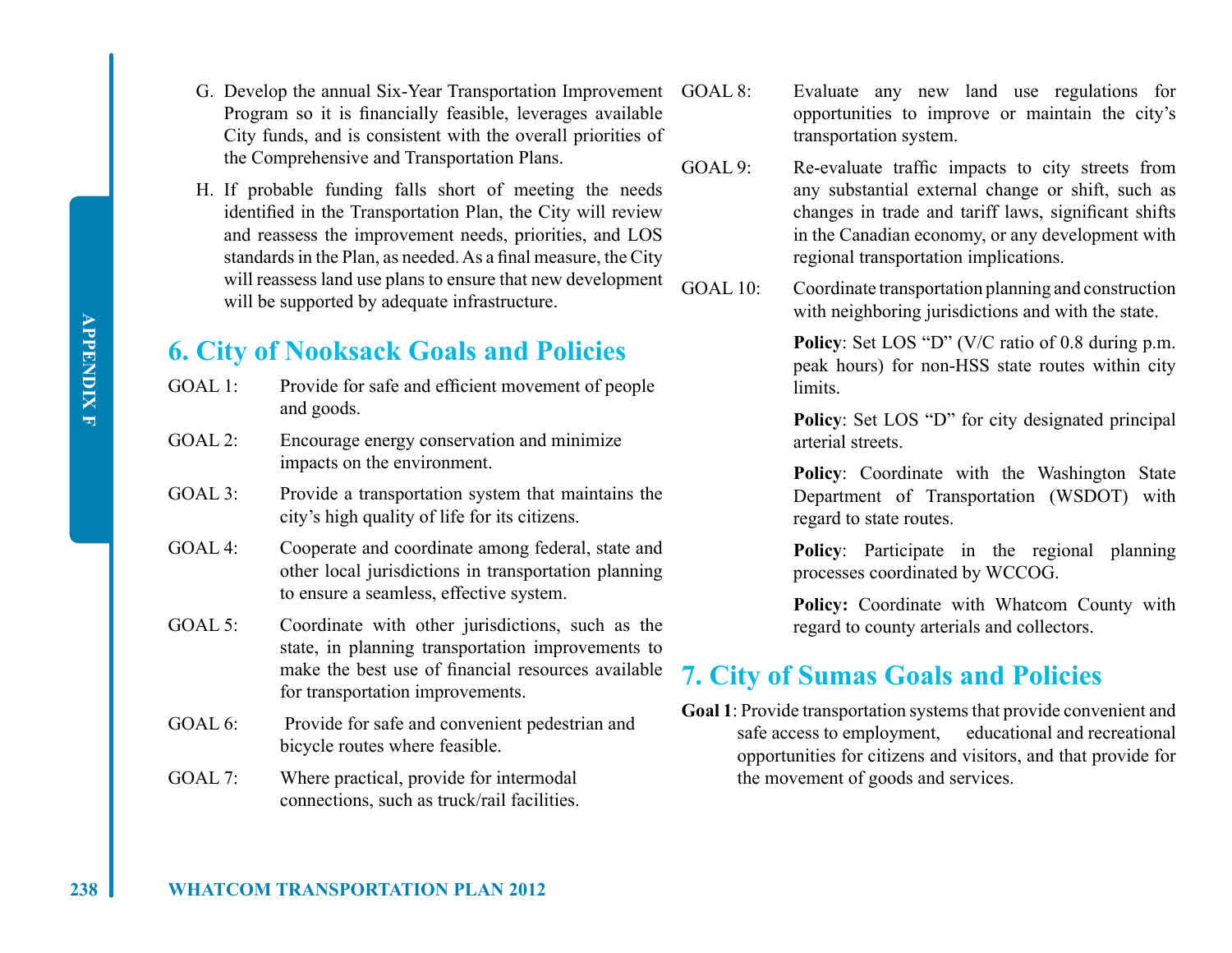G. Develop the annual Six-Year Transportation Improvement Program so it is financially feasible, leverages available City funds, and is consistent with the overall priorities of the Comprehensive and Transportation Plans.

H. If probable funding falls short of meeting the needs identified in the Transportation Plan, the City will review and reassess the improvement needs, priorities, and LOS standards in the Plan, as needed. As a final measure, the City will reassess land use plans to ensure that new development will be supported by adequate infrastructure.

## 6. City of Nooksack Goals and Policies

GOAL 1: Provide for safe and efficient movement of people and goods.

GOAL 2: Encourage energy conservation and minimize impacts on the environment.

GOAL 3: Provide a transportation system that maintains the city's high quality of life for its citizens.

GOAL 4: Cooperate and coordinate among federal, state and other local jurisdictions in transportation planning to ensure a seamless, effective system.

GOAL 5: Coordinate with other jurisdictions, such as the state, in planning transportation improvements to make the best use of financial resources available for transportation improvements.

GOAL 6: Provide for safe and convenient pedestrian and bicycle routes where feasible.

GOAL 7: Where practical, provide for intermodal connections, such as truck/rail facilities.

GOAL 8: Evaluate any new land use regulations for opportunities to improve or maintain the city's transportation system.

GOAL 9: Re-evaluate traffic impacts to city streets from any substantial external change or shift, such as changes in trade and tariff laws, significant shifts in the Canadian economy, or any development with regional transportation implications.

GOAL 10: Coordinate transportation planning and construction with neighboring jurisdictions and with the state.

**Policy**: Set LOS "D" (V/C ratio of 0.8 during p.m. peak hours) for non-HSS state routes within city limits.

**Policy**: Set LOS "D" for city designated principal arterial streets.

**Policy**: Coordinate with the Washington State Department of Transportation (WSDOT) with regard to state routes.

**Policy**: Participate in the regional planning processes coordinated by WCCOG.

**Policy:** Coordinate with Whatcom County with regard to county arterials and collectors.

## 7. City of Sumas Goals and Policies

**Goal 1**: Provide transportation systems that provide convenient and safe access to employment, educational and recreational opportunities for citizens and visitors, and that provide for the movement of goods and services.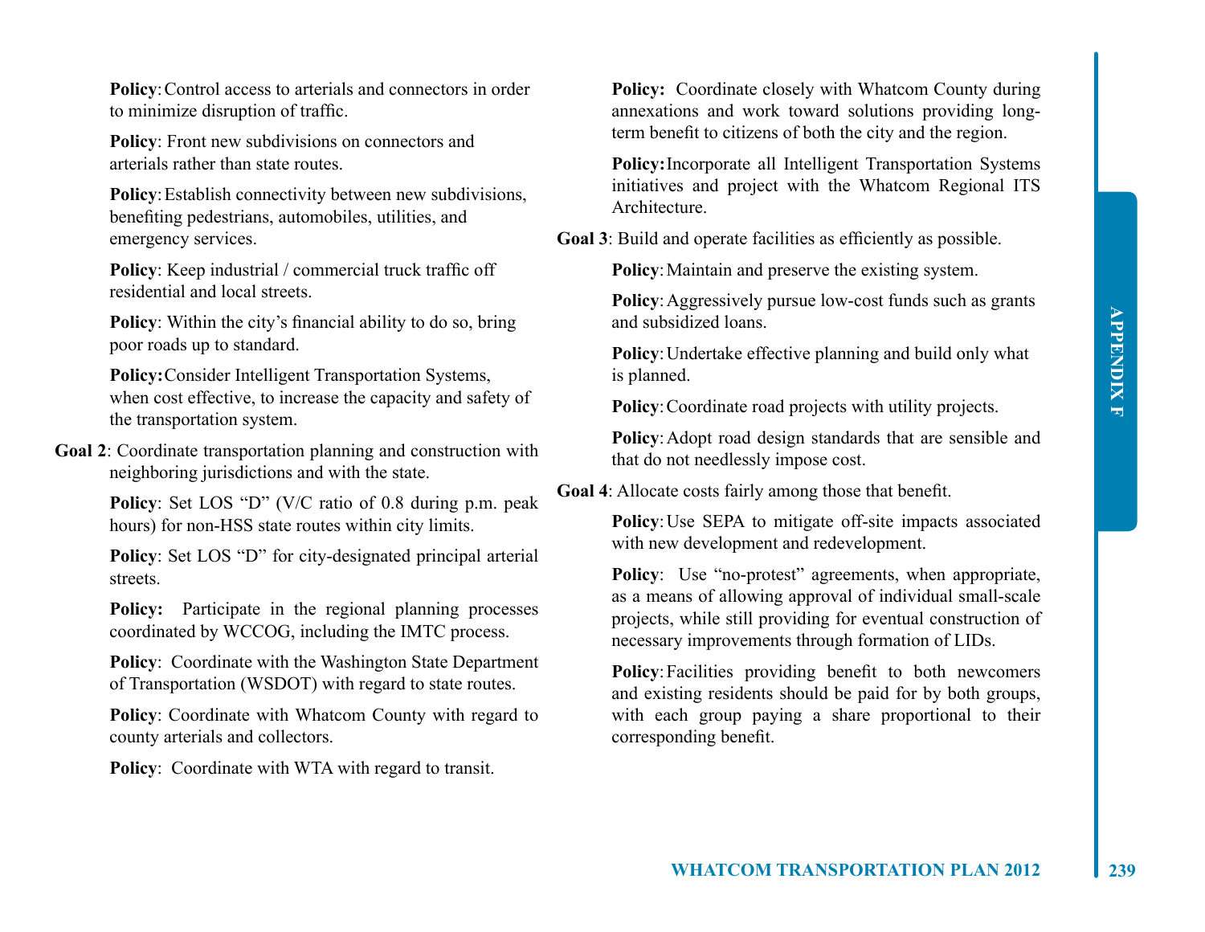**Policy**: Control access to arterials and connectors in order to minimize disruption of traffic.

**Policy**: Front new subdivisions on connectors and arterials rather than state routes.

**Policy**: Establish connectivity between new subdivisions, benefiting pedestrians, automobiles, utilities, and emergency services.

**Policy**: Keep industrial / commercial truck traffic off residential and local streets.

**Policy**: Within the city's financial ability to do so, bring poor roads up to standard.

**Policy:** Consider Intelligent Transportation Systems, when cost effective, to increase the capacity and safety of the transportation system.

**Goal 2**: Coordinate transportation planning and construction with neighboring jurisdictions and with the state.

**Policy**: Set LOS "D" (V/C ratio of 0.8 during p.m. peak hours) for non-HSS state routes within city limits.

**Policy**: Set LOS "D" for city-designated principal arterial streets.

**Policy:** Participate in the regional planning processes coordinated by WCCOG, including the IMTC process.

**Policy**: Coordinate with the Washington State Department of Transportation (WSDOT) with regard to state routes.

**Policy**: Coordinate with Whatcom County with regard to county arterials and collectors.

**Policy**: Coordinate with WTA with regard to transit.

**Policy:** Coordinate closely with Whatcom County during annexations and work toward solutions providing long-term benefit to citizens of both the city and the region.

**Policy:** Incorporate all Intelligent Transportation Systems initiatives and project with the Whatcom Regional ITS Architecture.

**Goal 3**: Build and operate facilities as efficiently as possible.

**Policy**: Maintain and preserve the existing system.

**Policy**: Aggressively pursue low-cost funds such as grants and subsidized loans.

**Policy**: Undertake effective planning and build only what is planned.

**Policy**: Coordinate road projects with utility projects.

**Policy**: Adopt road design standards that are sensible and that do not needlessly impose cost.

**Goal 4**: Allocate costs fairly among those that benefit.

**Policy**: Use SEPA to mitigate off-site impacts associated with new development and redevelopment.

**Policy**: Use "no-protest" agreements, when appropriate, as a means of allowing approval of individual small-scale projects, while still providing for eventual construction of necessary improvements through formation of LIDs.

**Policy**: Facilities providing benefit to both newcomers and existing residents should be paid for by both groups, with each group paying a share proportional to their corresponding benefit.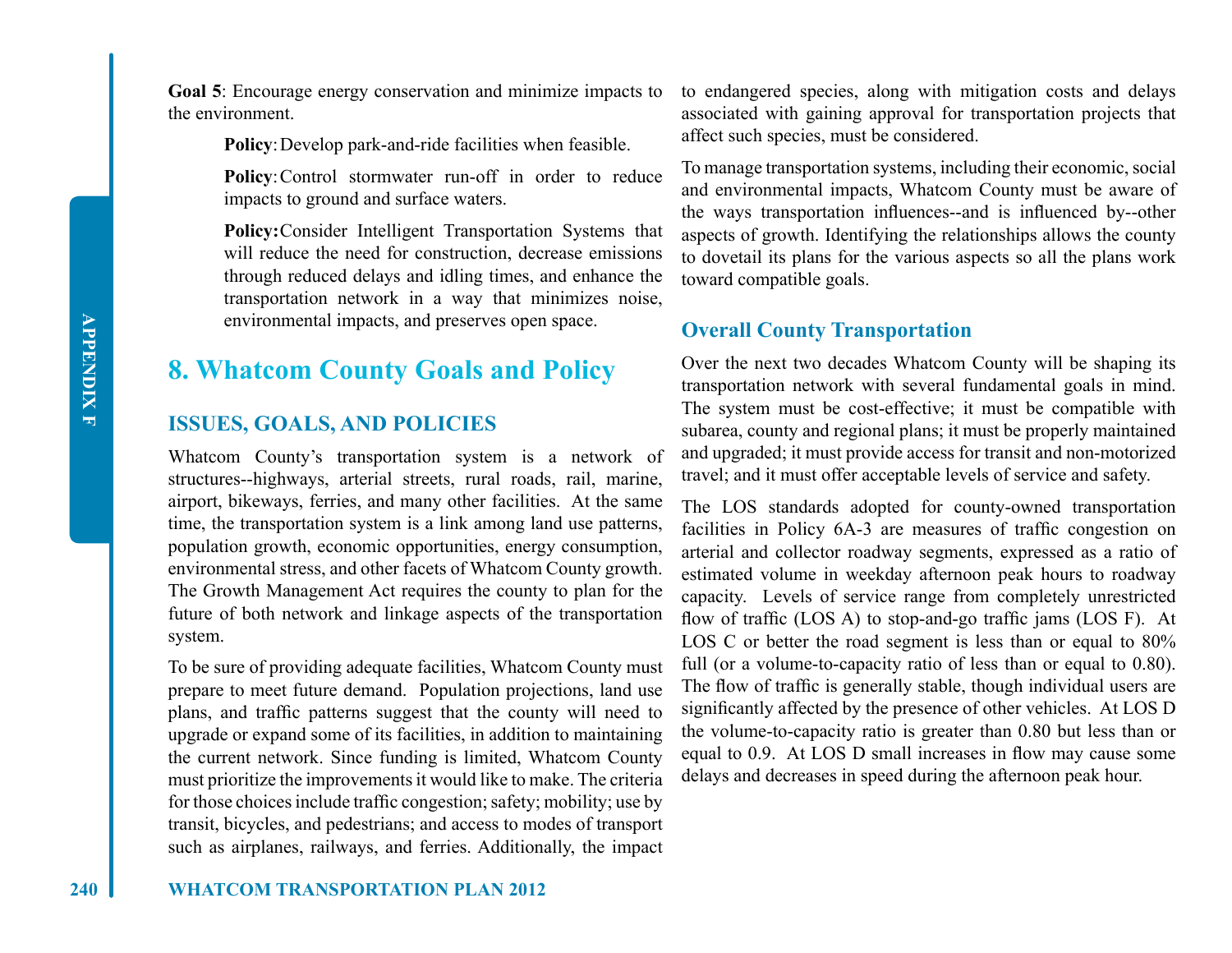**Goal 5**: Encourage energy conservation and minimize impacts to the environment.

> **Policy**: Develop park-and-ride facilities when feasible.
>
> **Policy**: Control stormwater run-off in order to reduce impacts to ground and surface waters.
>
> **Policy:** Consider Intelligent Transportation Systems that will reduce the need for construction, decrease emissions through reduced delays and idling times, and enhance the transportation network in a way that minimizes noise, environmental impacts, and preserves open space.

# 8. Whatcom County Goals and Policy

## ISSUES, GOALS, AND POLICIES

Whatcom County's transportation system is a network of structures--highways, arterial streets, rural roads, rail, marine, airport, bikeways, ferries, and many other facilities. At the same time, the transportation system is a link among land use patterns, population growth, economic opportunities, energy consumption, environmental stress, and other facets of Whatcom County growth. The Growth Management Act requires the county to plan for the future of both network and linkage aspects of the transportation system.

To be sure of providing adequate facilities, Whatcom County must prepare to meet future demand. Population projections, land use plans, and traffic patterns suggest that the county will need to upgrade or expand some of its facilities, in addition to maintaining the current network. Since funding is limited, Whatcom County must prioritize the improvements it would like to make. The criteria for those choices include traffic congestion; safety; mobility; use by transit, bicycles, and pedestrians; and access to modes of transport such as airplanes, railways, and ferries. Additionally, the impact to endangered species, along with mitigation costs and delays associated with gaining approval for transportation projects that affect such species, must be considered.

To manage transportation systems, including their economic, social and environmental impacts, Whatcom County must be aware of the ways transportation influences--and is influenced by--other aspects of growth. Identifying the relationships allows the county to dovetail its plans for the various aspects so all the plans work toward compatible goals.

### Overall County Transportation

Over the next two decades Whatcom County will be shaping its transportation network with several fundamental goals in mind. The system must be cost-effective; it must be compatible with subarea, county and regional plans; it must be properly maintained and upgraded; it must provide access for transit and non-motorized travel; and it must offer acceptable levels of service and safety.

The LOS standards adopted for county-owned transportation facilities in Policy 6A-3 are measures of traffic congestion on arterial and collector roadway segments, expressed as a ratio of estimated volume in weekday afternoon peak hours to roadway capacity. Levels of service range from completely unrestricted flow of traffic (LOS A) to stop-and-go traffic jams (LOS F). At LOS C or better the road segment is less than or equal to 80% full (or a volume-to-capacity ratio of less than or equal to 0.80). The flow of traffic is generally stable, though individual users are significantly affected by the presence of other vehicles. At LOS D the volume-to-capacity ratio is greater than 0.80 but less than or equal to 0.9. At LOS D small increases in flow may cause some delays and decreases in speed during the afternoon peak hour.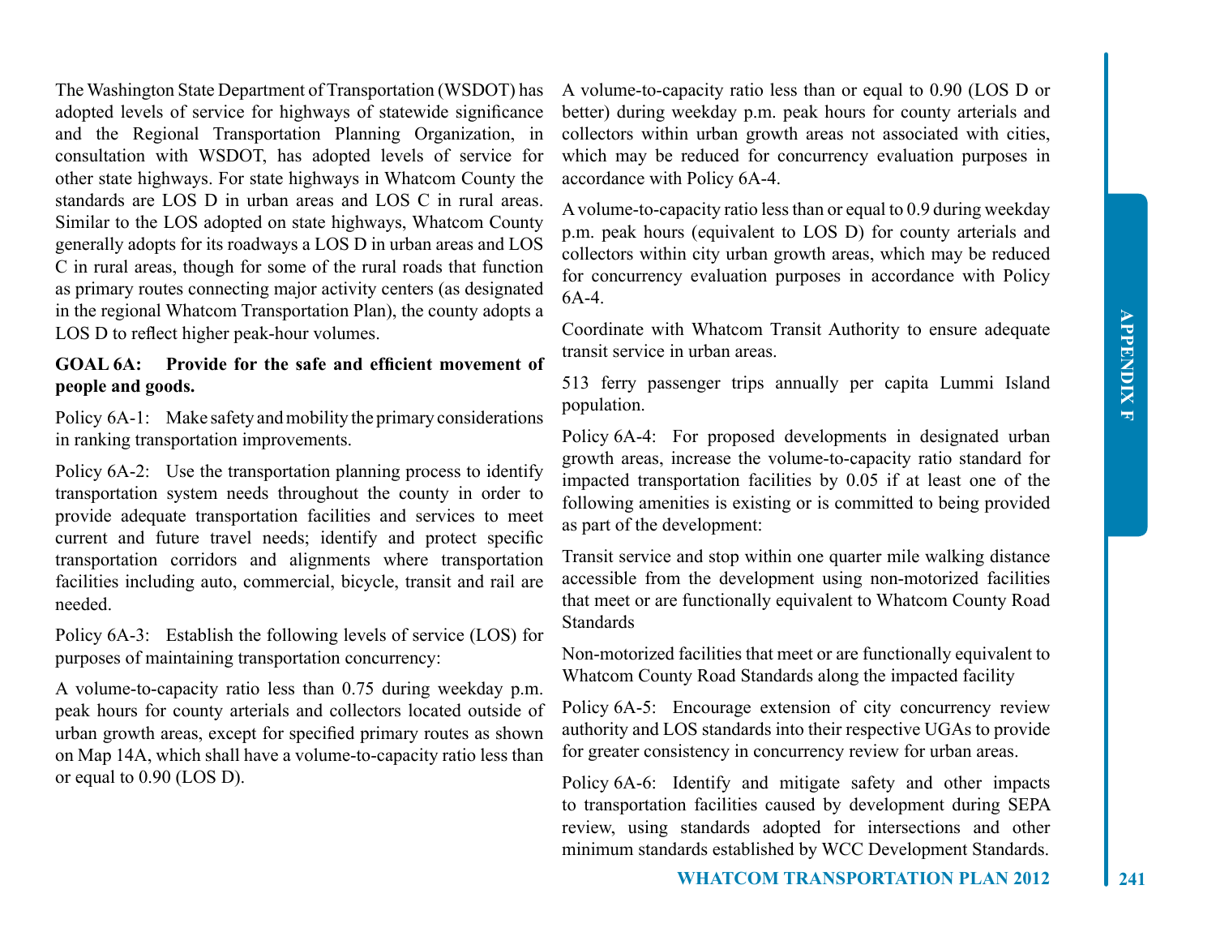The Washington State Department of Transportation (WSDOT) has adopted levels of service for highways of statewide significance and the Regional Transportation Planning Organization, in consultation with WSDOT, has adopted levels of service for other state highways. For state highways in Whatcom County the standards are LOS D in urban areas and LOS C in rural areas. Similar to the LOS adopted on state highways, Whatcom County generally adopts for its roadways a LOS D in urban areas and LOS C in rural areas, though for some of the rural roads that function as primary routes connecting major activity centers (as designated in the regional Whatcom Transportation Plan), the county adopts a LOS D to reflect higher peak-hour volumes.

**GOAL 6A: Provide for the safe and efficient movement of people and goods.**

Policy 6A-1: Make safety and mobility the primary considerations in ranking transportation improvements.

Policy 6A-2: Use the transportation planning process to identify transportation system needs throughout the county in order to provide adequate transportation facilities and services to meet current and future travel needs; identify and protect specific transportation corridors and alignments where transportation facilities including auto, commercial, bicycle, transit and rail are needed.

Policy 6A-3: Establish the following levels of service (LOS) for purposes of maintaining transportation concurrency:

A volume-to-capacity ratio less than 0.75 during weekday p.m. peak hours for county arterials and collectors located outside of urban growth areas, except for specified primary routes as shown on Map 14A, which shall have a volume-to-capacity ratio less than or equal to 0.90 (LOS D).

A volume-to-capacity ratio less than or equal to 0.90 (LOS D or better) during weekday p.m. peak hours for county arterials and collectors within urban growth areas not associated with cities, which may be reduced for concurrency evaluation purposes in accordance with Policy 6A-4.

A volume-to-capacity ratio less than or equal to 0.9 during weekday p.m. peak hours (equivalent to LOS D) for county arterials and collectors within city urban growth areas, which may be reduced for concurrency evaluation purposes in accordance with Policy 6A-4.

Coordinate with Whatcom Transit Authority to ensure adequate transit service in urban areas.

513 ferry passenger trips annually per capita Lummi Island population.

Policy 6A-4: For proposed developments in designated urban growth areas, increase the volume-to-capacity ratio standard for impacted transportation facilities by 0.05 if at least one of the following amenities is existing or is committed to being provided as part of the development:

Transit service and stop within one quarter mile walking distance accessible from the development using non-motorized facilities that meet or are functionally equivalent to Whatcom County Road Standards

Non-motorized facilities that meet or are functionally equivalent to Whatcom County Road Standards along the impacted facility

Policy 6A-5: Encourage extension of city concurrency review authority and LOS standards into their respective UGAs to provide for greater consistency in concurrency review for urban areas.

Policy 6A-6: Identify and mitigate safety and other impacts to transportation facilities caused by development during SEPA review, using standards adopted for intersections and other minimum standards established by WCC Development Standards.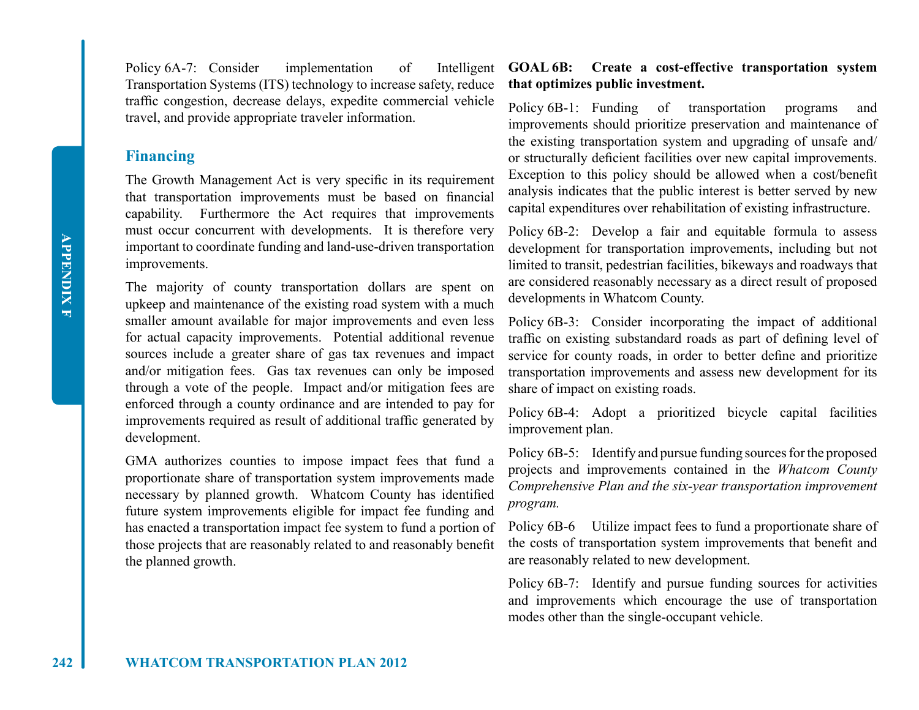Policy 6A-7: Consider implementation of Intelligent Transportation Systems (ITS) technology to increase safety, reduce traffic congestion, decrease delays, expedite commercial vehicle travel, and provide appropriate traveler information.

## Financing

The Growth Management Act is very specific in its requirement that transportation improvements must be based on financial capability. Furthermore the Act requires that improvements must occur concurrent with developments. It is therefore very important to coordinate funding and land-use-driven transportation improvements.

The majority of county transportation dollars are spent on upkeep and maintenance of the existing road system with a much smaller amount available for major improvements and even less for actual capacity improvements. Potential additional revenue sources include a greater share of gas tax revenues and impact and/or mitigation fees. Gas tax revenues can only be imposed through a vote of the people. Impact and/or mitigation fees are enforced through a county ordinance and are intended to pay for improvements required as result of additional traffic generated by development.

GMA authorizes counties to impose impact fees that fund a proportionate share of transportation system improvements made necessary by planned growth. Whatcom County has identified future system improvements eligible for impact fee funding and has enacted a transportation impact fee system to fund a portion of those projects that are reasonably related to and reasonably benefit the planned growth.

**GOAL 6B: Create a cost-effective transportation system that optimizes public investment.**

Policy 6B-1: Funding of transportation programs and improvements should prioritize preservation and maintenance of the existing transportation system and upgrading of unsafe and/or structurally deficient facilities over new capital improvements. Exception to this policy should be allowed when a cost/benefit analysis indicates that the public interest is better served by new capital expenditures over rehabilitation of existing infrastructure.

Policy 6B-2: Develop a fair and equitable formula to assess development for transportation improvements, including but not limited to transit, pedestrian facilities, bikeways and roadways that are considered reasonably necessary as a direct result of proposed developments in Whatcom County.

Policy 6B-3: Consider incorporating the impact of additional traffic on existing substandard roads as part of defining level of service for county roads, in order to better define and prioritize transportation improvements and assess new development for its share of impact on existing roads.

Policy 6B-4: Adopt a prioritized bicycle capital facilities improvement plan.

Policy 6B-5: Identify and pursue funding sources for the proposed projects and improvements contained in the *Whatcom County Comprehensive Plan and the six-year transportation improvement program.*

Policy 6B-6 Utilize impact fees to fund a proportionate share of the costs of transportation system improvements that benefit and are reasonably related to new development.

Policy 6B-7: Identify and pursue funding sources for activities and improvements which encourage the use of transportation modes other than the single-occupant vehicle.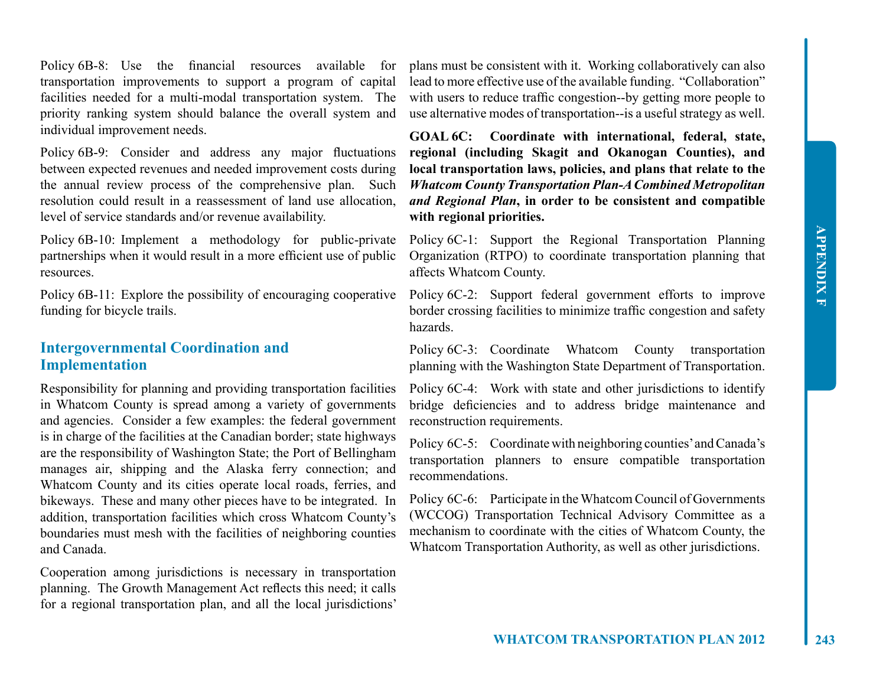Policy 6B-8: Use the financial resources available for transportation improvements to support a program of capital facilities needed for a multi-modal transportation system. The priority ranking system should balance the overall system and individual improvement needs.

Policy 6B-9: Consider and address any major fluctuations between expected revenues and needed improvement costs during the annual review process of the comprehensive plan. Such resolution could result in a reassessment of land use allocation, level of service standards and/or revenue availability.

Policy 6B-10: Implement a methodology for public-private partnerships when it would result in a more efficient use of public resources.

Policy 6B-11: Explore the possibility of encouraging cooperative funding for bicycle trails.

## Intergovernmental Coordination and Implementation

Responsibility for planning and providing transportation facilities in Whatcom County is spread among a variety of governments and agencies. Consider a few examples: the federal government is in charge of the facilities at the Canadian border; state highways are the responsibility of Washington State; the Port of Bellingham manages air, shipping and the Alaska ferry connection; and Whatcom County and its cities operate local roads, ferries, and bikeways. These and many other pieces have to be integrated. In addition, transportation facilities which cross Whatcom County's boundaries must mesh with the facilities of neighboring counties and Canada.

Cooperation among jurisdictions is necessary in transportation planning. The Growth Management Act reflects this need; it calls for a regional transportation plan, and all the local jurisdictions' plans must be consistent with it. Working collaboratively can also lead to more effective use of the available funding. "Collaboration" with users to reduce traffic congestion--by getting more people to use alternative modes of transportation--is a useful strategy as well.

**GOAL 6C: Coordinate with international, federal, state, regional (including Skagit and Okanogan Counties), and local transportation laws, policies, and plans that relate to the *Whatcom County Transportation Plan-A Combined Metropolitan and Regional Plan*, in order to be consistent and compatible with regional priorities.**

Policy 6C-1: Support the Regional Transportation Planning Organization (RTPO) to coordinate transportation planning that affects Whatcom County.

Policy 6C-2: Support federal government efforts to improve border crossing facilities to minimize traffic congestion and safety hazards.

Policy 6C-3: Coordinate Whatcom County transportation planning with the Washington State Department of Transportation.

Policy 6C-4: Work with state and other jurisdictions to identify bridge deficiencies and to address bridge maintenance and reconstruction requirements.

Policy 6C-5: Coordinate with neighboring counties' and Canada's transportation planners to ensure compatible transportation recommendations.

Policy 6C-6: Participate in the Whatcom Council of Governments (WCCOG) Transportation Technical Advisory Committee as a mechanism to coordinate with the cities of Whatcom County, the Whatcom Transportation Authority, as well as other jurisdictions.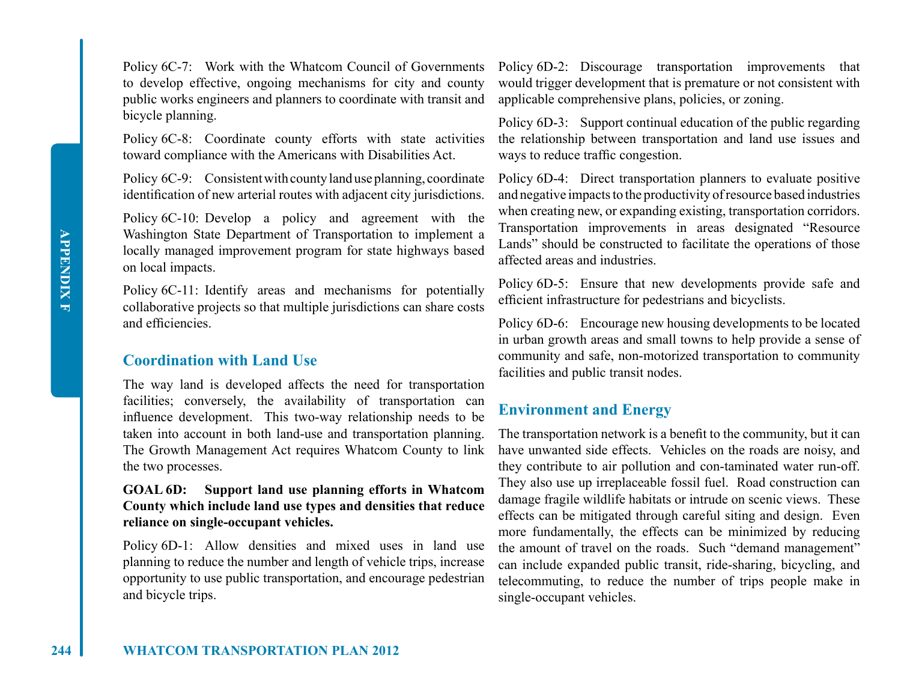Policy 6C-7: Work with the Whatcom Council of Governments to develop effective, ongoing mechanisms for city and county public works engineers and planners to coordinate with transit and bicycle planning.

Policy 6C-8: Coordinate county efforts with state activities toward compliance with the Americans with Disabilities Act.

Policy 6C-9: Consistent with county land use planning, coordinate identification of new arterial routes with adjacent city jurisdictions.

Policy 6C-10: Develop a policy and agreement with the Washington State Department of Transportation to implement a locally managed improvement program for state highways based on local impacts.

Policy 6C-11: Identify areas and mechanisms for potentially collaborative projects so that multiple jurisdictions can share costs and efficiencies.

## Coordination with Land Use

The way land is developed affects the need for transportation facilities; conversely, the availability of transportation can influence development. This two-way relationship needs to be taken into account in both land-use and transportation planning. The Growth Management Act requires Whatcom County to link the two processes.

**GOAL 6D: Support land use planning efforts in Whatcom County which include land use types and densities that reduce reliance on single-occupant vehicles.**

Policy 6D-1: Allow densities and mixed uses in land use planning to reduce the number and length of vehicle trips, increase opportunity to use public transportation, and encourage pedestrian and bicycle trips.

Policy 6D-2: Discourage transportation improvements that would trigger development that is premature or not consistent with applicable comprehensive plans, policies, or zoning.

Policy 6D-3: Support continual education of the public regarding the relationship between transportation and land use issues and ways to reduce traffic congestion.

Policy 6D-4: Direct transportation planners to evaluate positive and negative impacts to the productivity of resource based industries when creating new, or expanding existing, transportation corridors. Transportation improvements in areas designated "Resource Lands" should be constructed to facilitate the operations of those affected areas and industries.

Policy 6D-5: Ensure that new developments provide safe and efficient infrastructure for pedestrians and bicyclists.

Policy 6D-6: Encourage new housing developments to be located in urban growth areas and small towns to help provide a sense of community and safe, non-motorized transportation to community facilities and public transit nodes.

## Environment and Energy

The transportation network is a benefit to the community, but it can have unwanted side effects. Vehicles on the roads are noisy, and they contribute to air pollution and con-taminated water run-off. They also use up irreplaceable fossil fuel. Road construction can damage fragile wildlife habitats or intrude on scenic views. These effects can be mitigated through careful siting and design. Even more fundamentally, the effects can be minimized by reducing the amount of travel on the roads. Such "demand management" can include expanded public transit, ride-sharing, bicycling, and telecommuting, to reduce the number of trips people make in single-occupant vehicles.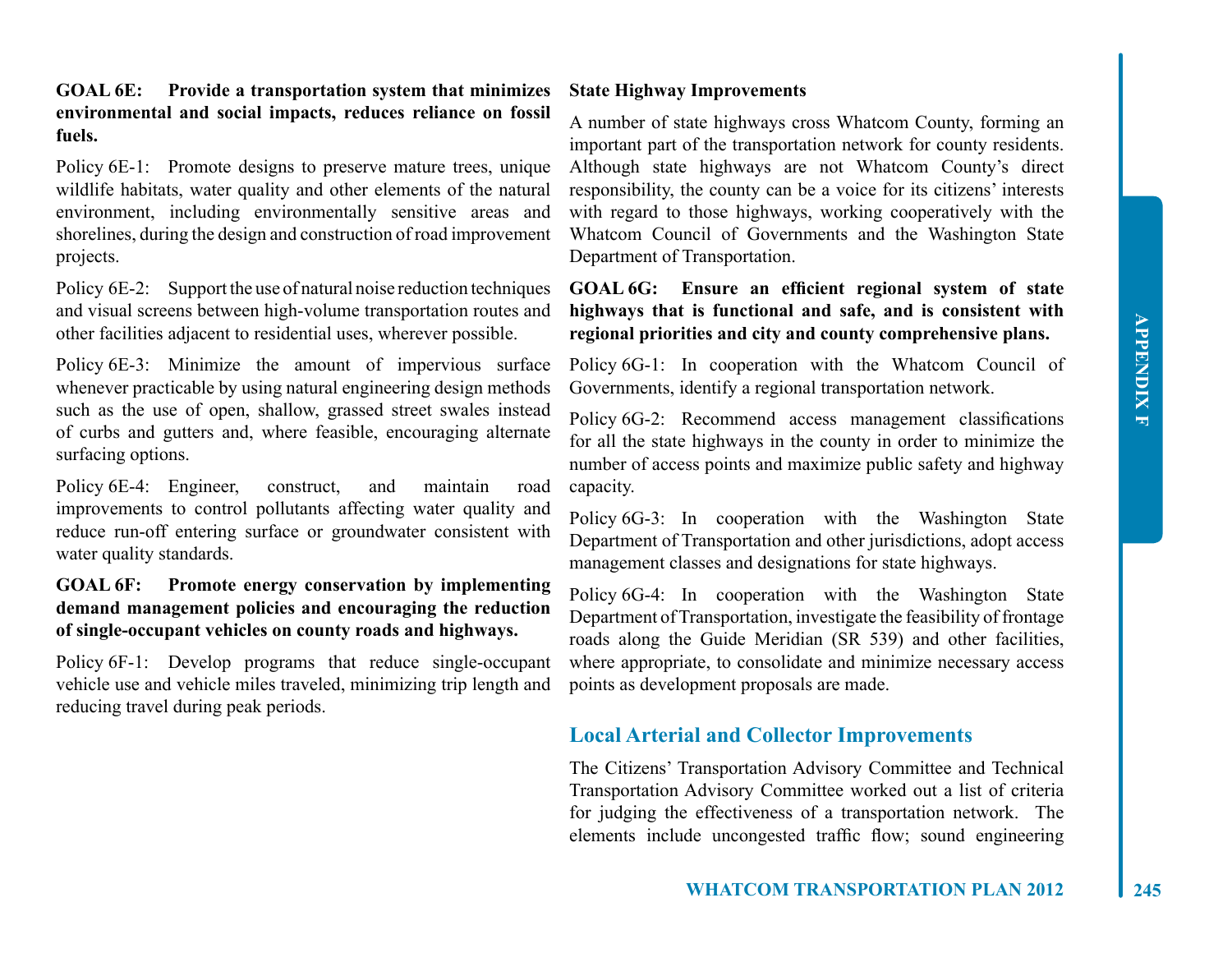**GOAL 6E: Provide a transportation system that minimizes environmental and social impacts, reduces reliance on fossil fuels.**

Policy 6E-1: Promote designs to preserve mature trees, unique wildlife habitats, water quality and other elements of the natural environment, including environmentally sensitive areas and shorelines, during the design and construction of road improvement projects.

Policy 6E-2: Support the use of natural noise reduction techniques and visual screens between high-volume transportation routes and other facilities adjacent to residential uses, wherever possible.

Policy 6E-3: Minimize the amount of impervious surface whenever practicable by using natural engineering design methods such as the use of open, shallow, grassed street swales instead of curbs and gutters and, where feasible, encouraging alternate surfacing options.

Policy 6E-4: Engineer, construct, and maintain road improvements to control pollutants affecting water quality and reduce run-off entering surface or groundwater consistent with water quality standards.

**GOAL 6F: Promote energy conservation by implementing demand management policies and encouraging the reduction of single-occupant vehicles on county roads and highways.**

Policy 6F-1: Develop programs that reduce single-occupant vehicle use and vehicle miles traveled, minimizing trip length and reducing travel during peak periods.

**State Highway Improvements**

A number of state highways cross Whatcom County, forming an important part of the transportation network for county residents. Although state highways are not Whatcom County's direct responsibility, the county can be a voice for its citizens' interests with regard to those highways, working cooperatively with the Whatcom Council of Governments and the Washington State Department of Transportation.

**GOAL 6G: Ensure an efficient regional system of state highways that is functional and safe, and is consistent with regional priorities and city and county comprehensive plans.**

Policy 6G-1: In cooperation with the Whatcom Council of Governments, identify a regional transportation network.

Policy 6G-2: Recommend access management classifications for all the state highways in the county in order to minimize the number of access points and maximize public safety and highway capacity.

Policy 6G-3: In cooperation with the Washington State Department of Transportation and other jurisdictions, adopt access management classes and designations for state highways.

Policy 6G-4: In cooperation with the Washington State Department of Transportation, investigate the feasibility of frontage roads along the Guide Meridian (SR 539) and other facilities, where appropriate, to consolidate and minimize necessary access points as development proposals are made.

## Local Arterial and Collector Improvements

The Citizens' Transportation Advisory Committee and Technical Transportation Advisory Committee worked out a list of criteria for judging the effectiveness of a transportation network. The elements include uncongested traffic flow; sound engineering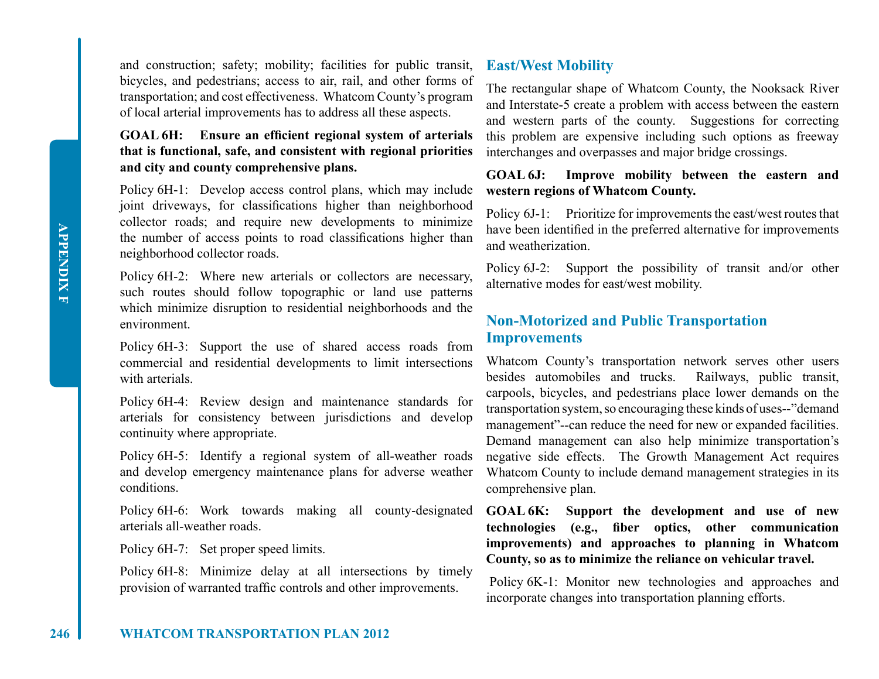and construction; safety; mobility; facilities for public transit, bicycles, and pedestrians; access to air, rail, and other forms of transportation; and cost effectiveness. Whatcom County's program of local arterial improvements has to address all these aspects.

**GOAL 6H: Ensure an efficient regional system of arterials that is functional, safe, and consistent with regional priorities and city and county comprehensive plans.**

Policy 6H-1: Develop access control plans, which may include joint driveways, for classifications higher than neighborhood collector roads; and require new developments to minimize the number of access points to road classifications higher than neighborhood collector roads.

Policy 6H-2: Where new arterials or collectors are necessary, such routes should follow topographic or land use patterns which minimize disruption to residential neighborhoods and the environment.

Policy 6H-3: Support the use of shared access roads from commercial and residential developments to limit intersections with arterials.

Policy 6H-4: Review design and maintenance standards for arterials for consistency between jurisdictions and develop continuity where appropriate.

Policy 6H-5: Identify a regional system of all-weather roads and develop emergency maintenance plans for adverse weather conditions.

Policy 6H-6: Work towards making all county-designated arterials all-weather roads.

Policy 6H-7: Set proper speed limits.

Policy 6H-8: Minimize delay at all intersections by timely provision of warranted traffic controls and other improvements.

## East/West Mobility

The rectangular shape of Whatcom County, the Nooksack River and Interstate-5 create a problem with access between the eastern and western parts of the county. Suggestions for correcting this problem are expensive including such options as freeway interchanges and overpasses and major bridge crossings.

**GOAL 6J: Improve mobility between the eastern and western regions of Whatcom County.**

Policy 6J-1: Prioritize for improvements the east/west routes that have been identified in the preferred alternative for improvements and weatherization.

Policy 6J-2: Support the possibility of transit and/or other alternative modes for east/west mobility.

## Non-Motorized and Public Transportation Improvements

Whatcom County's transportation network serves other users besides automobiles and trucks. Railways, public transit, carpools, bicycles, and pedestrians place lower demands on the transportation system, so encouraging these kinds of uses--"demand management"--can reduce the need for new or expanded facilities. Demand management can also help minimize transportation's negative side effects. The Growth Management Act requires Whatcom County to include demand management strategies in its comprehensive plan.

**GOAL 6K: Support the development and use of new technologies (e.g., fiber optics, other communication improvements) and approaches to planning in Whatcom County, so as to minimize the reliance on vehicular travel.**

Policy 6K-1: Monitor new technologies and approaches and incorporate changes into transportation planning efforts.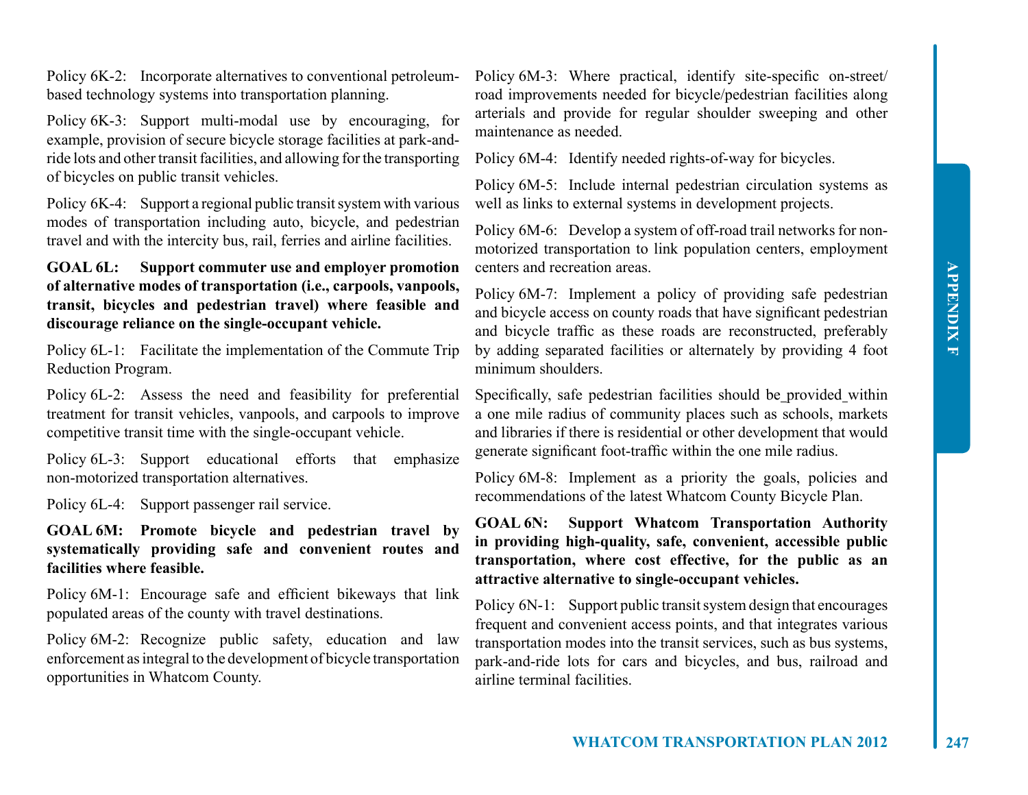Policy 6K-2: Incorporate alternatives to conventional petroleum-based technology systems into transportation planning.

Policy 6K-3: Support multi-modal use by encouraging, for example, provision of secure bicycle storage facilities at park-and-ride lots and other transit facilities, and allowing for the transporting of bicycles on public transit vehicles.

Policy 6K-4: Support a regional public transit system with various modes of transportation including auto, bicycle, and pedestrian travel and with the intercity bus, rail, ferries and airline facilities.

**GOAL 6L: Support commuter use and employer promotion of alternative modes of transportation (i.e., carpools, vanpools, transit, bicycles and pedestrian travel) where feasible and discourage reliance on the single-occupant vehicle.**

Policy 6L-1: Facilitate the implementation of the Commute Trip Reduction Program.

Policy 6L-2: Assess the need and feasibility for preferential treatment for transit vehicles, vanpools, and carpools to improve competitive transit time with the single-occupant vehicle.

Policy 6L-3: Support educational efforts that emphasize non-motorized transportation alternatives.

Policy 6L-4: Support passenger rail service.

**GOAL 6M: Promote bicycle and pedestrian travel by systematically providing safe and convenient routes and facilities where feasible.**

Policy 6M-1: Encourage safe and efficient bikeways that link populated areas of the county with travel destinations.

Policy 6M-2: Recognize public safety, education and law enforcement as integral to the development of bicycle transportation opportunities in Whatcom County.

Policy 6M-3: Where practical, identify site-specific on-street/road improvements needed for bicycle/pedestrian facilities along arterials and provide for regular shoulder sweeping and other maintenance as needed.

Policy 6M-4: Identify needed rights-of-way for bicycles.

Policy 6M-5: Include internal pedestrian circulation systems as well as links to external systems in development projects.

Policy 6M-6: Develop a system of off-road trail networks for non-motorized transportation to link population centers, employment centers and recreation areas.

Policy 6M-7: Implement a policy of providing safe pedestrian and bicycle access on county roads that have significant pedestrian and bicycle traffic as these roads are reconstructed, preferably by adding separated facilities or alternately by providing 4 foot minimum shoulders.

Specifically, safe pedestrian facilities should be_provided_within a one mile radius of community places such as schools, markets and libraries if there is residential or other development that would generate significant foot-traffic within the one mile radius.

Policy 6M-8: Implement as a priority the goals, policies and recommendations of the latest Whatcom County Bicycle Plan.

**GOAL 6N: Support Whatcom Transportation Authority in providing high-quality, safe, convenient, accessible public transportation, where cost effective, for the public as an attractive alternative to single-occupant vehicles.**

Policy 6N-1: Support public transit system design that encourages frequent and convenient access points, and that integrates various transportation modes into the transit services, such as bus systems, park-and-ride lots for cars and bicycles, and bus, railroad and airline terminal facilities.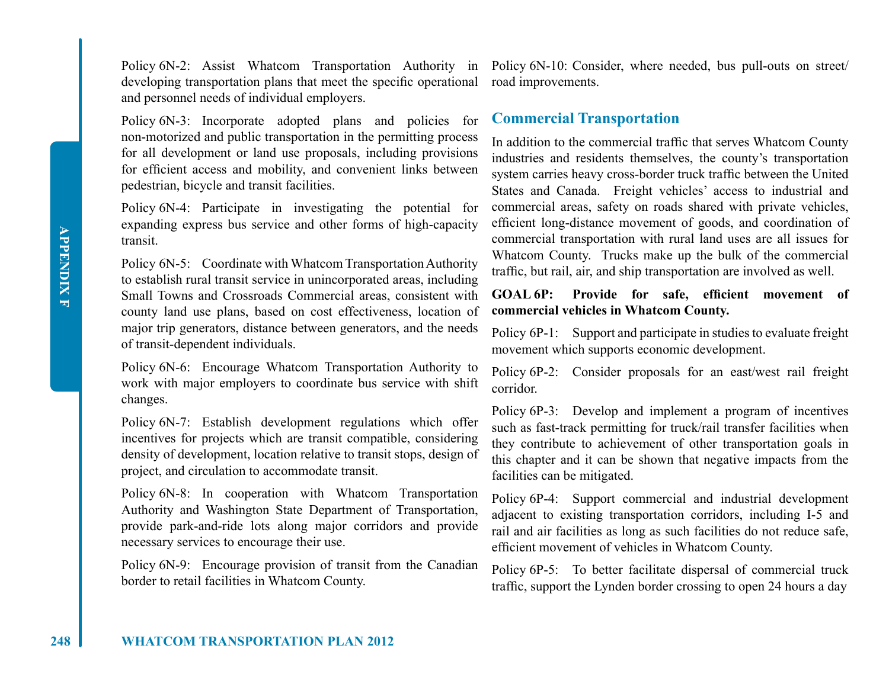Policy 6N-2: Assist Whatcom Transportation Authority in developing transportation plans that meet the specific operational and personnel needs of individual employers.

Policy 6N-3: Incorporate adopted plans and policies for non-motorized and public transportation in the permitting process for all development or land use proposals, including provisions for efficient access and mobility, and convenient links between pedestrian, bicycle and transit facilities.

Policy 6N-4: Participate in investigating the potential for expanding express bus service and other forms of high-capacity transit.

Policy 6N-5: Coordinate with Whatcom Transportation Authority to establish rural transit service in unincorporated areas, including Small Towns and Crossroads Commercial areas, consistent with county land use plans, based on cost effectiveness, location of major trip generators, distance between generators, and the needs of transit-dependent individuals.

Policy 6N-6: Encourage Whatcom Transportation Authority to work with major employers to coordinate bus service with shift changes.

Policy 6N-7: Establish development regulations which offer incentives for projects which are transit compatible, considering density of development, location relative to transit stops, design of project, and circulation to accommodate transit.

Policy 6N-8: In cooperation with Whatcom Transportation Authority and Washington State Department of Transportation, provide park-and-ride lots along major corridors and provide necessary services to encourage their use.

Policy 6N-9: Encourage provision of transit from the Canadian border to retail facilities in Whatcom County.

Policy 6N-10: Consider, where needed, bus pull-outs on street/road improvements.

## Commercial Transportation

In addition to the commercial traffic that serves Whatcom County industries and residents themselves, the county's transportation system carries heavy cross-border truck traffic between the United States and Canada. Freight vehicles' access to industrial and commercial areas, safety on roads shared with private vehicles, efficient long-distance movement of goods, and coordination of commercial transportation with rural land uses are all issues for Whatcom County. Trucks make up the bulk of the commercial traffic, but rail, air, and ship transportation are involved as well.

**GOAL 6P: Provide for safe, efficient movement of commercial vehicles in Whatcom County.**

Policy 6P-1: Support and participate in studies to evaluate freight movement which supports economic development.

Policy 6P-2: Consider proposals for an east/west rail freight corridor.

Policy 6P-3: Develop and implement a program of incentives such as fast-track permitting for truck/rail transfer facilities when they contribute to achievement of other transportation goals in this chapter and it can be shown that negative impacts from the facilities can be mitigated.

Policy 6P-4: Support commercial and industrial development adjacent to existing transportation corridors, including I-5 and rail and air facilities as long as such facilities do not reduce safe, efficient movement of vehicles in Whatcom County.

Policy 6P-5: To better facilitate dispersal of commercial truck traffic, support the Lynden border crossing to open 24 hours a day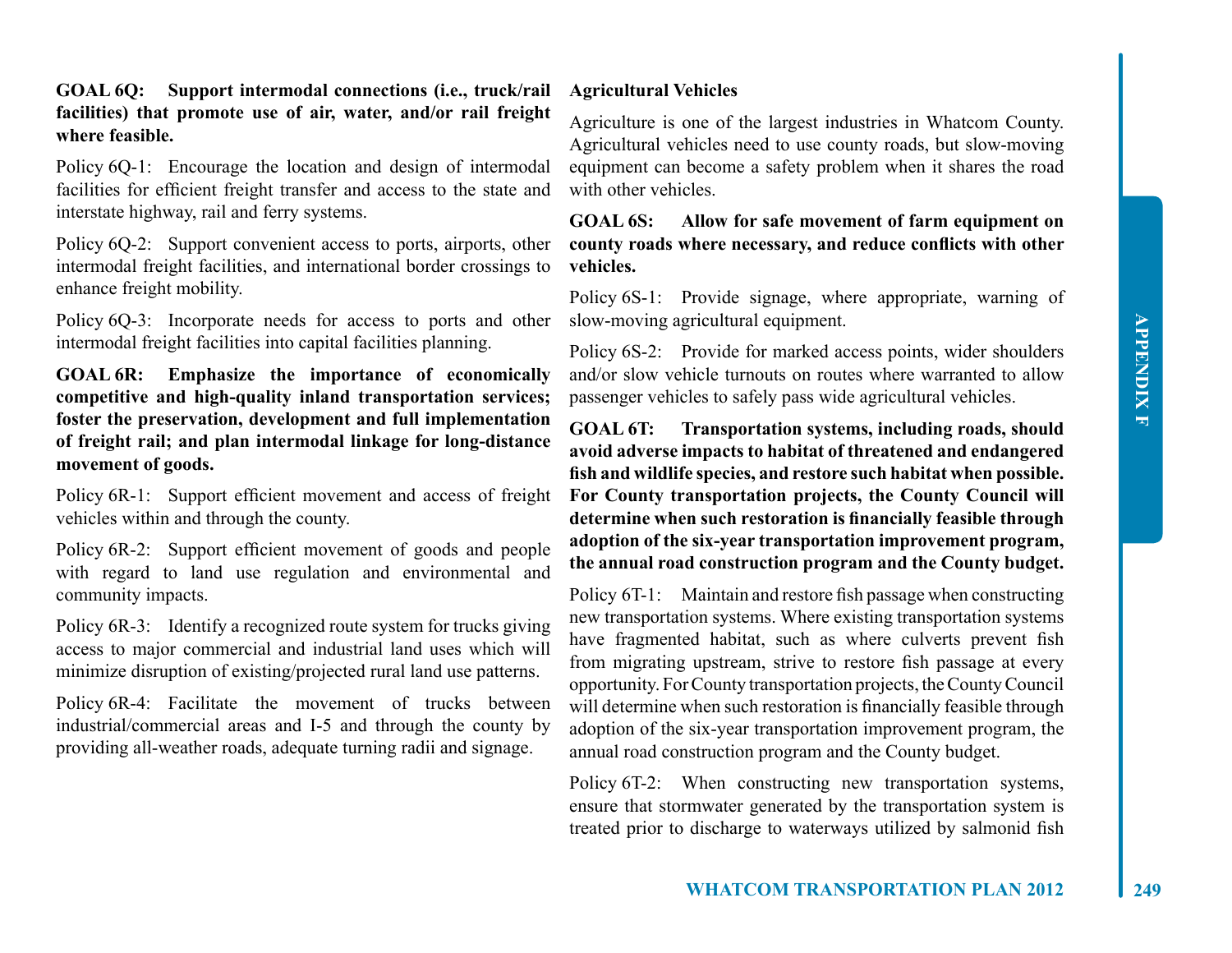**GOAL 6Q: Support intermodal connections (i.e., truck/rail facilities) that promote use of air, water, and/or rail freight where feasible.**

Policy 6Q-1: Encourage the location and design of intermodal facilities for efficient freight transfer and access to the state and interstate highway, rail and ferry systems.

Policy 6Q-2: Support convenient access to ports, airports, other intermodal freight facilities, and international border crossings to enhance freight mobility.

Policy 6Q-3: Incorporate needs for access to ports and other intermodal freight facilities into capital facilities planning.

**GOAL 6R: Emphasize the importance of economically competitive and high-quality inland transportation services; foster the preservation, development and full implementation of freight rail; and plan intermodal linkage for long-distance movement of goods.**

Policy 6R-1: Support efficient movement and access of freight vehicles within and through the county.

Policy 6R-2: Support efficient movement of goods and people with regard to land use regulation and environmental and community impacts.

Policy 6R-3: Identify a recognized route system for trucks giving access to major commercial and industrial land uses which will minimize disruption of existing/projected rural land use patterns.

Policy 6R-4: Facilitate the movement of trucks between industrial/commercial areas and I-5 and through the county by providing all-weather roads, adequate turning radii and signage.

**Agricultural Vehicles**

Agriculture is one of the largest industries in Whatcom County. Agricultural vehicles need to use county roads, but slow-moving equipment can become a safety problem when it shares the road with other vehicles.

**GOAL 6S: Allow for safe movement of farm equipment on county roads where necessary, and reduce conflicts with other vehicles.**

Policy 6S-1: Provide signage, where appropriate, warning of slow-moving agricultural equipment.

Policy 6S-2: Provide for marked access points, wider shoulders and/or slow vehicle turnouts on routes where warranted to allow passenger vehicles to safely pass wide agricultural vehicles.

**GOAL 6T: Transportation systems, including roads, should avoid adverse impacts to habitat of threatened and endangered fish and wildlife species, and restore such habitat when possible. For County transportation projects, the County Council will determine when such restoration is financially feasible through adoption of the six-year transportation improvement program, the annual road construction program and the County budget.**

Policy 6T-1: Maintain and restore fish passage when constructing new transportation systems. Where existing transportation systems have fragmented habitat, such as where culverts prevent fish from migrating upstream, strive to restore fish passage at every opportunity. For County transportation projects, the County Council will determine when such restoration is financially feasible through adoption of the six-year transportation improvement program, the annual road construction program and the County budget.

Policy 6T-2: When constructing new transportation systems, ensure that stormwater generated by the transportation system is treated prior to discharge to waterways utilized by salmonid fish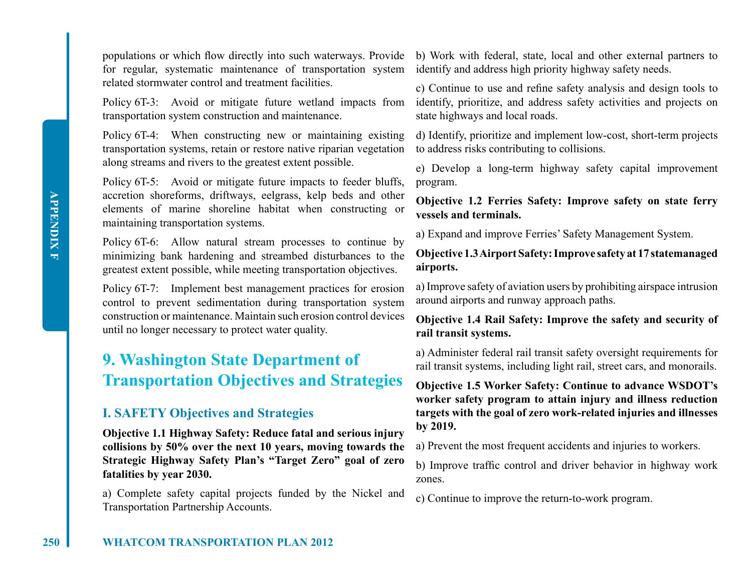populations or which flow directly into such waterways. Provide for regular, systematic maintenance of transportation system related stormwater control and treatment facilities.

Policy 6T-3: Avoid or mitigate future wetland impacts from transportation system construction and maintenance.

Policy 6T-4: When constructing new or maintaining existing transportation systems, retain or restore native riparian vegetation along streams and rivers to the greatest extent possible.

Policy 6T-5: Avoid or mitigate future impacts to feeder bluffs, accretion shoreforms, driftways, eelgrass, kelp beds and other elements of marine shoreline habitat when constructing or maintaining transportation systems.

Policy 6T-6: Allow natural stream processes to continue by minimizing bank hardening and streambed disturbances to the greatest extent possible, while meeting transportation objectives.

Policy 6T-7: Implement best management practices for erosion control to prevent sedimentation during transportation system construction or maintenance. Maintain such erosion control devices until no longer necessary to protect water quality.

## 9. Washington State Department of Transportation Objectives and Strategies

### I. SAFETY Objectives and Strategies

**Objective 1.1 Highway Safety: Reduce fatal and serious injury collisions by 50% over the next 10 years, moving towards the Strategic Highway Safety Plan's "Target Zero" goal of zero fatalities by year 2030.**

a) Complete safety capital projects funded by the Nickel and Transportation Partnership Accounts.

b) Work with federal, state, local and other external partners to identify and address high priority highway safety needs.

c) Continue to use and refine safety analysis and design tools to identify, prioritize, and address safety activities and projects on state highways and local roads.

d) Identify, prioritize and implement low-cost, short-term projects to address risks contributing to collisions.

e) Develop a long-term highway safety capital improvement program.

**Objective 1.2 Ferries Safety: Improve safety on state ferry vessels and terminals.**

a) Expand and improve Ferries' Safety Management System.

**Objective 1.3 Airport Safety: Improve safety at 17 statemanaged airports.**

a) Improve safety of aviation users by prohibiting airspace intrusion around airports and runway approach paths.

**Objective 1.4 Rail Safety: Improve the safety and security of rail transit systems.**

a) Administer federal rail transit safety oversight requirements for rail transit systems, including light rail, street cars, and monorails.

**Objective 1.5 Worker Safety: Continue to advance WSDOT's worker safety program to attain injury and illness reduction targets with the goal of zero work-related injuries and illnesses by 2019.**

a) Prevent the most frequent accidents and injuries to workers.

b) Improve traffic control and driver behavior in highway work zones.

c) Continue to improve the return-to-work program.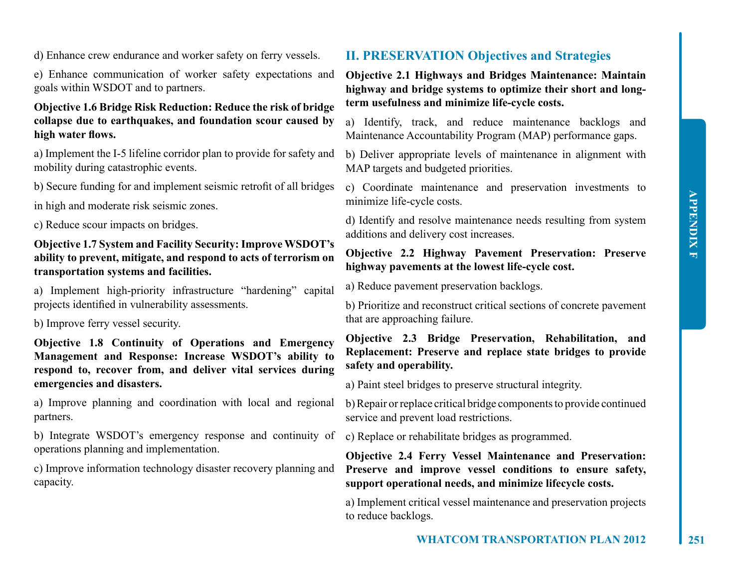d) Enhance crew endurance and worker safety on ferry vessels.

e) Enhance communication of worker safety expectations and goals within WSDOT and to partners.

**Objective 1.6 Bridge Risk Reduction: Reduce the risk of bridge collapse due to earthquakes, and foundation scour caused by high water flows.**

a) Implement the I-5 lifeline corridor plan to provide for safety and mobility during catastrophic events.

b) Secure funding for and implement seismic retrofit of all bridges in high and moderate risk seismic zones.

c) Reduce scour impacts on bridges.

**Objective 1.7 System and Facility Security: Improve WSDOT's ability to prevent, mitigate, and respond to acts of terrorism on transportation systems and facilities.**

a) Implement high-priority infrastructure "hardening" capital projects identified in vulnerability assessments.

b) Improve ferry vessel security.

**Objective 1.8 Continuity of Operations and Emergency Management and Response: Increase WSDOT's ability to respond to, recover from, and deliver vital services during emergencies and disasters.**

a) Improve planning and coordination with local and regional partners.

b) Integrate WSDOT's emergency response and continuity of operations planning and implementation.

c) Improve information technology disaster recovery planning and capacity.

## II. PRESERVATION Objectives and Strategies

**Objective 2.1 Highways and Bridges Maintenance: Maintain highway and bridge systems to optimize their short and long-term usefulness and minimize life-cycle costs.**

a) Identify, track, and reduce maintenance backlogs and Maintenance Accountability Program (MAP) performance gaps.

b) Deliver appropriate levels of maintenance in alignment with MAP targets and budgeted priorities.

c) Coordinate maintenance and preservation investments to minimize life-cycle costs.

d) Identify and resolve maintenance needs resulting from system additions and delivery cost increases.

**Objective 2.2 Highway Pavement Preservation: Preserve highway pavements at the lowest life-cycle cost.**

a) Reduce pavement preservation backlogs.

b) Prioritize and reconstruct critical sections of concrete pavement that are approaching failure.

**Objective 2.3 Bridge Preservation, Rehabilitation, and Replacement: Preserve and replace state bridges to provide safety and operability.**

a) Paint steel bridges to preserve structural integrity.

b) Repair or replace critical bridge components to provide continued service and prevent load restrictions.

c) Replace or rehabilitate bridges as programmed.

**Objective 2.4 Ferry Vessel Maintenance and Preservation: Preserve and improve vessel conditions to ensure safety, support operational needs, and minimize lifecycle costs.**

a) Implement critical vessel maintenance and preservation projects to reduce backlogs.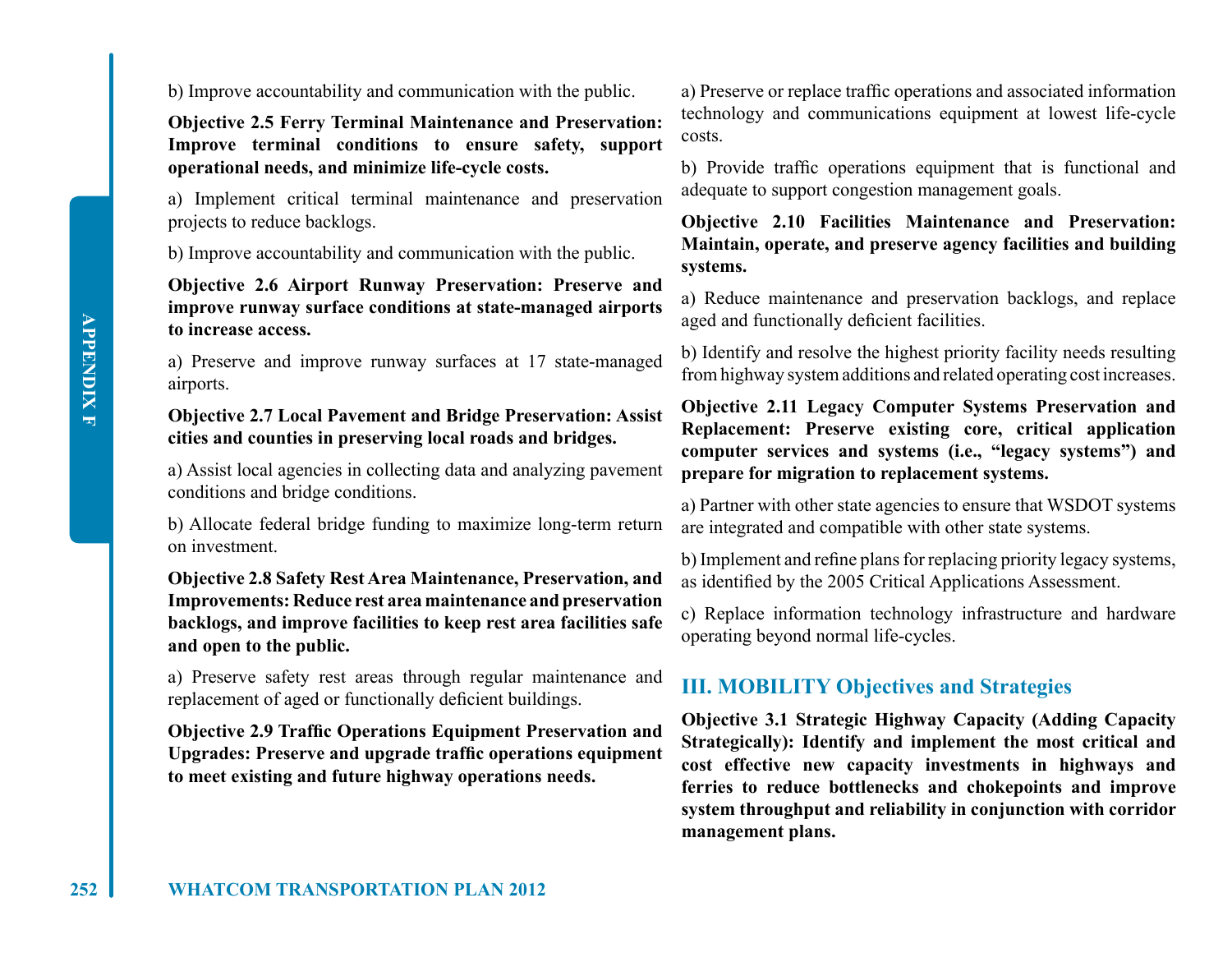b) Improve accountability and communication with the public.

**Objective 2.5 Ferry Terminal Maintenance and Preservation: Improve terminal conditions to ensure safety, support operational needs, and minimize life-cycle costs.**

a) Implement critical terminal maintenance and preservation projects to reduce backlogs.

b) Improve accountability and communication with the public.

**Objective 2.6 Airport Runway Preservation: Preserve and improve runway surface conditions at state-managed airports to increase access.**

a) Preserve and improve runway surfaces at 17 state-managed airports.

**Objective 2.7 Local Pavement and Bridge Preservation: Assist cities and counties in preserving local roads and bridges.**

a) Assist local agencies in collecting data and analyzing pavement conditions and bridge conditions.

b) Allocate federal bridge funding to maximize long-term return on investment.

**Objective 2.8 Safety Rest Area Maintenance, Preservation, and Improvements: Reduce rest area maintenance and preservation backlogs, and improve facilities to keep rest area facilities safe and open to the public.**

a) Preserve safety rest areas through regular maintenance and replacement of aged or functionally deficient buildings.

**Objective 2.9 Traffic Operations Equipment Preservation and Upgrades: Preserve and upgrade traffic operations equipment to meet existing and future highway operations needs.**

a) Preserve or replace traffic operations and associated information technology and communications equipment at lowest life-cycle costs.

b) Provide traffic operations equipment that is functional and adequate to support congestion management goals.

**Objective 2.10 Facilities Maintenance and Preservation: Maintain, operate, and preserve agency facilities and building systems.**

a) Reduce maintenance and preservation backlogs, and replace aged and functionally deficient facilities.

b) Identify and resolve the highest priority facility needs resulting from highway system additions and related operating cost increases.

**Objective 2.11 Legacy Computer Systems Preservation and Replacement: Preserve existing core, critical application computer services and systems (i.e., "legacy systems") and prepare for migration to replacement systems.**

a) Partner with other state agencies to ensure that WSDOT systems are integrated and compatible with other state systems.

b) Implement and refine plans for replacing priority legacy systems, as identified by the 2005 Critical Applications Assessment.

c) Replace information technology infrastructure and hardware operating beyond normal life-cycles.

## III. MOBILITY Objectives and Strategies

**Objective 3.1 Strategic Highway Capacity (Adding Capacity Strategically): Identify and implement the most critical and cost effective new capacity investments in highways and ferries to reduce bottlenecks and chokepoints and improve system throughput and reliability in conjunction with corridor management plans.**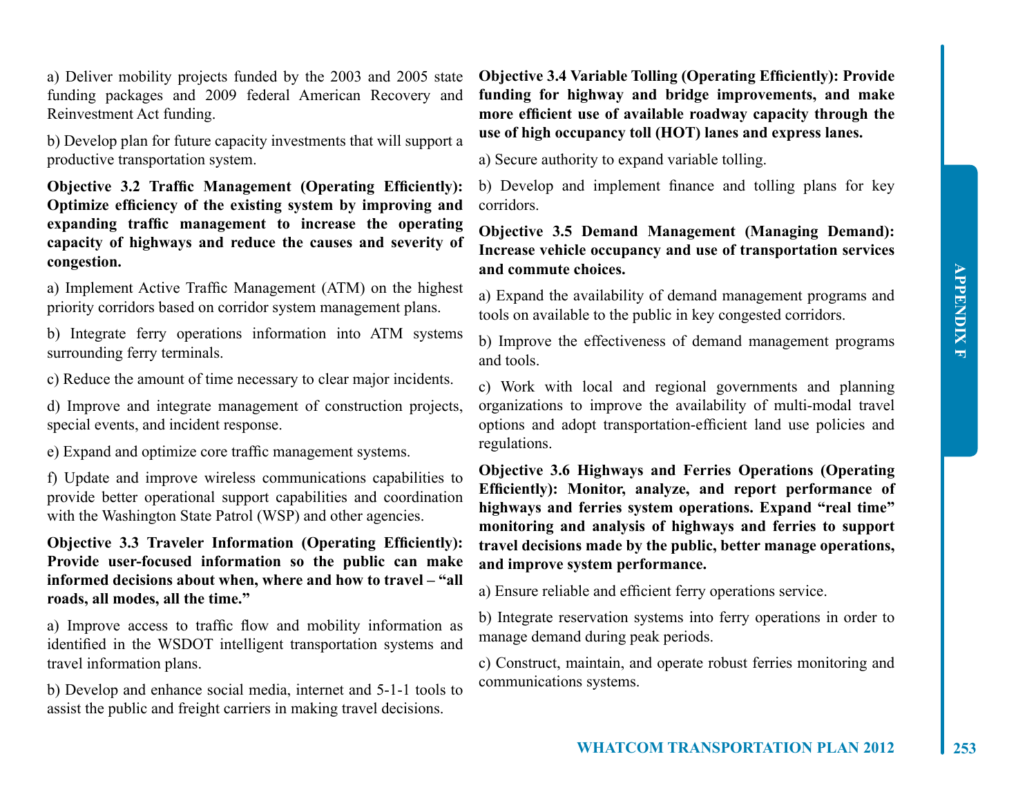a) Deliver mobility projects funded by the 2003 and 2005 state funding packages and 2009 federal American Recovery and Reinvestment Act funding.

b) Develop plan for future capacity investments that will support a productive transportation system.

**Objective 3.2 Traffic Management (Operating Efficiently): Optimize efficiency of the existing system by improving and expanding traffic management to increase the operating capacity of highways and reduce the causes and severity of congestion.**

a) Implement Active Traffic Management (ATM) on the highest priority corridors based on corridor system management plans.

b) Integrate ferry operations information into ATM systems surrounding ferry terminals.

c) Reduce the amount of time necessary to clear major incidents.

d) Improve and integrate management of construction projects, special events, and incident response.

e) Expand and optimize core traffic management systems.

f) Update and improve wireless communications capabilities to provide better operational support capabilities and coordination with the Washington State Patrol (WSP) and other agencies.

**Objective 3.3 Traveler Information (Operating Efficiently): Provide user-focused information so the public can make informed decisions about when, where and how to travel – "all roads, all modes, all the time."**

a) Improve access to traffic flow and mobility information as identified in the WSDOT intelligent transportation systems and travel information plans.

b) Develop and enhance social media, internet and 5-1-1 tools to assist the public and freight carriers in making travel decisions.

**Objective 3.4 Variable Tolling (Operating Efficiently): Provide funding for highway and bridge improvements, and make more efficient use of available roadway capacity through the use of high occupancy toll (HOT) lanes and express lanes.**

a) Secure authority to expand variable tolling.

b) Develop and implement finance and tolling plans for key corridors.

**Objective 3.5 Demand Management (Managing Demand): Increase vehicle occupancy and use of transportation services and commute choices.**

a) Expand the availability of demand management programs and tools on available to the public in key congested corridors.

b) Improve the effectiveness of demand management programs and tools.

c) Work with local and regional governments and planning organizations to improve the availability of multi-modal travel options and adopt transportation-efficient land use policies and regulations.

**Objective 3.6 Highways and Ferries Operations (Operating Efficiently): Monitor, analyze, and report performance of highways and ferries system operations. Expand "real time" monitoring and analysis of highways and ferries to support travel decisions made by the public, better manage operations, and improve system performance.**

a) Ensure reliable and efficient ferry operations service.

b) Integrate reservation systems into ferry operations in order to manage demand during peak periods.

c) Construct, maintain, and operate robust ferries monitoring and communications systems.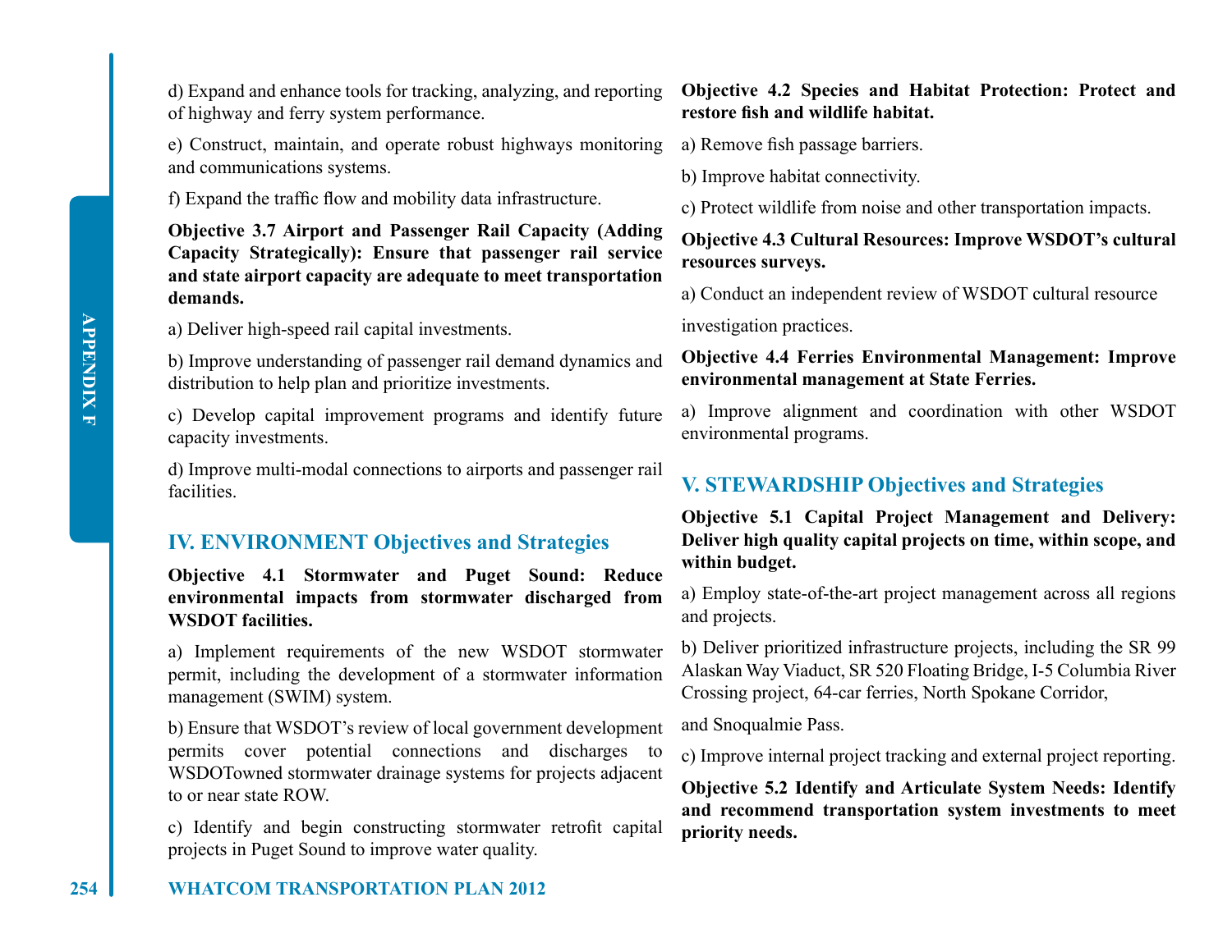d) Expand and enhance tools for tracking, analyzing, and reporting of highway and ferry system performance.

e) Construct, maintain, and operate robust highways monitoring and communications systems.

f) Expand the traffic flow and mobility data infrastructure.

**Objective 3.7 Airport and Passenger Rail Capacity (Adding Capacity Strategically): Ensure that passenger rail service and state airport capacity are adequate to meet transportation demands.**

a) Deliver high-speed rail capital investments.

b) Improve understanding of passenger rail demand dynamics and distribution to help plan and prioritize investments.

c) Develop capital improvement programs and identify future capacity investments.

d) Improve multi-modal connections to airports and passenger rail facilities.

## IV. ENVIRONMENT Objectives and Strategies

**Objective 4.1 Stormwater and Puget Sound: Reduce environmental impacts from stormwater discharged from WSDOT facilities.**

a) Implement requirements of the new WSDOT stormwater permit, including the development of a stormwater information management (SWIM) system.

b) Ensure that WSDOT's review of local government development permits cover potential connections and discharges to WSDOTowned stormwater drainage systems for projects adjacent to or near state ROW.

c) Identify and begin constructing stormwater retrofit capital projects in Puget Sound to improve water quality.

**Objective 4.2 Species and Habitat Protection: Protect and restore fish and wildlife habitat.**

a) Remove fish passage barriers.

b) Improve habitat connectivity.

c) Protect wildlife from noise and other transportation impacts.

**Objective 4.3 Cultural Resources: Improve WSDOT's cultural resources surveys.**

a) Conduct an independent review of WSDOT cultural resource investigation practices.

**Objective 4.4 Ferries Environmental Management: Improve environmental management at State Ferries.**

a) Improve alignment and coordination with other WSDOT environmental programs.

## V. STEWARDSHIP Objectives and Strategies

**Objective 5.1 Capital Project Management and Delivery: Deliver high quality capital projects on time, within scope, and within budget.**

a) Employ state-of-the-art project management across all regions and projects.

b) Deliver prioritized infrastructure projects, including the SR 99 Alaskan Way Viaduct, SR 520 Floating Bridge, I-5 Columbia River Crossing project, 64-car ferries, North Spokane Corridor, and Snoqualmie Pass.

c) Improve internal project tracking and external project reporting.

**Objective 5.2 Identify and Articulate System Needs: Identify and recommend transportation system investments to meet priority needs.**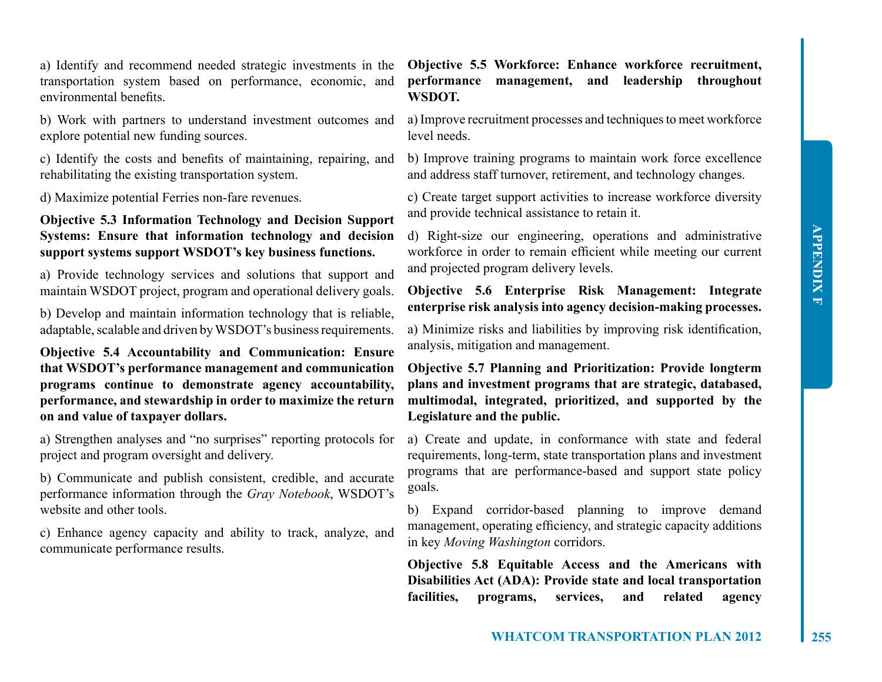a) Identify and recommend needed strategic investments in the transportation system based on performance, economic, and environmental benefits.

b) Work with partners to understand investment outcomes and explore potential new funding sources.

c) Identify the costs and benefits of maintaining, repairing, and rehabilitating the existing transportation system.

d) Maximize potential Ferries non-fare revenues.

**Objective 5.3 Information Technology and Decision Support Systems: Ensure that information technology and decision support systems support WSDOT's key business functions.**

a) Provide technology services and solutions that support and maintain WSDOT project, program and operational delivery goals.

b) Develop and maintain information technology that is reliable, adaptable, scalable and driven by WSDOT's business requirements.

**Objective 5.4 Accountability and Communication: Ensure that WSDOT's performance management and communication programs continue to demonstrate agency accountability, performance, and stewardship in order to maximize the return on and value of taxpayer dollars.**

a) Strengthen analyses and "no surprises" reporting protocols for project and program oversight and delivery.

b) Communicate and publish consistent, credible, and accurate performance information through the *Gray Notebook*, WSDOT's website and other tools.

c) Enhance agency capacity and ability to track, analyze, and communicate performance results.

**Objective 5.5 Workforce: Enhance workforce recruitment, performance management, and leadership throughout WSDOT.**

a) Improve recruitment processes and techniques to meet workforce level needs.

b) Improve training programs to maintain work force excellence and address staff turnover, retirement, and technology changes.

c) Create target support activities to increase workforce diversity and provide technical assistance to retain it.

d) Right-size our engineering, operations and administrative workforce in order to remain efficient while meeting our current and projected program delivery levels.

**Objective 5.6 Enterprise Risk Management: Integrate enterprise risk analysis into agency decision-making processes.**

a) Minimize risks and liabilities by improving risk identification, analysis, mitigation and management.

**Objective 5.7 Planning and Prioritization: Provide longterm plans and investment programs that are strategic, databased, multimodal, integrated, prioritized, and supported by the Legislature and the public.**

a) Create and update, in conformance with state and federal requirements, long-term, state transportation plans and investment programs that are performance-based and support state policy goals.

b) Expand corridor-based planning to improve demand management, operating efficiency, and strategic capacity additions in key *Moving Washington* corridors.

**Objective 5.8 Equitable Access and the Americans with Disabilities Act (ADA): Provide state and local transportation facilities, programs, services, and related agency**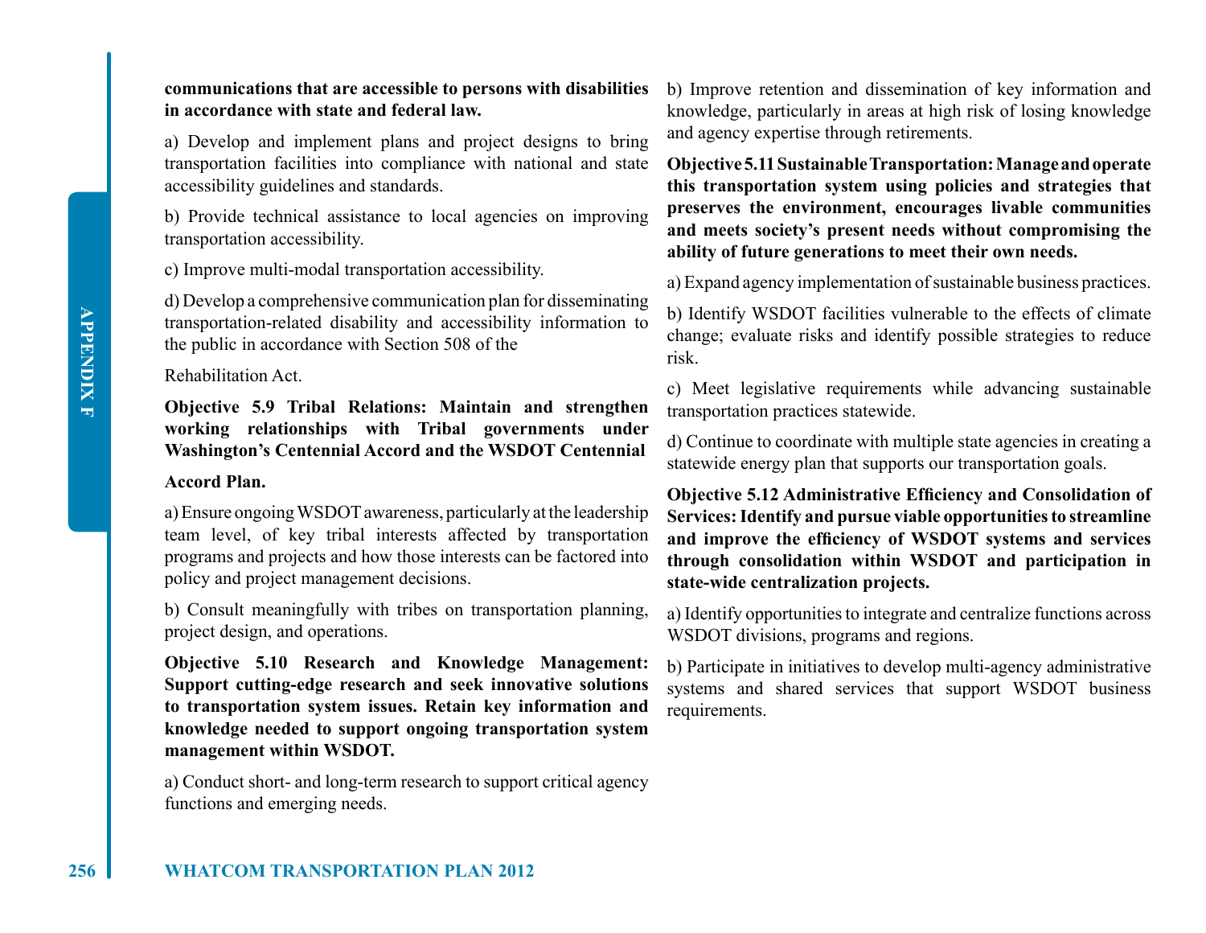**communications that are accessible to persons with disabilities in accordance with state and federal law.**

a) Develop and implement plans and project designs to bring transportation facilities into compliance with national and state accessibility guidelines and standards.

b) Provide technical assistance to local agencies on improving transportation accessibility.

c) Improve multi-modal transportation accessibility.

d) Develop a comprehensive communication plan for disseminating transportation-related disability and accessibility information to the public in accordance with Section 508 of the Rehabilitation Act.

**Objective 5.9 Tribal Relations: Maintain and strengthen working relationships with Tribal governments under Washington's Centennial Accord and the WSDOT Centennial Accord Plan.**

a) Ensure ongoing WSDOT awareness, particularly at the leadership team level, of key tribal interests affected by transportation programs and projects and how those interests can be factored into policy and project management decisions.

b) Consult meaningfully with tribes on transportation planning, project design, and operations.

**Objective 5.10 Research and Knowledge Management: Support cutting-edge research and seek innovative solutions to transportation system issues. Retain key information and knowledge needed to support ongoing transportation system management within WSDOT.**

a) Conduct short- and long-term research to support critical agency functions and emerging needs.

b) Improve retention and dissemination of key information and knowledge, particularly in areas at high risk of losing knowledge and agency expertise through retirements.

**Objective 5.11 Sustainable Transportation: Manage and operate this transportation system using policies and strategies that preserves the environment, encourages livable communities and meets society's present needs without compromising the ability of future generations to meet their own needs.**

a) Expand agency implementation of sustainable business practices.

b) Identify WSDOT facilities vulnerable to the effects of climate change; evaluate risks and identify possible strategies to reduce risk.

c) Meet legislative requirements while advancing sustainable transportation practices statewide.

d) Continue to coordinate with multiple state agencies in creating a statewide energy plan that supports our transportation goals.

**Objective 5.12 Administrative Efficiency and Consolidation of Services: Identify and pursue viable opportunities to streamline and improve the efficiency of WSDOT systems and services through consolidation within WSDOT and participation in state-wide centralization projects.**

a) Identify opportunities to integrate and centralize functions across WSDOT divisions, programs and regions.

b) Participate in initiatives to develop multi-agency administrative systems and shared services that support WSDOT business requirements.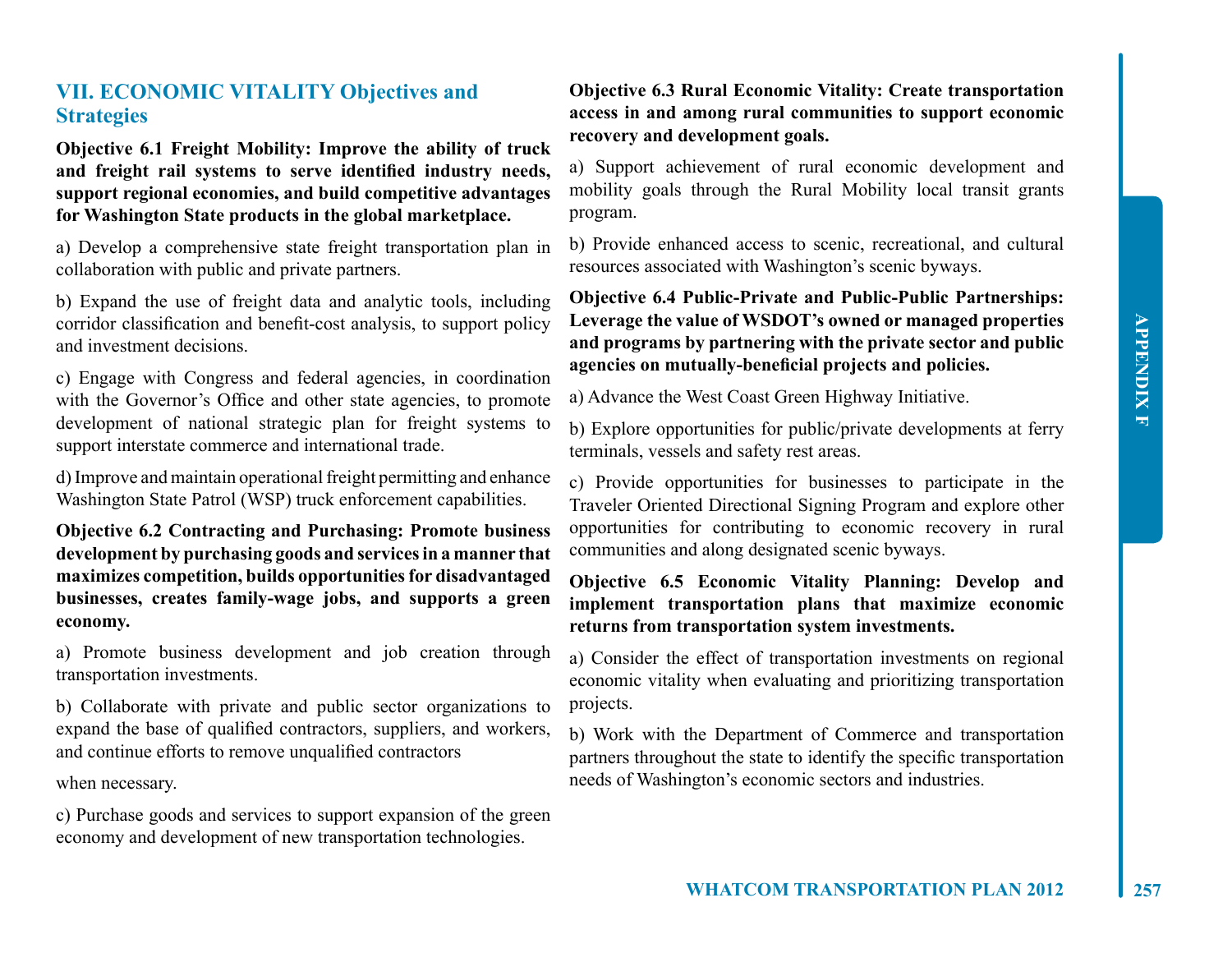## VII. ECONOMIC VITALITY Objectives and Strategies

**Objective 6.1 Freight Mobility: Improve the ability of truck and freight rail systems to serve identified industry needs, support regional economies, and build competitive advantages for Washington State products in the global marketplace.**

a) Develop a comprehensive state freight transportation plan in collaboration with public and private partners.

b) Expand the use of freight data and analytic tools, including corridor classification and benefit-cost analysis, to support policy and investment decisions.

c) Engage with Congress and federal agencies, in coordination with the Governor's Office and other state agencies, to promote development of national strategic plan for freight systems to support interstate commerce and international trade.

d) Improve and maintain operational freight permitting and enhance Washington State Patrol (WSP) truck enforcement capabilities.

**Objective 6.2 Contracting and Purchasing: Promote business development by purchasing goods and services in a manner that maximizes competition, builds opportunities for disadvantaged businesses, creates family-wage jobs, and supports a green economy.**

a) Promote business development and job creation through transportation investments.

b) Collaborate with private and public sector organizations to expand the base of qualified contractors, suppliers, and workers, and continue efforts to remove unqualified contractors

when necessary.

c) Purchase goods and services to support expansion of the green economy and development of new transportation technologies.

**Objective 6.3 Rural Economic Vitality: Create transportation access in and among rural communities to support economic recovery and development goals.**

a) Support achievement of rural economic development and mobility goals through the Rural Mobility local transit grants program.

b) Provide enhanced access to scenic, recreational, and cultural resources associated with Washington's scenic byways.

**Objective 6.4 Public-Private and Public-Public Partnerships: Leverage the value of WSDOT's owned or managed properties and programs by partnering with the private sector and public agencies on mutually-beneficial projects and policies.**

a) Advance the West Coast Green Highway Initiative.

b) Explore opportunities for public/private developments at ferry terminals, vessels and safety rest areas.

c) Provide opportunities for businesses to participate in the Traveler Oriented Directional Signing Program and explore other opportunities for contributing to economic recovery in rural communities and along designated scenic byways.

**Objective 6.5 Economic Vitality Planning: Develop and implement transportation plans that maximize economic returns from transportation system investments.**

a) Consider the effect of transportation investments on regional economic vitality when evaluating and prioritizing transportation projects.

b) Work with the Department of Commerce and transportation partners throughout the state to identify the specific transportation needs of Washington's economic sectors and industries.